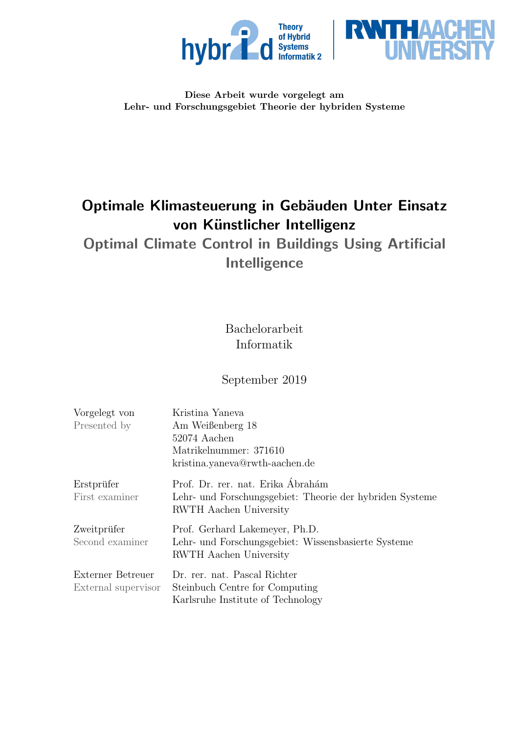**Diese Arbeit wurde vorgelegt am**
**Lehr- und Forschungsgebiet Theorie der hybriden Systeme**

# Optimale Klimasteuerung in Gebäuden Unter Einsatz von Künstlicher Intelligenz

## Optimal Climate Control in Buildings Using Artificial Intelligence

Bachelorarbeit
Informatik

September 2019

| | |
|---|---|
| Vorgelegt von<br>Presented by | Kristina Yaneva<br>Am Weißenberg 18<br>52074 Aachen<br>Matrikelnummer: 371610<br>kristina.yaneva@rwth-aachen.de |
| Erstprüfer<br>First examiner | Prof. Dr. rer. nat. Erika Ábrahám<br>Lehr- und Forschungsgebiet: Theorie der hybriden Systeme<br>RWTH Aachen University |
| Zweitprüfer<br>Second examiner | Prof. Gerhard Lakemeyer, Ph.D.<br>Lehr- und Forschungsgebiet: Wissensbasierte Systeme<br>RWTH Aachen University |
| Externer Betreuer<br>External supervisor | Dr. rer. nat. Pascal Richter<br>Steinbuch Centre for Computing<br>Karlsruhe Institute of Technology |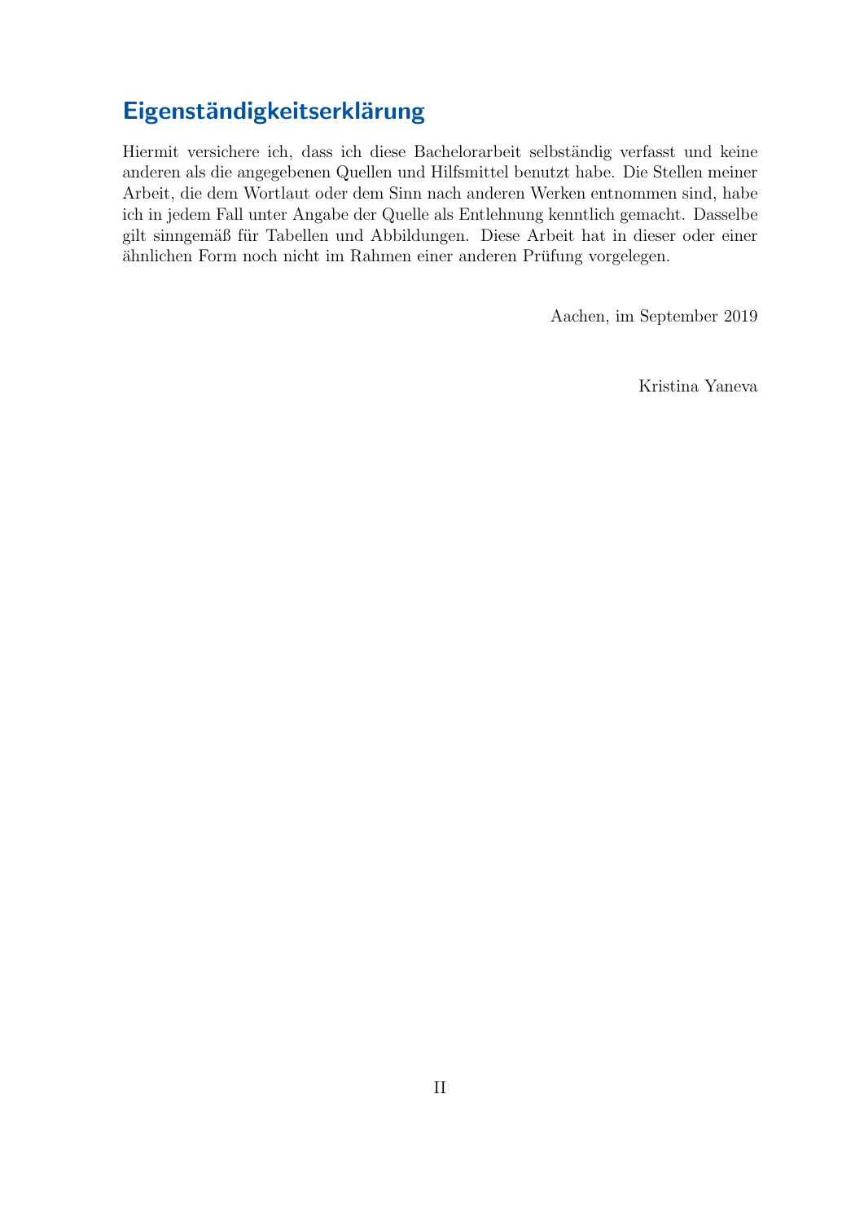# Eigenständigkeitserklärung

Hiermit versichere ich, dass ich diese Bachelorarbeit selbständig verfasst und keine anderen als die angegebenen Quellen und Hilfsmittel benutzt habe. Die Stellen meiner Arbeit, die dem Wortlaut oder dem Sinn nach anderen Werken entnommen sind, habe ich in jedem Fall unter Angabe der Quelle als Entlehnung kenntlich gemacht. Dasselbe gilt sinngemäß für Tabellen und Abbildungen. Diese Arbeit hat in dieser oder einer ähnlichen Form noch nicht im Rahmen einer anderen Prüfung vorgelegen.

Aachen, im September 2019

Kristina Yaneva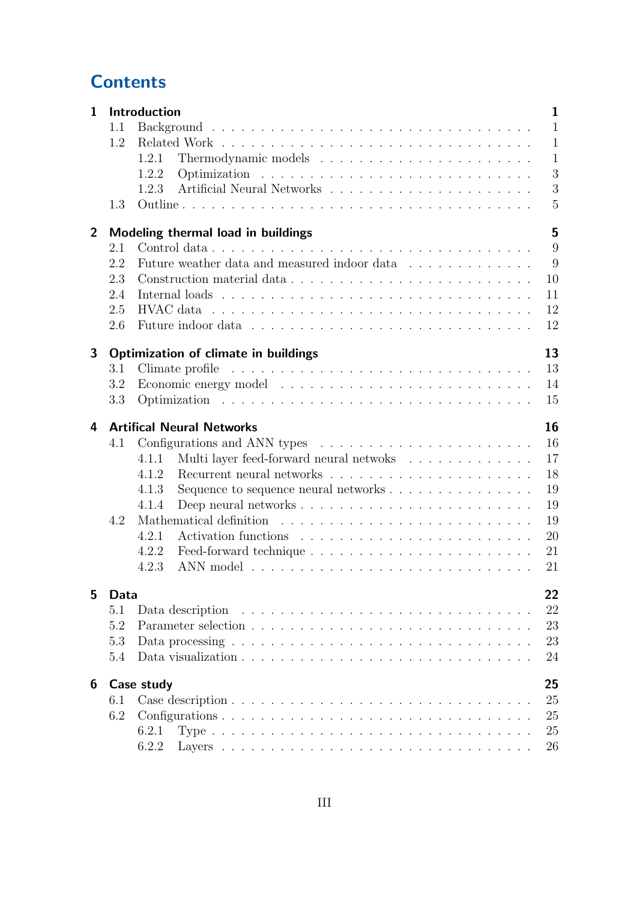# Contents

**1 Introduction** — **1**
- 1.1 Background — 1
- 1.2 Related Work — 1
  - 1.2.1 Thermodynamic models — 1
  - 1.2.2 Optimization — 3
  - 1.2.3 Artificial Neural Networks — 3
- 1.3 Outline — 5

**2 Modeling thermal load in buildings** — **5**
- 2.1 Control data — 9
- 2.2 Future weather data and measured indoor data — 9
- 2.3 Construction material data — 10
- 2.4 Internal loads — 11
- 2.5 HVAC data — 12
- 2.6 Future indoor data — 12

**3 Optimization of climate in buildings** — **13**
- 3.1 Climate profile — 13
- 3.2 Economic energy model — 14
- 3.3 Optimization — 15

**4 Artifical Neural Networks** — **16**
- 4.1 Configurations and ANN types — 16
  - 4.1.1 Multi layer feed-forward neural netwoks — 17
  - 4.1.2 Recurrent neural networks — 18
  - 4.1.3 Sequence to sequence neural networks — 19
  - 4.1.4 Deep neural networks — 19
- 4.2 Mathematical definition — 19
  - 4.2.1 Activation functions — 20
  - 4.2.2 Feed-forward technique — 21
  - 4.2.3 ANN model — 21

**5 Data** — **22**
- 5.1 Data description — 22
- 5.2 Parameter selection — 23
- 5.3 Data processing — 23
- 5.4 Data visualization — 24

**6 Case study** — **25**
- 6.1 Case description — 25
- 6.2 Configurations — 25
  - 6.2.1 Type — 25
  - 6.2.2 Layers — 26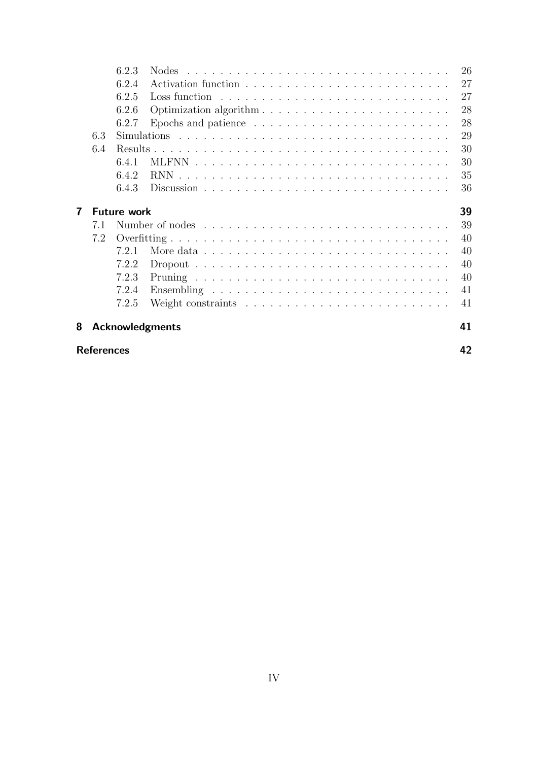- 6.2.3 Nodes . . . 26
- 6.2.4 Activation function . . . 27
- 6.2.5 Loss function . . . 27
- 6.2.6 Optimization algorithm . . . 28
- 6.2.7 Epochs and patience . . . 28
- 6.3 Simulations . . . 29
- 6.4 Results . . . 30
  - 6.4.1 MLFNN . . . 30
  - 6.4.2 RNN . . . 35
  - 6.4.3 Discussion . . . 36

**7 Future work** **39**

- 7.1 Number of nodes . . . 39
- 7.2 Overfitting . . . 40
  - 7.2.1 More data . . . 40
  - 7.2.2 Dropout . . . 40
  - 7.2.3 Pruning . . . 40
  - 7.2.4 Ensembling . . . 41
  - 7.2.5 Weight constraints . . . 41

**8 Acknowledgments** **41**

**References** **42**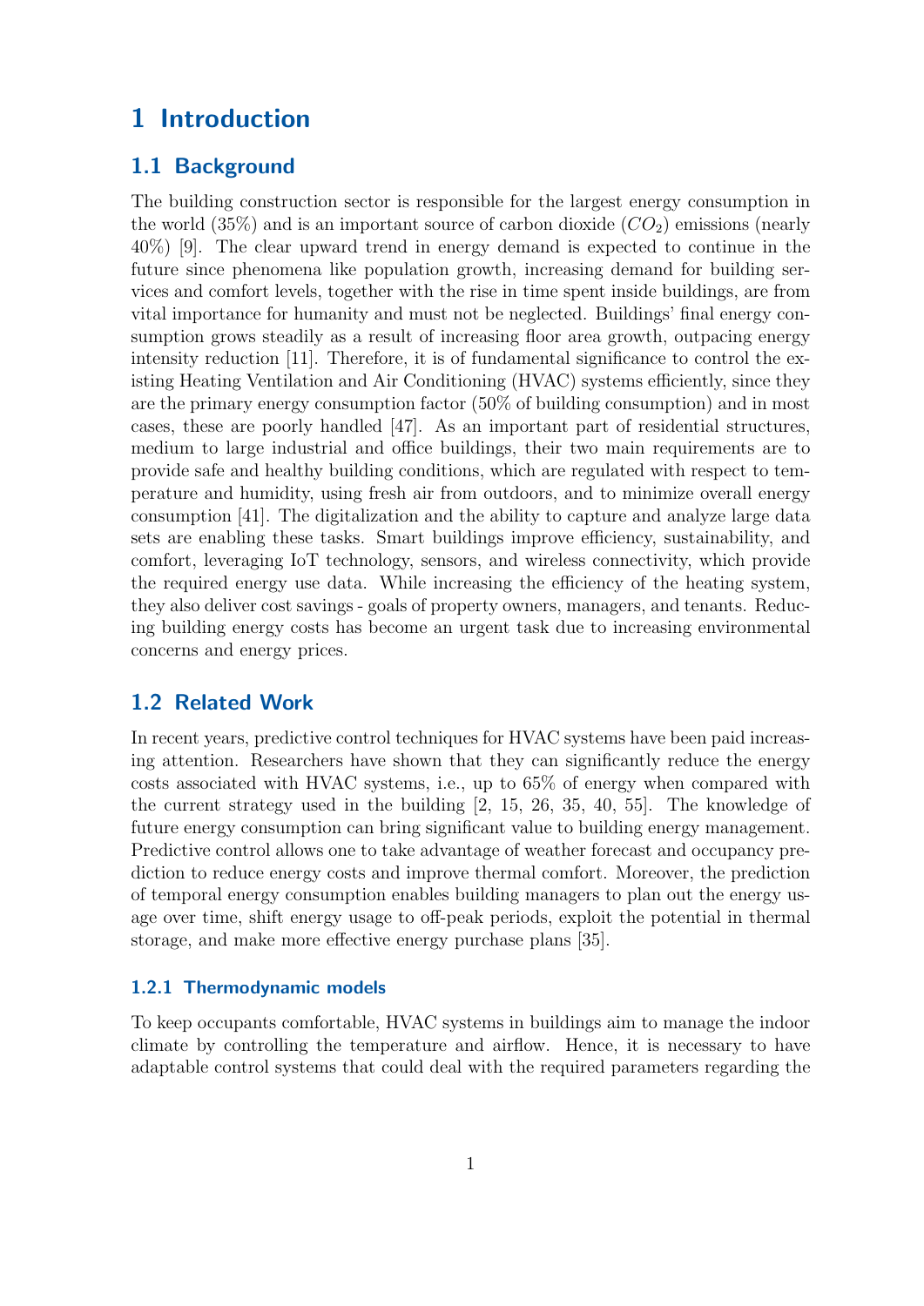# 1 Introduction

## 1.1 Background

The building construction sector is responsible for the largest energy consumption in the world (35%) and is an important source of carbon dioxide ($CO_2$) emissions (nearly 40%) [9]. The clear upward trend in energy demand is expected to continue in the future since phenomena like population growth, increasing demand for building services and comfort levels, together with the rise in time spent inside buildings, are from vital importance for humanity and must not be neglected. Buildings' final energy consumption grows steadily as a result of increasing floor area growth, outpacing energy intensity reduction [11]. Therefore, it is of fundamental significance to control the existing Heating Ventilation and Air Conditioning (HVAC) systems efficiently, since they are the primary energy consumption factor (50% of building consumption) and in most cases, these are poorly handled [47]. As an important part of residential structures, medium to large industrial and office buildings, their two main requirements are to provide safe and healthy building conditions, which are regulated with respect to temperature and humidity, using fresh air from outdoors, and to minimize overall energy consumption [41]. The digitalization and the ability to capture and analyze large data sets are enabling these tasks. Smart buildings improve efficiency, sustainability, and comfort, leveraging IoT technology, sensors, and wireless connectivity, which provide the required energy use data. While increasing the efficiency of the heating system, they also deliver cost savings - goals of property owners, managers, and tenants. Reducing building energy costs has become an urgent task due to increasing environmental concerns and energy prices.

## 1.2 Related Work

In recent years, predictive control techniques for HVAC systems have been paid increasing attention. Researchers have shown that they can significantly reduce the energy costs associated with HVAC systems, i.e., up to 65% of energy when compared with the current strategy used in the building [2, 15, 26, 35, 40, 55]. The knowledge of future energy consumption can bring significant value to building energy management. Predictive control allows one to take advantage of weather forecast and occupancy prediction to reduce energy costs and improve thermal comfort. Moreover, the prediction of temporal energy consumption enables building managers to plan out the energy usage over time, shift energy usage to off-peak periods, exploit the potential in thermal storage, and make more effective energy purchase plans [35].

### 1.2.1 Thermodynamic models

To keep occupants comfortable, HVAC systems in buildings aim to manage the indoor climate by controlling the temperature and airflow. Hence, it is necessary to have adaptable control systems that could deal with the required parameters regarding the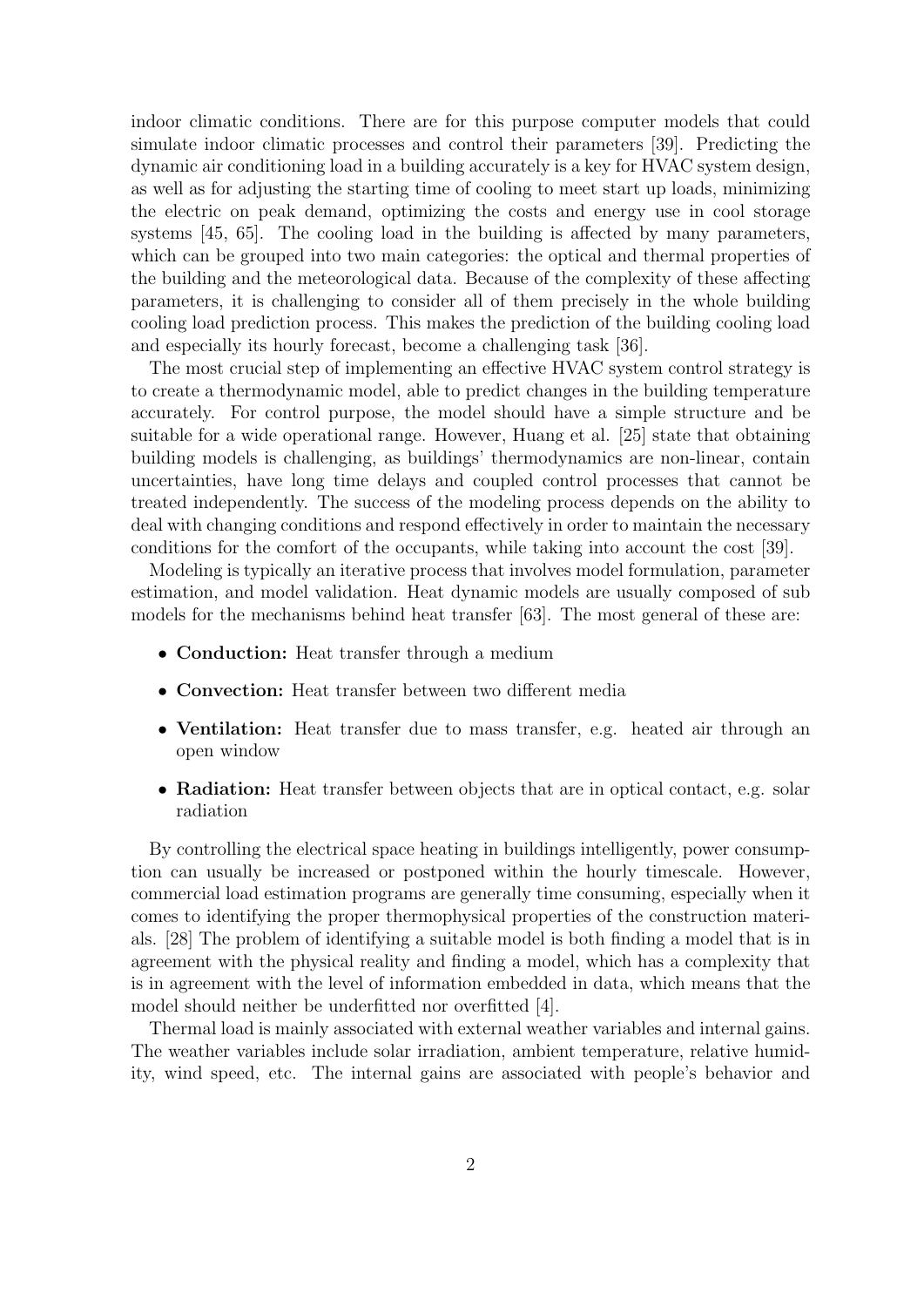indoor climatic conditions. There are for this purpose computer models that could simulate indoor climatic processes and control their parameters [39]. Predicting the dynamic air conditioning load in a building accurately is a key for HVAC system design, as well as for adjusting the starting time of cooling to meet start up loads, minimizing the electric on peak demand, optimizing the costs and energy use in cool storage systems [45, 65]. The cooling load in the building is affected by many parameters, which can be grouped into two main categories: the optical and thermal properties of the building and the meteorological data. Because of the complexity of these affecting parameters, it is challenging to consider all of them precisely in the whole building cooling load prediction process. This makes the prediction of the building cooling load and especially its hourly forecast, become a challenging task [36].

The most crucial step of implementing an effective HVAC system control strategy is to create a thermodynamic model, able to predict changes in the building temperature accurately. For control purpose, the model should have a simple structure and be suitable for a wide operational range. However, Huang et al. [25] state that obtaining building models is challenging, as buildings' thermodynamics are non-linear, contain uncertainties, have long time delays and coupled control processes that cannot be treated independently. The success of the modeling process depends on the ability to deal with changing conditions and respond effectively in order to maintain the necessary conditions for the comfort of the occupants, while taking into account the cost [39].

Modeling is typically an iterative process that involves model formulation, parameter estimation, and model validation. Heat dynamic models are usually composed of sub models for the mechanisms behind heat transfer [63]. The most general of these are:

- **Conduction:** Heat transfer through a medium
- **Convection:** Heat transfer between two different media
- **Ventilation:** Heat transfer due to mass transfer, e.g. heated air through an open window
- **Radiation:** Heat transfer between objects that are in optical contact, e.g. solar radiation

By controlling the electrical space heating in buildings intelligently, power consumption can usually be increased or postponed within the hourly timescale. However, commercial load estimation programs are generally time consuming, especially when it comes to identifying the proper thermophysical properties of the construction materials. [28] The problem of identifying a suitable model is both finding a model that is in agreement with the physical reality and finding a model, which has a complexity that is in agreement with the level of information embedded in data, which means that the model should neither be underfitted nor overfitted [4].

Thermal load is mainly associated with external weather variables and internal gains. The weather variables include solar irradiation, ambient temperature, relative humidity, wind speed, etc. The internal gains are associated with people's behavior and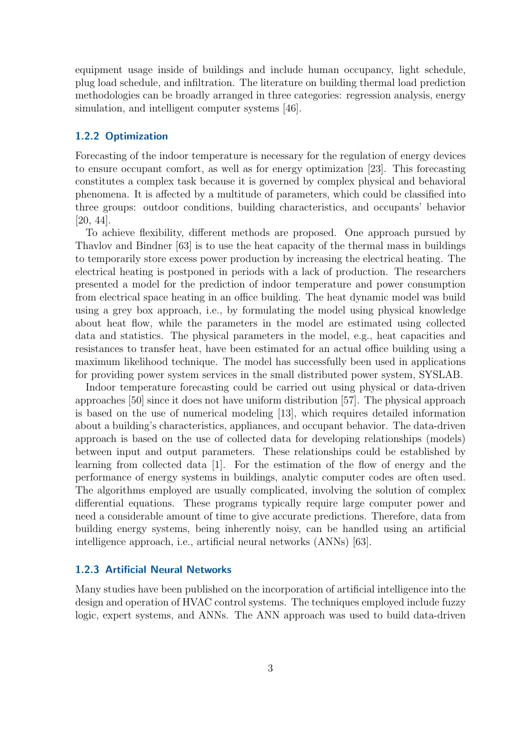equipment usage inside of buildings and include human occupancy, light schedule, plug load schedule, and infiltration. The literature on building thermal load prediction methodologies can be broadly arranged in three categories: regression analysis, energy simulation, and intelligent computer systems [46].

### 1.2.2 Optimization

Forecasting of the indoor temperature is necessary for the regulation of energy devices to ensure occupant comfort, as well as for energy optimization [23]. This forecasting constitutes a complex task because it is governed by complex physical and behavioral phenomena. It is affected by a multitude of parameters, which could be classified into three groups: outdoor conditions, building characteristics, and occupants' behavior [20, 44].

To achieve flexibility, different methods are proposed. One approach pursued by Thavlov and Bindner [63] is to use the heat capacity of the thermal mass in buildings to temporarily store excess power production by increasing the electrical heating. The electrical heating is postponed in periods with a lack of production. The researchers presented a model for the prediction of indoor temperature and power consumption from electrical space heating in an office building. The heat dynamic model was build using a grey box approach, i.e., by formulating the model using physical knowledge about heat flow, while the parameters in the model are estimated using collected data and statistics. The physical parameters in the model, e.g., heat capacities and resistances to transfer heat, have been estimated for an actual office building using a maximum likelihood technique. The model has successfully been used in applications for providing power system services in the small distributed power system, SYSLAB.

Indoor temperature forecasting could be carried out using physical or data-driven approaches [50] since it does not have uniform distribution [57]. The physical approach is based on the use of numerical modeling [13], which requires detailed information about a building's characteristics, appliances, and occupant behavior. The data-driven approach is based on the use of collected data for developing relationships (models) between input and output parameters. These relationships could be established by learning from collected data [1]. For the estimation of the flow of energy and the performance of energy systems in buildings, analytic computer codes are often used. The algorithms employed are usually complicated, involving the solution of complex differential equations. These programs typically require large computer power and need a considerable amount of time to give accurate predictions. Therefore, data from building energy systems, being inherently noisy, can be handled using an artificial intelligence approach, i.e., artificial neural networks (ANNs) [63].

### 1.2.3 Artificial Neural Networks

Many studies have been published on the incorporation of artificial intelligence into the design and operation of HVAC control systems. The techniques employed include fuzzy logic, expert systems, and ANNs. The ANN approach was used to build data-driven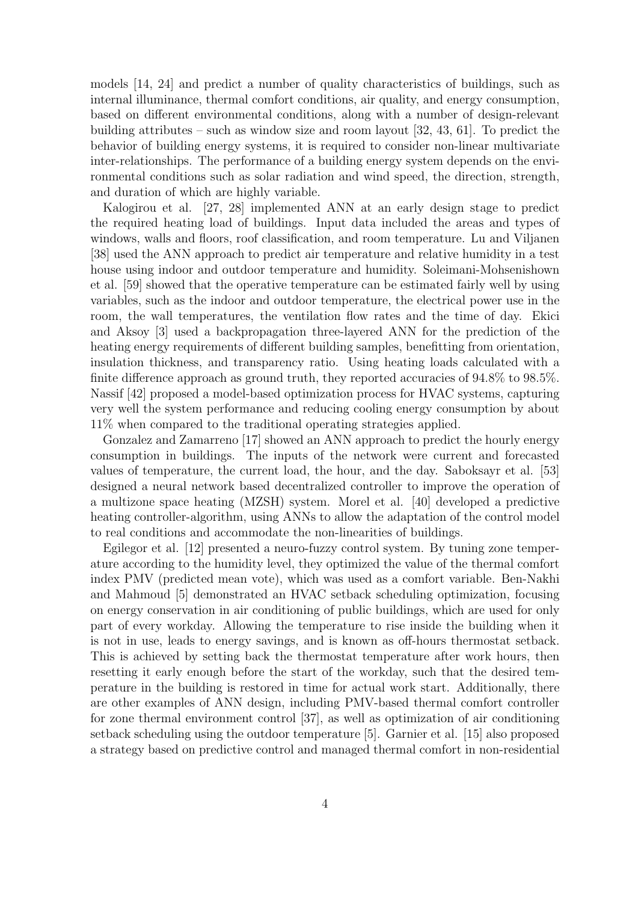models [14, 24] and predict a number of quality characteristics of buildings, such as internal illuminance, thermal comfort conditions, air quality, and energy consumption, based on different environmental conditions, along with a number of design-relevant building attributes – such as window size and room layout [32, 43, 61]. To predict the behavior of building energy systems, it is required to consider non-linear multivariate inter-relationships. The performance of a building energy system depends on the environmental conditions such as solar radiation and wind speed, the direction, strength, and duration of which are highly variable.

Kalogirou et al. [27, 28] implemented ANN at an early design stage to predict the required heating load of buildings. Input data included the areas and types of windows, walls and floors, roof classification, and room temperature. Lu and Viljanen [38] used the ANN approach to predict air temperature and relative humidity in a test house using indoor and outdoor temperature and humidity. Soleimani-Mohsenishown et al. [59] showed that the operative temperature can be estimated fairly well by using variables, such as the indoor and outdoor temperature, the electrical power use in the room, the wall temperatures, the ventilation flow rates and the time of day. Ekici and Aksoy [3] used a backpropagation three-layered ANN for the prediction of the heating energy requirements of different building samples, benefitting from orientation, insulation thickness, and transparency ratio. Using heating loads calculated with a finite difference approach as ground truth, they reported accuracies of 94.8% to 98.5%. Nassif [42] proposed a model-based optimization process for HVAC systems, capturing very well the system performance and reducing cooling energy consumption by about 11% when compared to the traditional operating strategies applied.

Gonzalez and Zamarreno [17] showed an ANN approach to predict the hourly energy consumption in buildings. The inputs of the network were current and forecasted values of temperature, the current load, the hour, and the day. Saboksayr et al. [53] designed a neural network based decentralized controller to improve the operation of a multizone space heating (MZSH) system. Morel et al. [40] developed a predictive heating controller-algorithm, using ANNs to allow the adaptation of the control model to real conditions and accommodate the non-linearities of buildings.

Egilegor et al. [12] presented a neuro-fuzzy control system. By tuning zone temperature according to the humidity level, they optimized the value of the thermal comfort index PMV (predicted mean vote), which was used as a comfort variable. Ben-Nakhi and Mahmoud [5] demonstrated an HVAC setback scheduling optimization, focusing on energy conservation in air conditioning of public buildings, which are used for only part of every workday. Allowing the temperature to rise inside the building when it is not in use, leads to energy savings, and is known as off-hours thermostat setback. This is achieved by setting back the thermostat temperature after work hours, then resetting it early enough before the start of the workday, such that the desired temperature in the building is restored in time for actual work start. Additionally, there are other examples of ANN design, including PMV-based thermal comfort controller for zone thermal environment control [37], as well as optimization of air conditioning setback scheduling using the outdoor temperature [5]. Garnier et al. [15] also proposed a strategy based on predictive control and managed thermal comfort in non-residential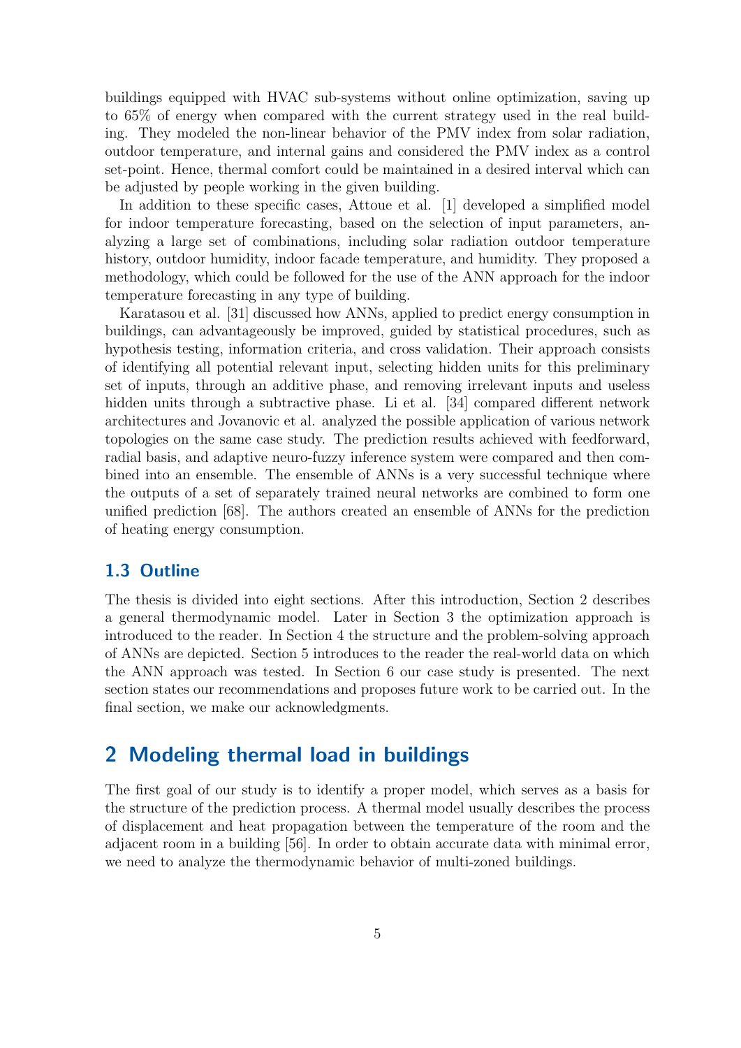buildings equipped with HVAC sub-systems without online optimization, saving up to 65% of energy when compared with the current strategy used in the real building. They modeled the non-linear behavior of the PMV index from solar radiation, outdoor temperature, and internal gains and considered the PMV index as a control set-point. Hence, thermal comfort could be maintained in a desired interval which can be adjusted by people working in the given building.

In addition to these specific cases, Attoue et al. [1] developed a simplified model for indoor temperature forecasting, based on the selection of input parameters, analyzing a large set of combinations, including solar radiation outdoor temperature history, outdoor humidity, indoor facade temperature, and humidity. They proposed a methodology, which could be followed for the use of the ANN approach for the indoor temperature forecasting in any type of building.

Karatasou et al. [31] discussed how ANNs, applied to predict energy consumption in buildings, can advantageously be improved, guided by statistical procedures, such as hypothesis testing, information criteria, and cross validation. Their approach consists of identifying all potential relevant input, selecting hidden units for this preliminary set of inputs, through an additive phase, and removing irrelevant inputs and useless hidden units through a subtractive phase. Li et al. [34] compared different network architectures and Jovanovic et al. analyzed the possible application of various network topologies on the same case study. The prediction results achieved with feedforward, radial basis, and adaptive neuro-fuzzy inference system were compared and then combined into an ensemble. The ensemble of ANNs is a very successful technique where the outputs of a set of separately trained neural networks are combined to form one unified prediction [68]. The authors created an ensemble of ANNs for the prediction of heating energy consumption.

### 1.3 Outline

The thesis is divided into eight sections. After this introduction, Section 2 describes a general thermodynamic model. Later in Section 3 the optimization approach is introduced to the reader. In Section 4 the structure and the problem-solving approach of ANNs are depicted. Section 5 introduces to the reader the real-world data on which the ANN approach was tested. In Section 6 our case study is presented. The next section states our recommendations and proposes future work to be carried out. In the final section, we make our acknowledgments.

## 2 Modeling thermal load in buildings

The first goal of our study is to identify a proper model, which serves as a basis for the structure of the prediction process. A thermal model usually describes the process of displacement and heat propagation between the temperature of the room and the adjacent room in a building [56]. In order to obtain accurate data with minimal error, we need to analyze the thermodynamic behavior of multi-zoned buildings.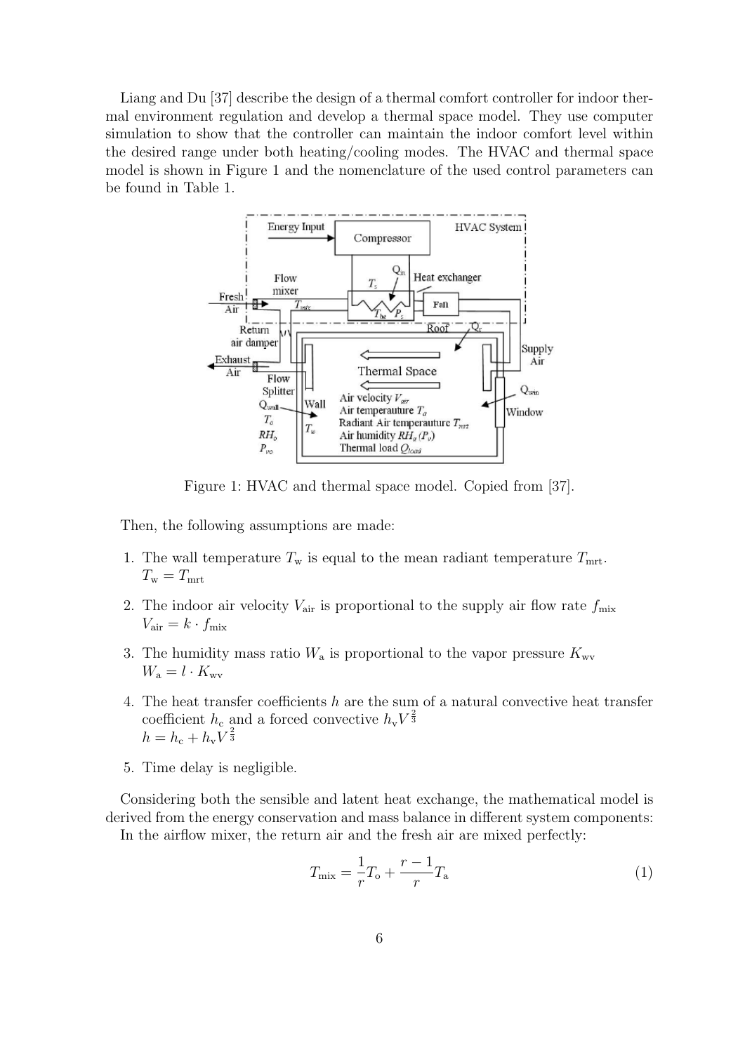Liang and Du [37] describe the design of a thermal comfort controller for indoor thermal environment regulation and develop a thermal space model. They use computer simulation to show that the controller can maintain the indoor comfort level within the desired range under both heating/cooling modes. The HVAC and thermal space model is shown in Figure 1 and the nomenclature of the used control parameters can be found in Table 1.

Figure 1: HVAC and thermal space model. Copied from [37].

Then, the following assumptions are made:

1. The wall temperature $T_\text{w}$ is equal to the mean radiant temperature $T_\text{mrt}$.
   $T_\text{w} = T_\text{mrt}$
2. The indoor air velocity $V_\text{air}$ is proportional to the supply air flow rate $f_\text{mix}$
   $V_\text{air} = k \cdot f_\text{mix}$
3. The humidity mass ratio $W_\text{a}$ is proportional to the vapor pressure $K_\text{wv}$
   $W_\text{a} = l \cdot K_\text{wv}$
4. The heat transfer coefficients $h$ are the sum of a natural convective heat transfer coefficient $h_\text{c}$ and a forced convective $h_\text{v} V^{\frac{2}{3}}$
   $h = h_\text{c} + h_\text{v} V^{\frac{2}{3}}$
5. Time delay is negligible.

Considering both the sensible and latent heat exchange, the mathematical model is derived from the energy conservation and mass balance in different system components:
In the airflow mixer, the return air and the fresh air are mixed perfectly:

$$T_\text{mix} = \frac{1}{r} T_\text{o} + \frac{r-1}{r} T_\text{a} \tag{1}$$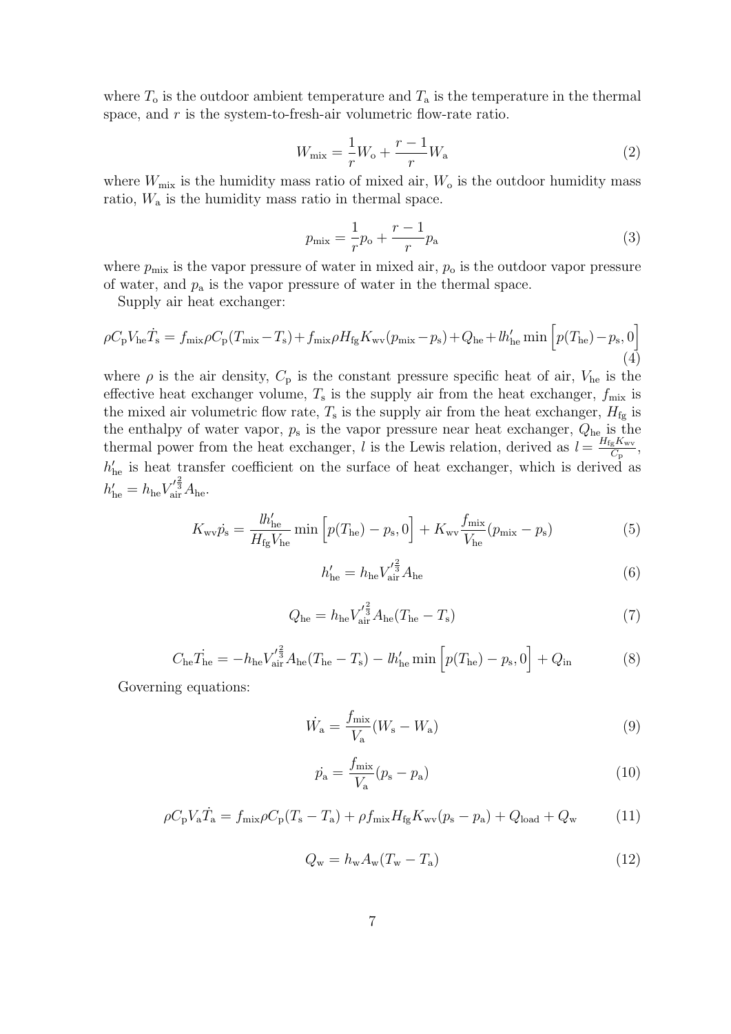where $T_o$ is the outdoor ambient temperature and $T_a$ is the temperature in the thermal space, and $r$ is the system-to-fresh-air volumetric flow-rate ratio.

$$W_{mix} = \frac{1}{r} W_o + \frac{r-1}{r} W_a \tag{2}$$

where $W_{mix}$ is the humidity mass ratio of mixed air, $W_o$ is the outdoor humidity mass ratio, $W_a$ is the humidity mass ratio in thermal space.

$$p_{mix} = \frac{1}{r} p_o + \frac{r-1}{r} p_a \tag{3}$$

where $p_{mix}$ is the vapor pressure of water in mixed air, $p_o$ is the outdoor vapor pressure of water, and $p_a$ is the vapor pressure of water in the thermal space.

Supply air heat exchanger:

$$\rho C_p V_{he} \dot{T_s} = f_{mix} \rho C_p (T_{mix} - T_s) + f_{mix} \rho H_{fg} K_{wv} (p_{mix} - p_s) + Q_{he} + l h'_{he} \min\Big[p(T_{he}) - p_s, 0\Big] \tag{4}$$

where $\rho$ is the air density, $C_p$ is the constant pressure specific heat of air, $V_{he}$ is the effective heat exchanger volume, $T_s$ is the supply air from the heat exchanger, $f_{mix}$ is the mixed air volumetric flow rate, $T_s$ is the supply air from the heat exchanger, $H_{fg}$ is the enthalpy of water vapor, $p_s$ is the vapor pressure near heat exchanger, $Q_{he}$ is the thermal power from the heat exchanger, $l$ is the Lewis relation, derived as $l = \frac{H_{fg} K_{wv}}{C_p}$, $h'_{he}$ is heat transfer coefficient on the surface of heat exchanger, which is derived as $h'_{he} = h_{he} V'^{\frac{2}{3}}_{air} A_{he}$.

$$K_{wv} \dot{p_s} = \frac{l h'_{he}}{H_{fg} V_{he}} \min\Big[p(T_{he}) - p_s, 0\Big] + K_{wv} \frac{f_{mix}}{V_{he}} (p_{mix} - p_s) \tag{5}$$

$$h'_{he} = h_{he} V'^{\frac{2}{3}}_{air} A_{he} \tag{6}$$

$$Q_{he} = h_{he} V'^{\frac{2}{3}}_{air} A_{he} (T_{he} - T_s) \tag{7}$$

$$C_{he} \dot{T_{he}} = -h_{he} V'^{\frac{2}{3}}_{air} A_{he} (T_{he} - T_s) - l h'_{he} \min\Big[p(T_{he}) - p_s, 0\Big] + Q_{in} \tag{8}$$

Governing equations:

$$\dot{W_a} = \frac{f_{mix}}{V_a} (W_s - W_a) \tag{9}$$

$$\dot{p_a} = \frac{f_{mix}}{V_a} (p_s - p_a) \tag{10}$$

$$\rho C_p V_a \dot{T_a} = f_{mix} \rho C_p (T_s - T_a) + \rho f_{mix} H_{fg} K_{wv} (p_s - p_a) + Q_{load} + Q_w \tag{11}$$

$$Q_w = h_w A_w (T_w - T_a) \tag{12}$$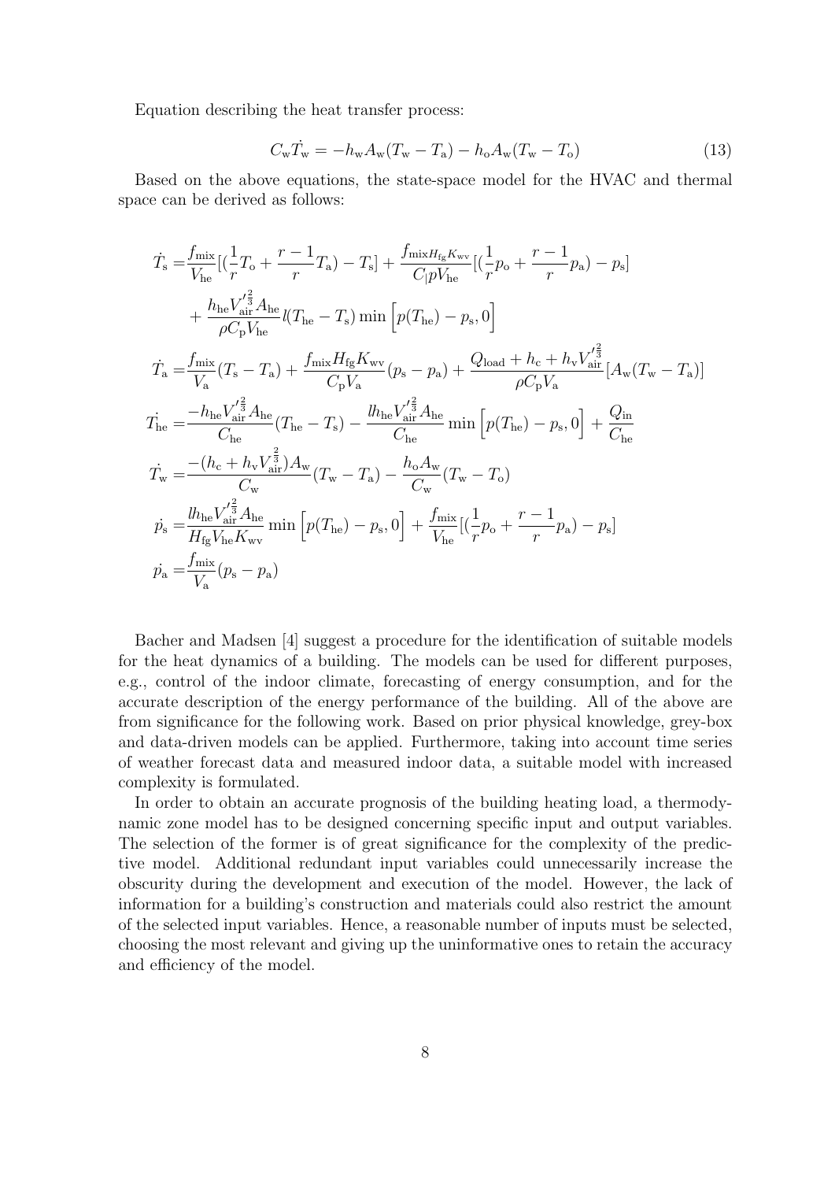Equation describing the heat transfer process:

$$C_{\mathrm{w}}\dot{T_{\mathrm{w}}} = -h_{\mathrm{w}}A_{\mathrm{w}}(T_{\mathrm{w}} - T_{\mathrm{a}}) - h_{\mathrm{o}}A_{\mathrm{w}}(T_{\mathrm{w}} - T_{\mathrm{o}}) \tag{13}$$

Based on the above equations, the state-space model for the HVAC and thermal space can be derived as follows:

$$\begin{aligned}
\dot{T_{\mathrm{s}}} =& \frac{f_{\mathrm{mix}}}{V_{\mathrm{he}}}[(\frac{1}{r}T_{\mathrm{o}} + \frac{r-1}{r}T_{\mathrm{a}}) - T_{\mathrm{s}}] + \frac{f_{\mathrm{mix}H_{\mathrm{fg}}K_{\mathrm{wv}}}}{C_{|}pV_{\mathrm{he}}}[(\frac{1}{r}p_{\mathrm{o}} + \frac{r-1}{r}p_{\mathrm{a}}) - p_{\mathrm{s}}] \\
&+ \frac{h_{\mathrm{he}}V_{\mathrm{air}}'^{\frac{2}{3}}A_{\mathrm{he}}}{\rho C_{\mathrm{p}}V_{\mathrm{he}}}l(T_{\mathrm{he}} - T_{\mathrm{s}})\min\Big[p(T_{\mathrm{he}}) - p_{\mathrm{s}}, 0\Big] \\
\dot{T_{\mathrm{a}}} =& \frac{f_{\mathrm{mix}}}{V_{\mathrm{a}}}(T_{\mathrm{s}} - T_{\mathrm{a}}) + \frac{f_{\mathrm{mix}}H_{\mathrm{fg}}K_{\mathrm{wv}}}{C_{\mathrm{p}}V_{\mathrm{a}}}(p_{\mathrm{s}} - p_{\mathrm{a}}) + \frac{Q_{\mathrm{load}} + h_{\mathrm{c}} + h_{\mathrm{v}}V_{\mathrm{air}}'^{\frac{2}{3}}}{\rho C_{\mathrm{p}}V_{\mathrm{a}}}[A_{\mathrm{w}}(T_{\mathrm{w}} - T_{\mathrm{a}})] \\
\dot{T_{\mathrm{he}}} =& \frac{-h_{\mathrm{he}}V_{\mathrm{air}}'^{\frac{2}{3}}A_{\mathrm{he}}}{C_{\mathrm{he}}}(T_{\mathrm{he}} - T_{\mathrm{s}}) - \frac{lh_{\mathrm{he}}V_{\mathrm{air}}'^{\frac{2}{3}}A_{\mathrm{he}}}{C_{\mathrm{he}}}\min\Big[p(T_{\mathrm{he}}) - p_{\mathrm{s}}, 0\Big] + \frac{Q_{\mathrm{in}}}{C_{\mathrm{he}}} \\
\dot{T_{\mathrm{w}}} =& \frac{-(h_{\mathrm{c}} + h_{\mathrm{v}}V_{\mathrm{air}}^{\frac{2}{3}})A_{\mathrm{w}}}{C_{\mathrm{w}}}(T_{\mathrm{w}} - T_{\mathrm{a}}) - \frac{h_{\mathrm{o}}A_{\mathrm{w}}}{C_{\mathrm{w}}}(T_{\mathrm{w}} - T_{\mathrm{o}}) \\
\dot{p_{\mathrm{s}}} =& \frac{lh_{\mathrm{he}}V_{\mathrm{air}}'^{\frac{2}{3}}A_{\mathrm{he}}}{H_{\mathrm{fg}}V_{\mathrm{he}}K_{\mathrm{wv}}}\min\Big[p(T_{\mathrm{he}}) - p_{\mathrm{s}}, 0\Big] + \frac{f_{\mathrm{mix}}}{V_{\mathrm{he}}}[(\frac{1}{r}p_{\mathrm{o}} + \frac{r-1}{r}p_{\mathrm{a}}) - p_{\mathrm{s}}] \\
\dot{p_{\mathrm{a}}} =& \frac{f_{\mathrm{mix}}}{V_{\mathrm{a}}}(p_{\mathrm{s}} - p_{\mathrm{a}})
\end{aligned}$$

Bacher and Madsen [4] suggest a procedure for the identification of suitable models for the heat dynamics of a building. The models can be used for different purposes, e.g., control of the indoor climate, forecasting of energy consumption, and for the accurate description of the energy performance of the building. All of the above are from significance for the following work. Based on prior physical knowledge, grey-box and data-driven models can be applied. Furthermore, taking into account time series of weather forecast data and measured indoor data, a suitable model with increased complexity is formulated.

In order to obtain an accurate prognosis of the building heating load, a thermodynamic zone model has to be designed concerning specific input and output variables. The selection of the former is of great significance for the complexity of the predictive model. Additional redundant input variables could unnecessarily increase the obscurity during the development and execution of the model. However, the lack of information for a building's construction and materials could also restrict the amount of the selected input variables. Hence, a reasonable number of inputs must be selected, choosing the most relevant and giving up the uninformative ones to retain the accuracy and efficiency of the model.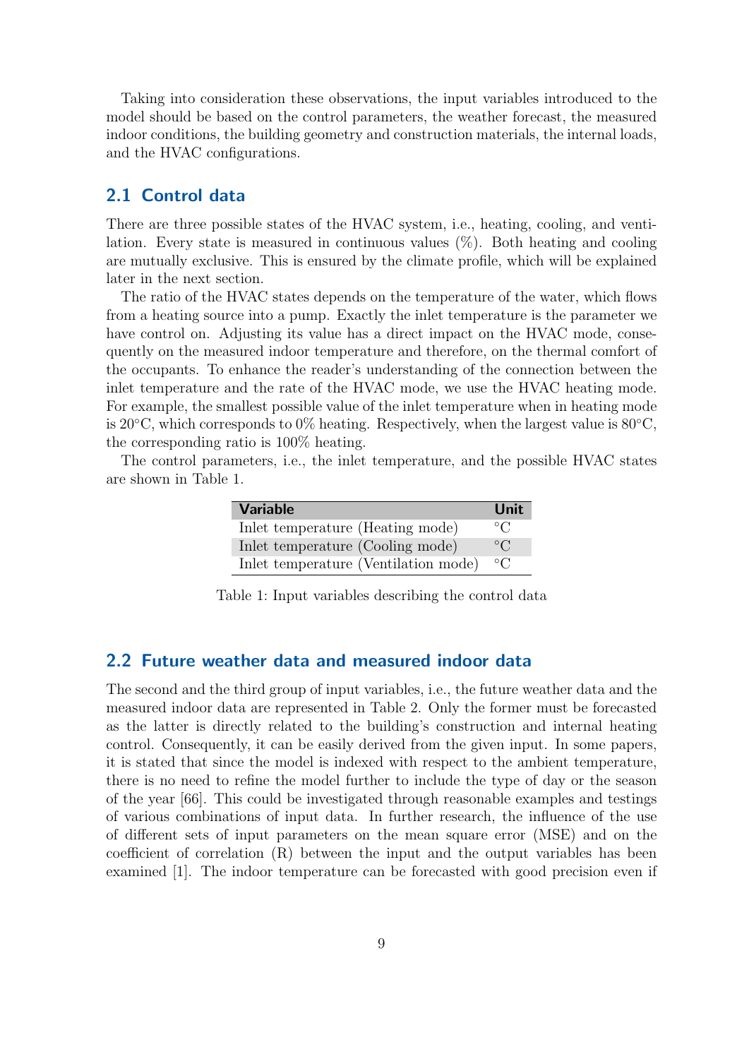Taking into consideration these observations, the input variables introduced to the model should be based on the control parameters, the weather forecast, the measured indoor conditions, the building geometry and construction materials, the internal loads, and the HVAC configurations.

## 2.1 Control data

There are three possible states of the HVAC system, i.e., heating, cooling, and ventilation. Every state is measured in continuous values (%). Both heating and cooling are mutually exclusive. This is ensured by the climate profile, which will be explained later in the next section.

The ratio of the HVAC states depends on the temperature of the water, which flows from a heating source into a pump. Exactly the inlet temperature is the parameter we have control on. Adjusting its value has a direct impact on the HVAC mode, consequently on the measured indoor temperature and therefore, on the thermal comfort of the occupants. To enhance the reader's understanding of the connection between the inlet temperature and the rate of the HVAC mode, we use the HVAC heating mode. For example, the smallest possible value of the inlet temperature when in heating mode is 20°C, which corresponds to 0% heating. Respectively, when the largest value is 80°C, the corresponding ratio is 100% heating.

The control parameters, i.e., the inlet temperature, and the possible HVAC states are shown in Table 1.

| **Variable** | **Unit** |
|---|---|
| Inlet temperature (Heating mode) | °C |
| Inlet temperature (Cooling mode) | °C |
| Inlet temperature (Ventilation mode) | °C |

Table 1: Input variables describing the control data

## 2.2 Future weather data and measured indoor data

The second and the third group of input variables, i.e., the future weather data and the measured indoor data are represented in Table 2. Only the former must be forecasted as the latter is directly related to the building's construction and internal heating control. Consequently, it can be easily derived from the given input. In some papers, it is stated that since the model is indexed with respect to the ambient temperature, there is no need to refine the model further to include the type of day or the season of the year [66]. This could be investigated through reasonable examples and testings of various combinations of input data. In further research, the influence of the use of different sets of input parameters on the mean square error (MSE) and on the coefficient of correlation (R) between the input and the output variables has been examined [1]. The indoor temperature can be forecasted with good precision even if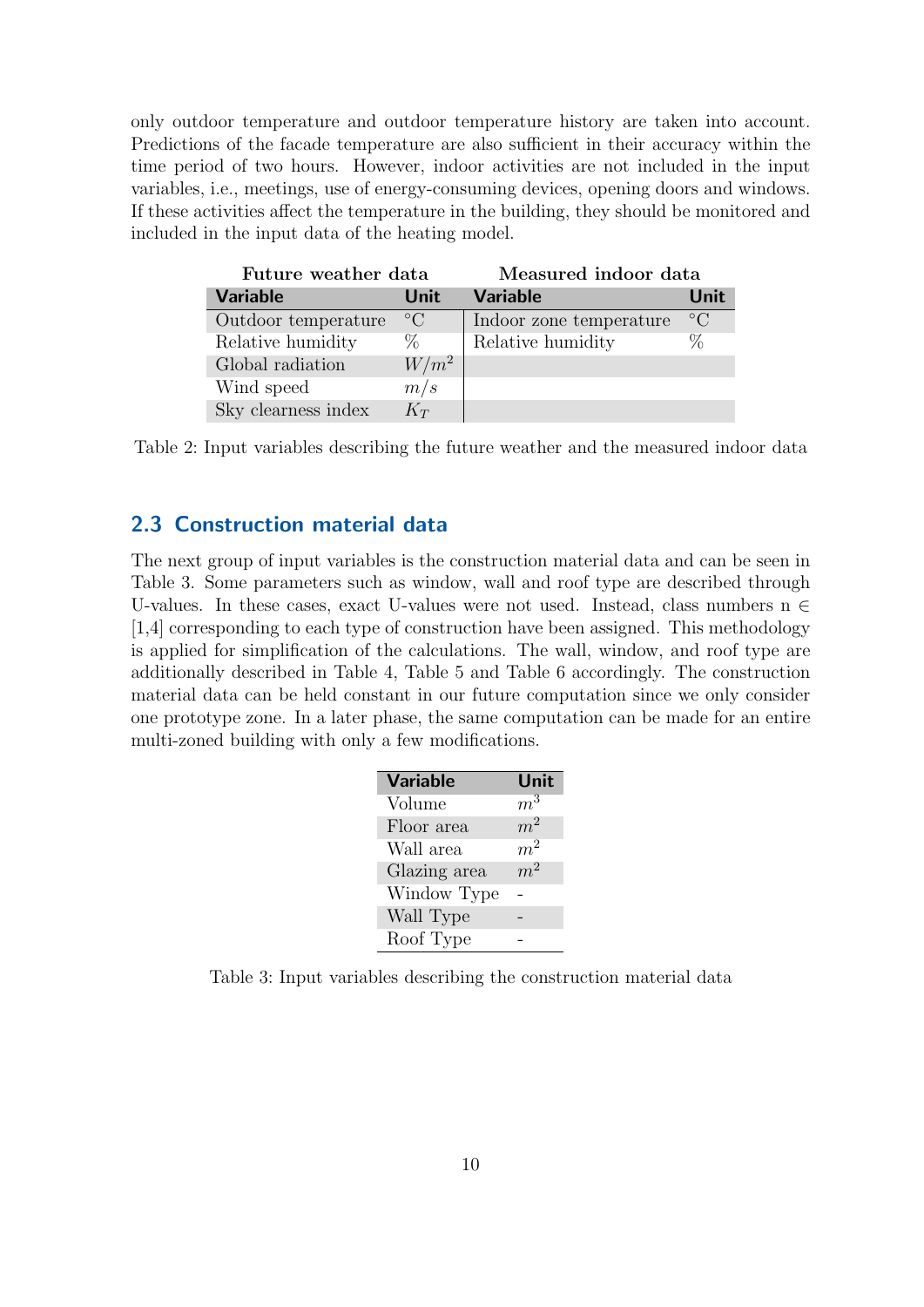only outdoor temperature and outdoor temperature history are taken into account. Predictions of the facade temperature are also sufficient in their accuracy within the time period of two hours. However, indoor activities are not included in the input variables, i.e., meetings, use of energy-consuming devices, opening doors and windows. If these activities affect the temperature in the building, they should be monitored and included in the input data of the heating model.

| Future weather data | | Measured indoor data | |
|---|---|---|---|
| **Variable** | **Unit** | **Variable** | **Unit** |
| Outdoor temperature | °C | Indoor zone temperature | °C |
| Relative humidity | % | Relative humidity | % |
| Global radiation | $W/m^2$ | | |
| Wind speed | $m/s$ | | |
| Sky clearness index | $K_T$ | | |

Table 2: Input variables describing the future weather and the measured indoor data

## 2.3 Construction material data

The next group of input variables is the construction material data and can be seen in Table 3. Some parameters such as window, wall and roof type are described through U-values. In these cases, exact U-values were not used. Instead, class numbers n $\in$ [1,4] corresponding to each type of construction have been assigned. This methodology is applied for simplification of the calculations. The wall, window, and roof type are additionally described in Table 4, Table 5 and Table 6 accordingly. The construction material data can be held constant in our future computation since we only consider one prototype zone. In a later phase, the same computation can be made for an entire multi-zoned building with only a few modifications.

| Variable | Unit |
|---|---|
| Volume | $m^3$ |
| Floor area | $m^2$ |
| Wall area | $m^2$ |
| Glazing area | $m^2$ |
| Window Type | - |
| Wall Type | - |
| Roof Type | - |

Table 3: Input variables describing the construction material data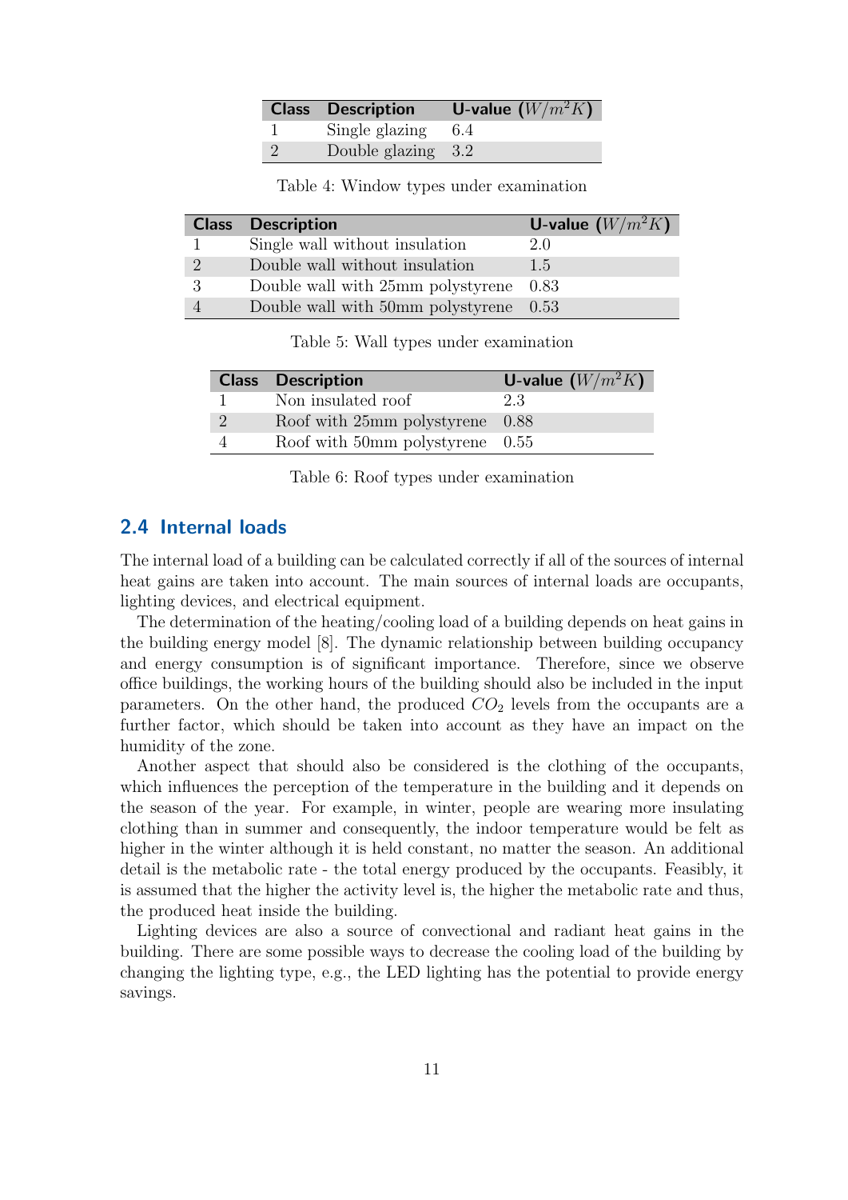| Class | Description | U-value ($W/m^2K$) |
|---|---|---|
| 1 | Single glazing | 6.4 |
| 2 | Double glazing | 3.2 |

Table 4: Window types under examination

| Class | Description | U-value ($W/m^2K$) |
|---|---|---|
| 1 | Single wall without insulation | 2.0 |
| 2 | Double wall without insulation | 1.5 |
| 3 | Double wall with 25mm polystyrene | 0.83 |
| 4 | Double wall with 50mm polystyrene | 0.53 |

Table 5: Wall types under examination

| Class | Description | U-value ($W/m^2K$) |
|---|---|---|
| 1 | Non insulated roof | 2.3 |
| 2 | Roof with 25mm polystyrene | 0.88 |
| 4 | Roof with 50mm polystyrene | 0.55 |

Table 6: Roof types under examination

## 2.4 Internal loads

The internal load of a building can be calculated correctly if all of the sources of internal heat gains are taken into account. The main sources of internal loads are occupants, lighting devices, and electrical equipment.

The determination of the heating/cooling load of a building depends on heat gains in the building energy model [8]. The dynamic relationship between building occupancy and energy consumption is of significant importance. Therefore, since we observe office buildings, the working hours of the building should also be included in the input parameters. On the other hand, the produced $CO_2$ levels from the occupants are a further factor, which should be taken into account as they have an impact on the humidity of the zone.

Another aspect that should also be considered is the clothing of the occupants, which influences the perception of the temperature in the building and it depends on the season of the year. For example, in winter, people are wearing more insulating clothing than in summer and consequently, the indoor temperature would be felt as higher in the winter although it is held constant, no matter the season. An additional detail is the metabolic rate - the total energy produced by the occupants. Feasibly, it is assumed that the higher the activity level is, the higher the metabolic rate and thus, the produced heat inside the building.

Lighting devices are also a source of convectional and radiant heat gains in the building. There are some possible ways to decrease the cooling load of the building by changing the lighting type, e.g., the LED lighting has the potential to provide energy savings.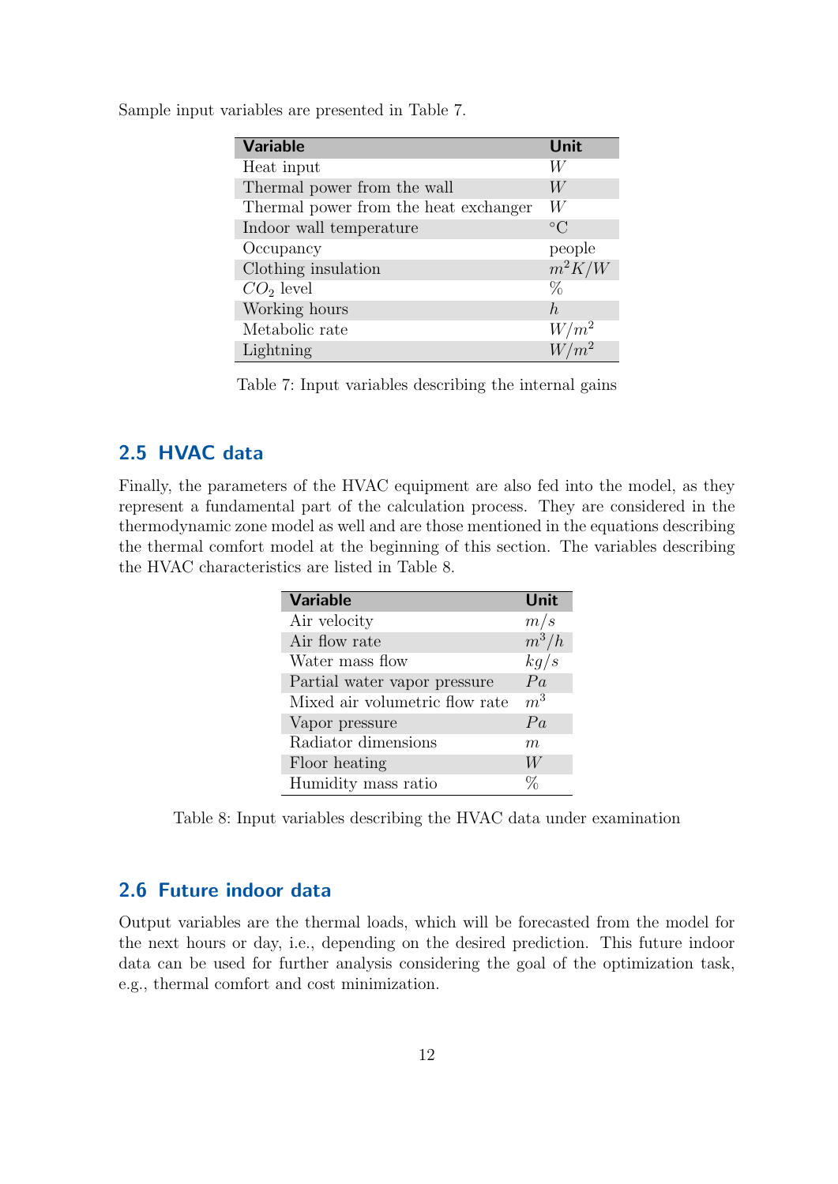Sample input variables are presented in Table 7.

| Variable | Unit |
|---|---|
| Heat input | $W$ |
| Thermal power from the wall | $W$ |
| Thermal power from the heat exchanger | $W$ |
| Indoor wall temperature | $^{\circ}$C |
| Occupancy | people |
| Clothing insulation | $m^2K/W$ |
| $CO_2$ level | % |
| Working hours | $h$ |
| Metabolic rate | $W/m^2$ |
| Lightning | $W/m^2$ |

Table 7: Input variables describing the internal gains

## 2.5 HVAC data

Finally, the parameters of the HVAC equipment are also fed into the model, as they represent a fundamental part of the calculation process. They are considered in the thermodynamic zone model as well and are those mentioned in the equations describing the thermal comfort model at the beginning of this section. The variables describing the HVAC characteristics are listed in Table 8.

| Variable | Unit |
|---|---|
| Air velocity | $m/s$ |
| Air flow rate | $m^3/h$ |
| Water mass flow | $kg/s$ |
| Partial water vapor pressure | $Pa$ |
| Mixed air volumetric flow rate | $m^3$ |
| Vapor pressure | $Pa$ |
| Radiator dimensions | $m$ |
| Floor heating | $W$ |
| Humidity mass ratio | % |

Table 8: Input variables describing the HVAC data under examination

## 2.6 Future indoor data

Output variables are the thermal loads, which will be forecasted from the model for the next hours or day, i.e., depending on the desired prediction. This future indoor data can be used for further analysis considering the goal of the optimization task, e.g., thermal comfort and cost minimization.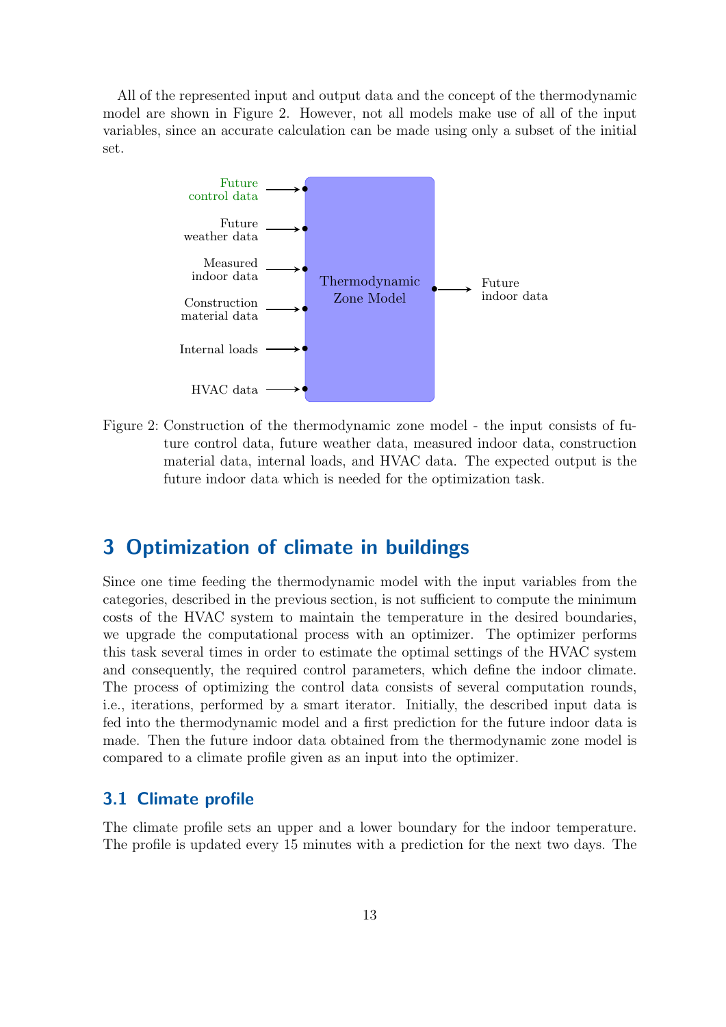All of the represented input and output data and the concept of the thermodynamic model are shown in Figure 2. However, not all models make use of all of the input variables, since an accurate calculation can be made using only a subset of the initial set.

Figure 2: Construction of the thermodynamic zone model - the input consists of future control data, future weather data, measured indoor data, construction material data, internal loads, and HVAC data. The expected output is the future indoor data which is needed for the optimization task.

## 3 Optimization of climate in buildings

Since one time feeding the thermodynamic model with the input variables from the categories, described in the previous section, is not sufficient to compute the minimum costs of the HVAC system to maintain the temperature in the desired boundaries, we upgrade the computational process with an optimizer. The optimizer performs this task several times in order to estimate the optimal settings of the HVAC system and consequently, the required control parameters, which define the indoor climate. The process of optimizing the control data consists of several computation rounds, i.e., iterations, performed by a smart iterator. Initially, the described input data is fed into the thermodynamic model and a first prediction for the future indoor data is made. Then the future indoor data obtained from the thermodynamic zone model is compared to a climate profile given as an input into the optimizer.

### 3.1 Climate profile

The climate profile sets an upper and a lower boundary for the indoor temperature. The profile is updated every 15 minutes with a prediction for the next two days. The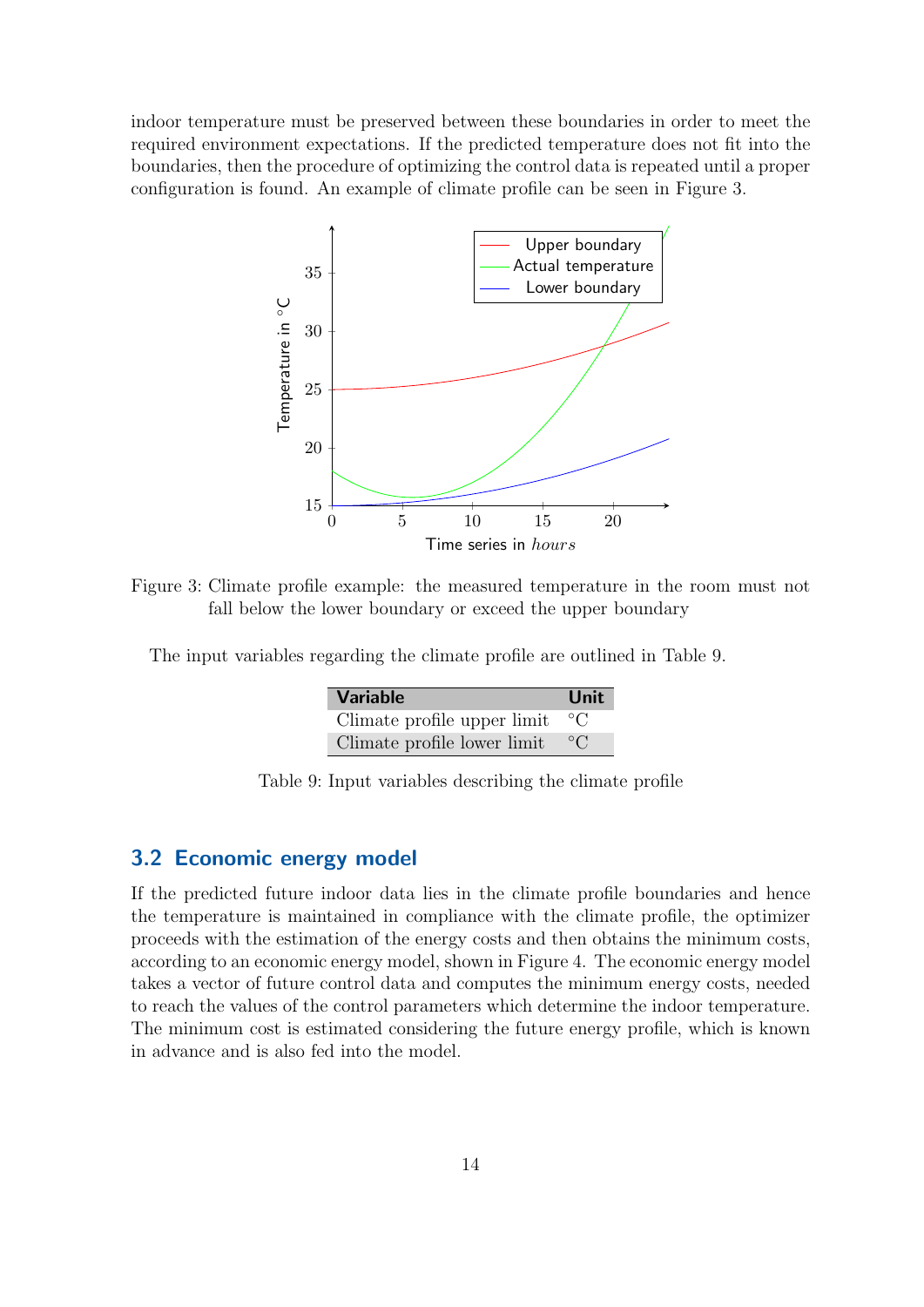indoor temperature must be preserved between these boundaries in order to meet the required environment expectations. If the predicted temperature does not fit into the boundaries, then the procedure of optimizing the control data is repeated until a proper configuration is found. An example of climate profile can be seen in Figure 3.

Figure 3: Climate profile example: the measured temperature in the room must not fall below the lower boundary or exceed the upper boundary

The input variables regarding the climate profile are outlined in Table 9.

| Variable | Unit |
|---|---|
| Climate profile upper limit | °C |
| Climate profile lower limit | °C |

Table 9: Input variables describing the climate profile

## 3.2 Economic energy model

If the predicted future indoor data lies in the climate profile boundaries and hence the temperature is maintained in compliance with the climate profile, the optimizer proceeds with the estimation of the energy costs and then obtains the minimum costs, according to an economic energy model, shown in Figure 4. The economic energy model takes a vector of future control data and computes the minimum energy costs, needed to reach the values of the control parameters which determine the indoor temperature. The minimum cost is estimated considering the future energy profile, which is known in advance and is also fed into the model.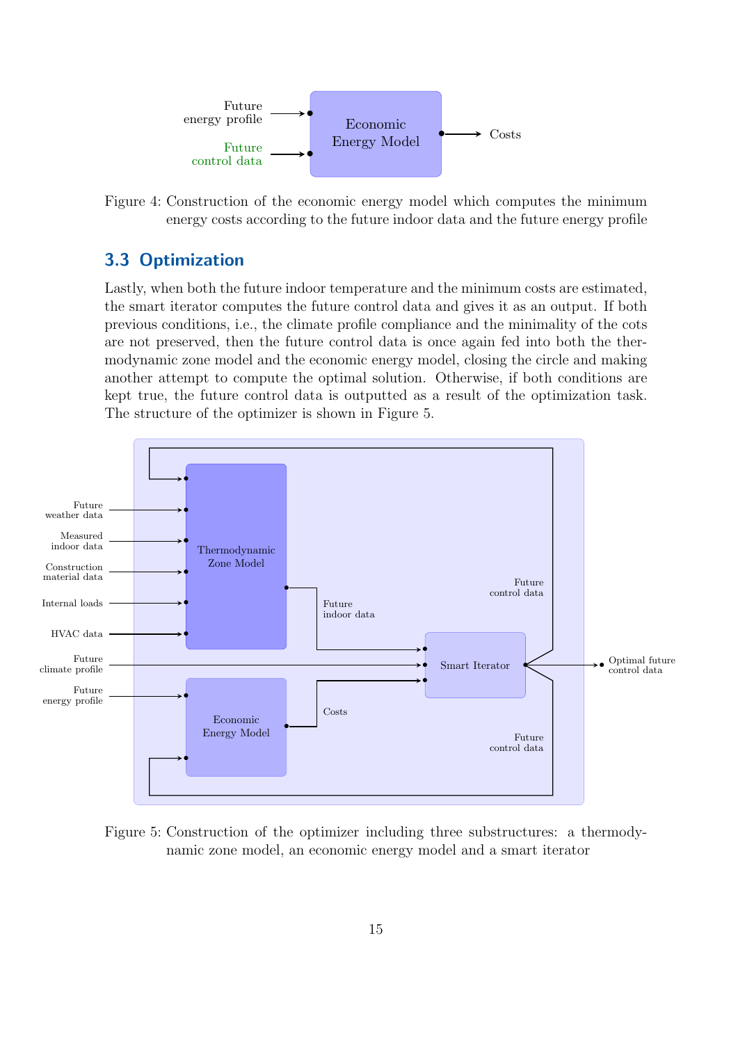Future energy profile

Future control data

Economic Energy Model

Costs

Figure 4: Construction of the economic energy model which computes the minimum energy costs according to the future indoor data and the future energy profile

## 3.3 Optimization

Lastly, when both the future indoor temperature and the minimum costs are estimated, the smart iterator computes the future control data and gives it as an output. If both previous conditions, i.e., the climate profile compliance and the minimality of the cots are not preserved, then the future control data is once again fed into both the thermodynamic zone model and the economic energy model, closing the circle and making another attempt to compute the optimal solution. Otherwise, if both conditions are kept true, the future control data is outputted as a result of the optimization task. The structure of the optimizer is shown in Figure 5.

Future weather data

Measured indoor data

Construction material data

Internal loads

HVAC data

Future climate profile

Future energy profile

Thermodynamic Zone Model

Economic Energy Model

Future indoor data

Costs

Smart Iterator

Future control data

Future control data

Optimal future control data

Figure 5: Construction of the optimizer including three substructures: a thermodynamic zone model, an economic energy model and a smart iterator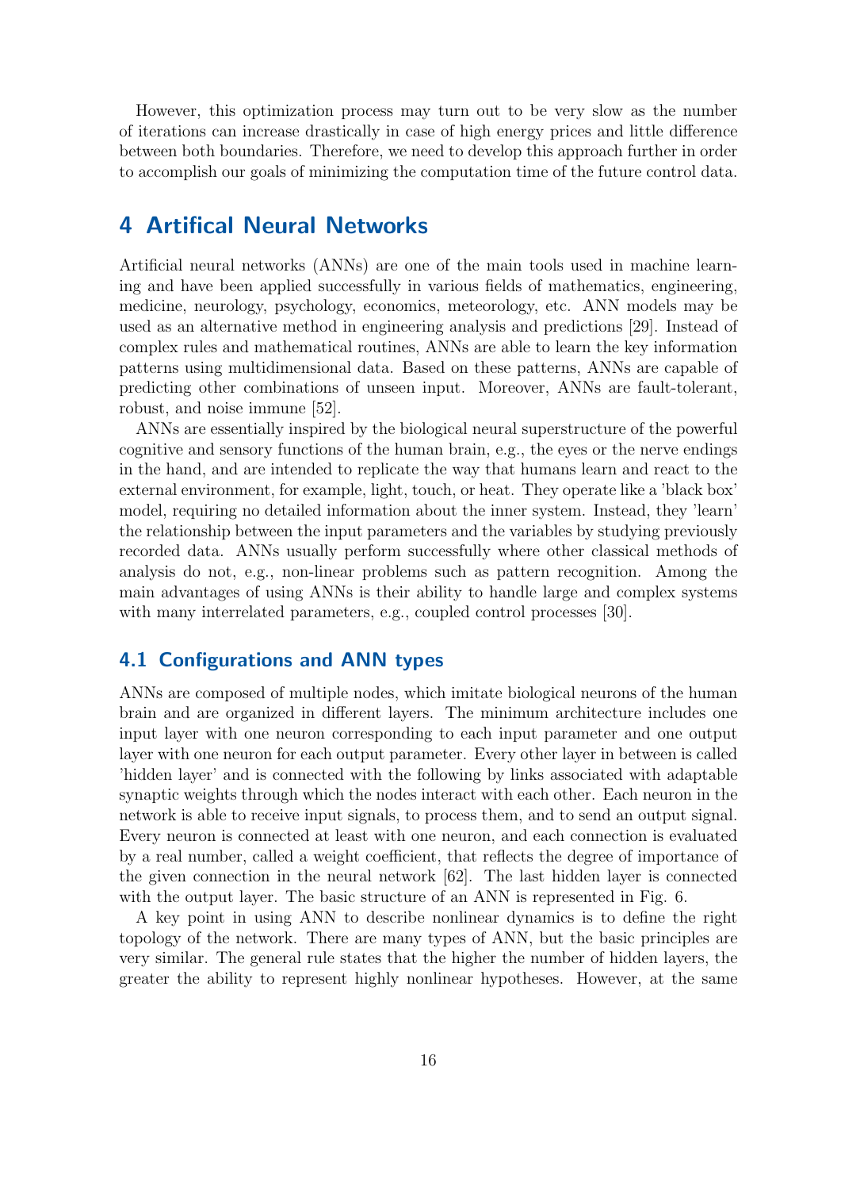However, this optimization process may turn out to be very slow as the number of iterations can increase drastically in case of high energy prices and little difference between both boundaries. Therefore, we need to develop this approach further in order to accomplish our goals of minimizing the computation time of the future control data.

# 4 Artifical Neural Networks

Artificial neural networks (ANNs) are one of the main tools used in machine learning and have been applied successfully in various fields of mathematics, engineering, medicine, neurology, psychology, economics, meteorology, etc. ANN models may be used as an alternative method in engineering analysis and predictions [29]. Instead of complex rules and mathematical routines, ANNs are able to learn the key information patterns using multidimensional data. Based on these patterns, ANNs are capable of predicting other combinations of unseen input. Moreover, ANNs are fault-tolerant, robust, and noise immune [52].

ANNs are essentially inspired by the biological neural superstructure of the powerful cognitive and sensory functions of the human brain, e.g., the eyes or the nerve endings in the hand, and are intended to replicate the way that humans learn and react to the external environment, for example, light, touch, or heat. They operate like a 'black box' model, requiring no detailed information about the inner system. Instead, they 'learn' the relationship between the input parameters and the variables by studying previously recorded data. ANNs usually perform successfully where other classical methods of analysis do not, e.g., non-linear problems such as pattern recognition. Among the main advantages of using ANNs is their ability to handle large and complex systems with many interrelated parameters, e.g., coupled control processes [30].

## 4.1 Configurations and ANN types

ANNs are composed of multiple nodes, which imitate biological neurons of the human brain and are organized in different layers. The minimum architecture includes one input layer with one neuron corresponding to each input parameter and one output layer with one neuron for each output parameter. Every other layer in between is called 'hidden layer' and is connected with the following by links associated with adaptable synaptic weights through which the nodes interact with each other. Each neuron in the network is able to receive input signals, to process them, and to send an output signal. Every neuron is connected at least with one neuron, and each connection is evaluated by a real number, called a weight coefficient, that reflects the degree of importance of the given connection in the neural network [62]. The last hidden layer is connected with the output layer. The basic structure of an ANN is represented in Fig. 6.

A key point in using ANN to describe nonlinear dynamics is to define the right topology of the network. There are many types of ANN, but the basic principles are very similar. The general rule states that the higher the number of hidden layers, the greater the ability to represent highly nonlinear hypotheses. However, at the same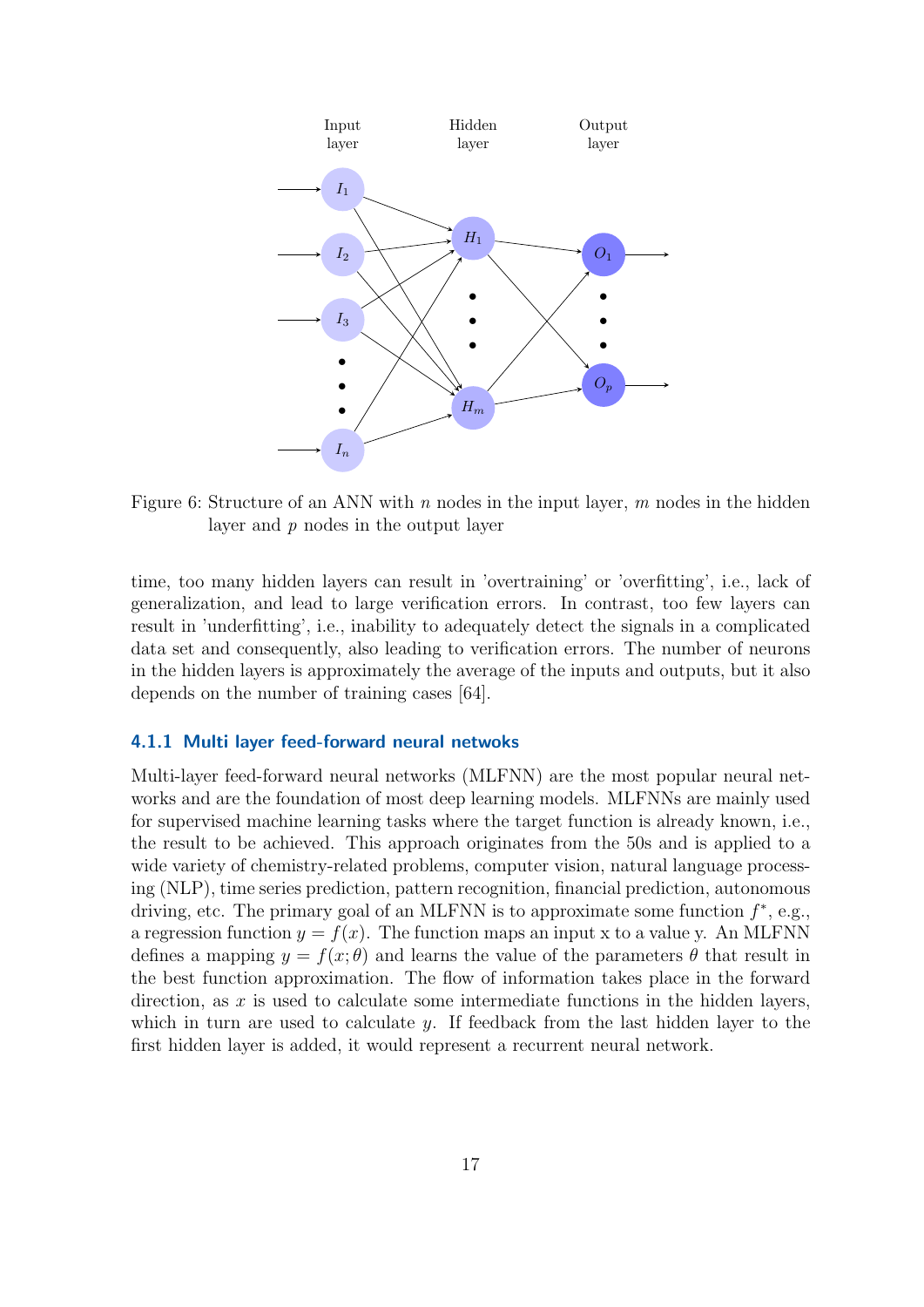Figure 6: Structure of an ANN with $n$ nodes in the input layer, $m$ nodes in the hidden layer and $p$ nodes in the output layer

time, too many hidden layers can result in 'overtraining' or 'overfitting', i.e., lack of generalization, and lead to large verification errors. In contrast, too few layers can result in 'underfitting', i.e., inability to adequately detect the signals in a complicated data set and consequently, also leading to verification errors. The number of neurons in the hidden layers is approximately the average of the inputs and outputs, but it also depends on the number of training cases [64].

### 4.1.1 Multi layer feed-forward neural netwoks

Multi-layer feed-forward neural networks (MLFNN) are the most popular neural networks and are the foundation of most deep learning models. MLFNNs are mainly used for supervised machine learning tasks where the target function is already known, i.e., the result to be achieved. This approach originates from the 50s and is applied to a wide variety of chemistry-related problems, computer vision, natural language processing (NLP), time series prediction, pattern recognition, financial prediction, autonomous driving, etc. The primary goal of an MLFNN is to approximate some function $f^*$, e.g., a regression function $y = f(x)$. The function maps an input x to a value y. An MLFNN defines a mapping $y = f(x; \theta)$ and learns the value of the parameters $\theta$ that result in the best function approximation. The flow of information takes place in the forward direction, as $x$ is used to calculate some intermediate functions in the hidden layers, which in turn are used to calculate $y$. If feedback from the last hidden layer to the first hidden layer is added, it would represent a recurrent neural network.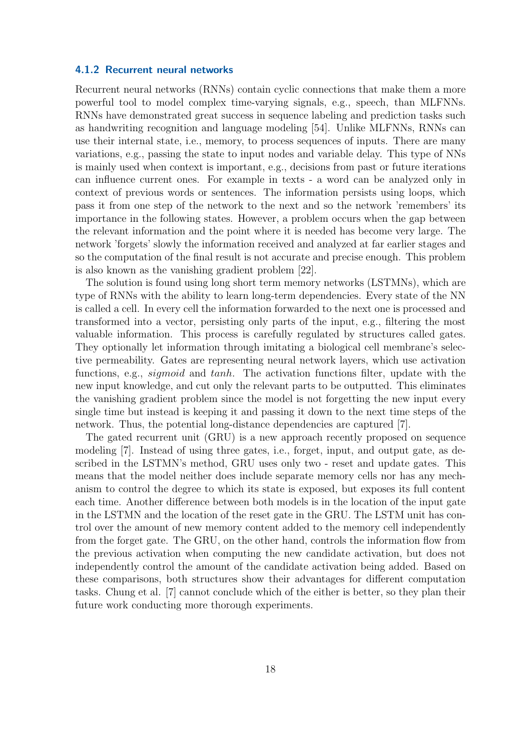### 4.1.2 Recurrent neural networks

Recurrent neural networks (RNNs) contain cyclic connections that make them a more powerful tool to model complex time-varying signals, e.g., speech, than MLFNNs. RNNs have demonstrated great success in sequence labeling and prediction tasks such as handwriting recognition and language modeling [54]. Unlike MLFNNs, RNNs can use their internal state, i.e., memory, to process sequences of inputs. There are many variations, e.g., passing the state to input nodes and variable delay. This type of NNs is mainly used when context is important, e.g., decisions from past or future iterations can influence current ones. For example in texts - a word can be analyzed only in context of previous words or sentences. The information persists using loops, which pass it from one step of the network to the next and so the network 'remembers' its importance in the following states. However, a problem occurs when the gap between the relevant information and the point where it is needed has become very large. The network 'forgets' slowly the information received and analyzed at far earlier stages and so the computation of the final result is not accurate and precise enough. This problem is also known as the vanishing gradient problem [22].

The solution is found using long short term memory networks (LSTMNs), which are type of RNNs with the ability to learn long-term dependencies. Every state of the NN is called a cell. In every cell the information forwarded to the next one is processed and transformed into a vector, persisting only parts of the input, e.g., filtering the most valuable information. This process is carefully regulated by structures called gates. They optionally let information through imitating a biological cell membrane's selective permeability. Gates are representing neural network layers, which use activation functions, e.g., *sigmoid* and *tanh*. The activation functions filter, update with the new input knowledge, and cut only the relevant parts to be outputted. This eliminates the vanishing gradient problem since the model is not forgetting the new input every single time but instead is keeping it and passing it down to the next time steps of the network. Thus, the potential long-distance dependencies are captured [7].

The gated recurrent unit (GRU) is a new approach recently proposed on sequence modeling [7]. Instead of using three gates, i.e., forget, input, and output gate, as described in the LSTMN's method, GRU uses only two - reset and update gates. This means that the model neither does include separate memory cells nor has any mechanism to control the degree to which its state is exposed, but exposes its full content each time. Another difference between both models is in the location of the input gate in the LSTMN and the location of the reset gate in the GRU. The LSTM unit has control over the amount of new memory content added to the memory cell independently from the forget gate. The GRU, on the other hand, controls the information flow from the previous activation when computing the new candidate activation, but does not independently control the amount of the candidate activation being added. Based on these comparisons, both structures show their advantages for different computation tasks. Chung et al. [7] cannot conclude which of the either is better, so they plan their future work conducting more thorough experiments.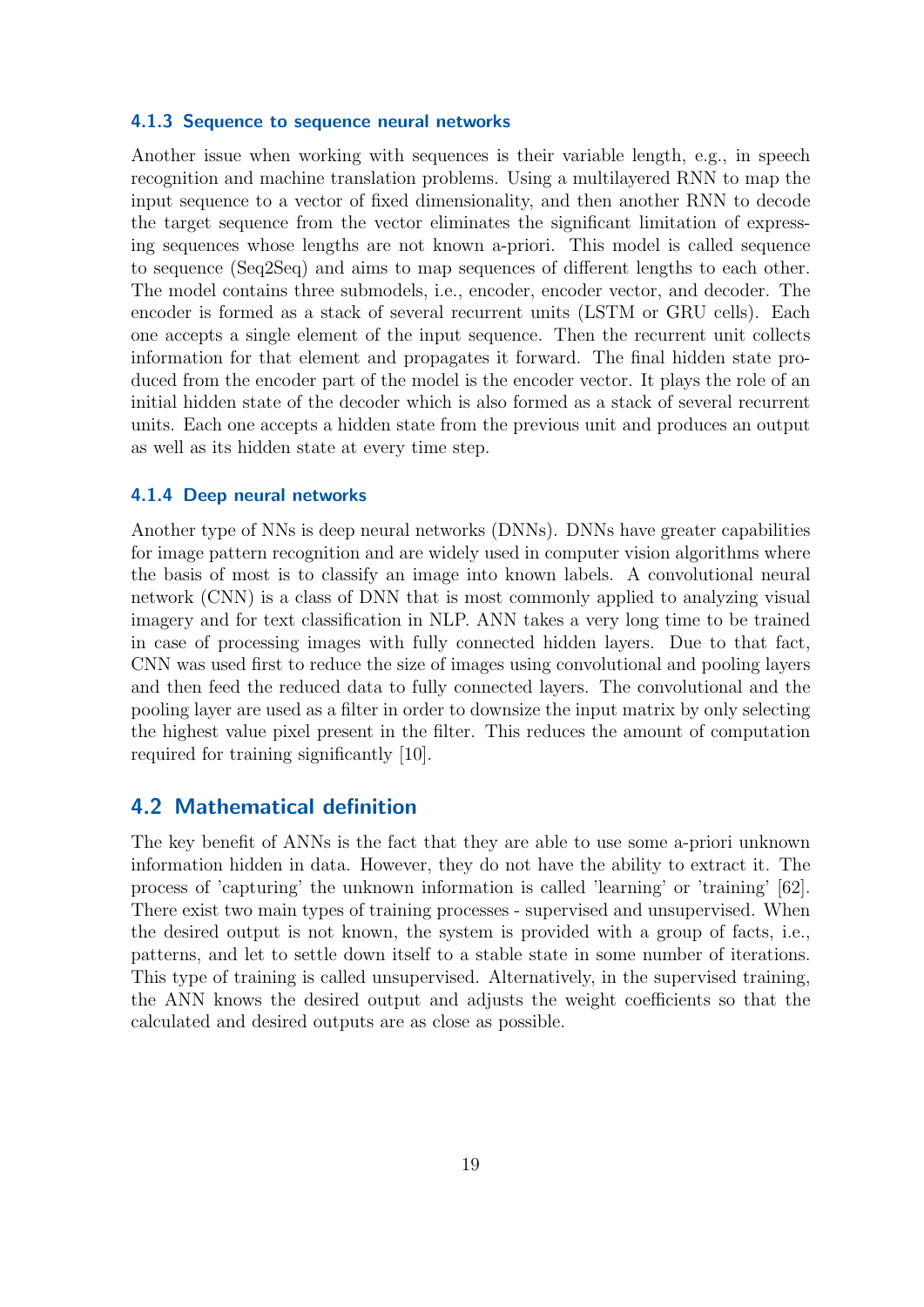### 4.1.3 Sequence to sequence neural networks

Another issue when working with sequences is their variable length, e.g., in speech recognition and machine translation problems. Using a multilayered RNN to map the input sequence to a vector of fixed dimensionality, and then another RNN to decode the target sequence from the vector eliminates the significant limitation of expressing sequences whose lengths are not known a-priori. This model is called sequence to sequence (Seq2Seq) and aims to map sequences of different lengths to each other. The model contains three submodels, i.e., encoder, encoder vector, and decoder. The encoder is formed as a stack of several recurrent units (LSTM or GRU cells). Each one accepts a single element of the input sequence. Then the recurrent unit collects information for that element and propagates it forward. The final hidden state produced from the encoder part of the model is the encoder vector. It plays the role of an initial hidden state of the decoder which is also formed as a stack of several recurrent units. Each one accepts a hidden state from the previous unit and produces an output as well as its hidden state at every time step.

### 4.1.4 Deep neural networks

Another type of NNs is deep neural networks (DNNs). DNNs have greater capabilities for image pattern recognition and are widely used in computer vision algorithms where the basis of most is to classify an image into known labels. A convolutional neural network (CNN) is a class of DNN that is most commonly applied to analyzing visual imagery and for text classification in NLP. ANN takes a very long time to be trained in case of processing images with fully connected hidden layers. Due to that fact, CNN was used first to reduce the size of images using convolutional and pooling layers and then feed the reduced data to fully connected layers. The convolutional and the pooling layer are used as a filter in order to downsize the input matrix by only selecting the highest value pixel present in the filter. This reduces the amount of computation required for training significantly [10].

## 4.2 Mathematical definition

The key benefit of ANNs is the fact that they are able to use some a-priori unknown information hidden in data. However, they do not have the ability to extract it. The process of 'capturing' the unknown information is called 'learning' or 'training' [62]. There exist two main types of training processes - supervised and unsupervised. When the desired output is not known, the system is provided with a group of facts, i.e., patterns, and let to settle down itself to a stable state in some number of iterations. This type of training is called unsupervised. Alternatively, in the supervised training, the ANN knows the desired output and adjusts the weight coefficients so that the calculated and desired outputs are as close as possible.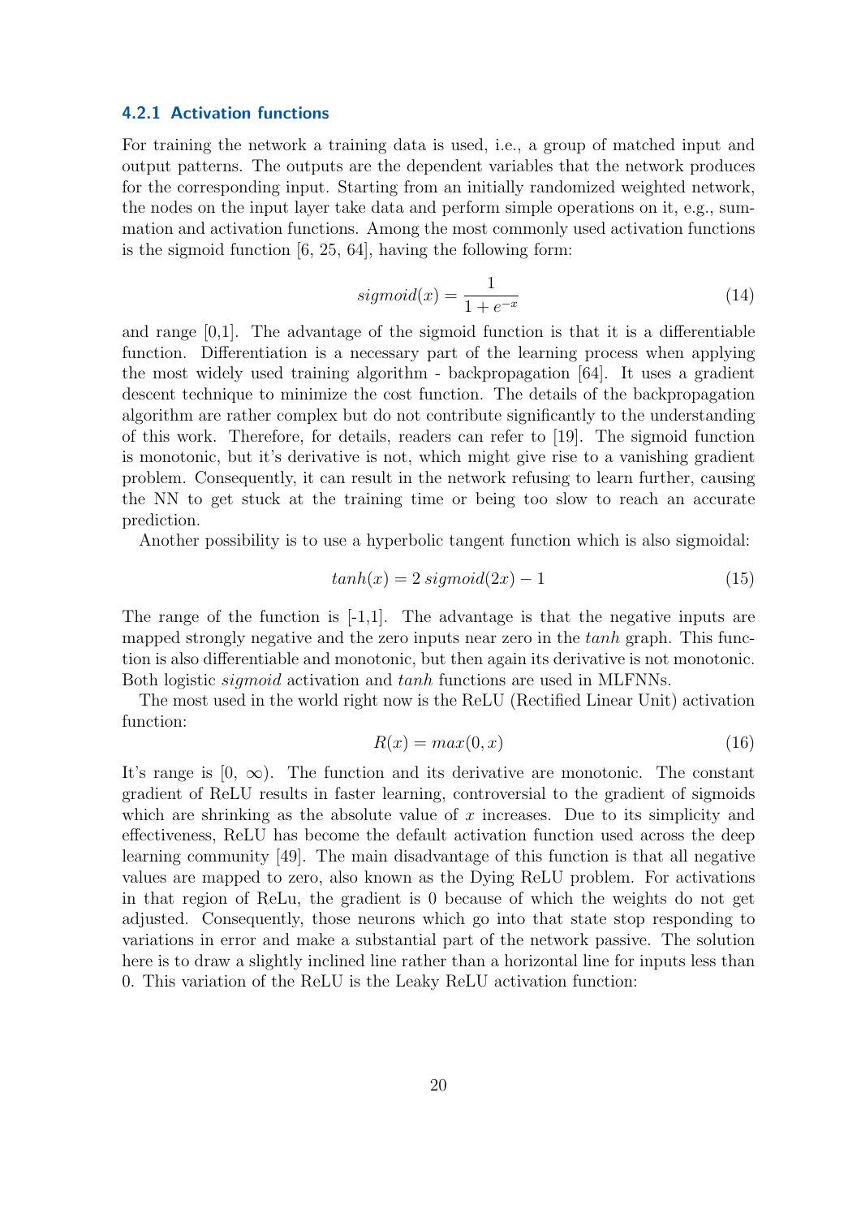### 4.2.1 Activation functions

For training the network a training data is used, i.e., a group of matched input and output patterns. The outputs are the dependent variables that the network produces for the corresponding input. Starting from an initially randomized weighted network, the nodes on the input layer take data and perform simple operations on it, e.g., summation and activation functions. Among the most commonly used activation functions is the sigmoid function [6, 25, 64], having the following form:

$$sigmoid(x) = \frac{1}{1 + e^{-x}} \tag{14}$$

and range [0,1]. The advantage of the sigmoid function is that it is a differentiable function. Differentiation is a necessary part of the learning process when applying the most widely used training algorithm - backpropagation [64]. It uses a gradient descent technique to minimize the cost function. The details of the backpropagation algorithm are rather complex but do not contribute significantly to the understanding of this work. Therefore, for details, readers can refer to [19]. The sigmoid function is monotonic, but it's derivative is not, which might give rise to a vanishing gradient problem. Consequently, it can result in the network refusing to learn further, causing the NN to get stuck at the training time or being too slow to reach an accurate prediction.

Another possibility is to use a hyperbolic tangent function which is also sigmoidal:

$$tanh(x) = 2\, sigmoid(2x) - 1 \tag{15}$$

The range of the function is [-1,1]. The advantage is that the negative inputs are mapped strongly negative and the zero inputs near zero in the *tanh* graph. This function is also differentiable and monotonic, but then again its derivative is not monotonic. Both logistic *sigmoid* activation and *tanh* functions are used in MLFNNs.

The most used in the world right now is the ReLU (Rectified Linear Unit) activation function:

$$R(x) = max(0, x) \tag{16}$$

It's range is $[0, \infty)$. The function and its derivative are monotonic. The constant gradient of ReLU results in faster learning, controversial to the gradient of sigmoids which are shrinking as the absolute value of $x$ increases. Due to its simplicity and effectiveness, ReLU has become the default activation function used across the deep learning community [49]. The main disadvantage of this function is that all negative values are mapped to zero, also known as the Dying ReLU problem. For activations in that region of ReLu, the gradient is 0 because of which the weights do not get adjusted. Consequently, those neurons which go into that state stop responding to variations in error and make a substantial part of the network passive. The solution here is to draw a slightly inclined line rather than a horizontal line for inputs less than 0. This variation of the ReLU is the Leaky ReLU activation function: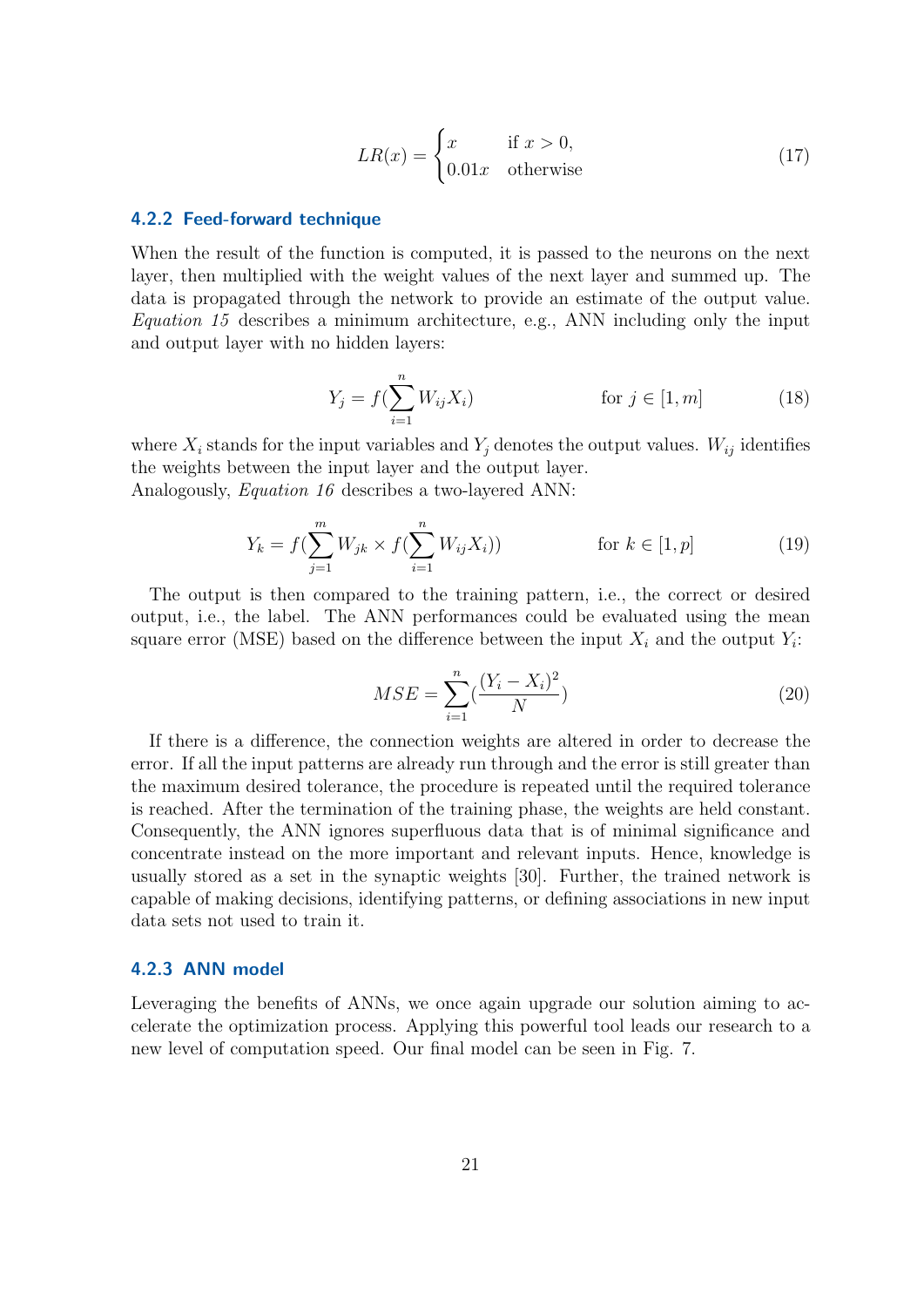$$LR(x) = \begin{cases} x & \text{if } x > 0, \\ 0.01x & \text{otherwise} \end{cases} \tag{17}$$

### 4.2.2 Feed-forward technique

When the result of the function is computed, it is passed to the neurons on the next layer, then multiplied with the weight values of the next layer and summed up. The data is propagated through the network to provide an estimate of the output value. *Equation 15* describes a minimum architecture, e.g., ANN including only the input and output layer with no hidden layers:

$$Y_j = f(\sum_{i=1}^{n} W_{ij} X_i) \qquad \text{for } j \in [1, m] \tag{18}$$

where $X_i$ stands for the input variables and $Y_j$ denotes the output values. $W_{ij}$ identifies the weights between the input layer and the output layer.
Analogously, *Equation 16* describes a two-layered ANN:

$$Y_k = f(\sum_{j=1}^{m} W_{jk} \times f(\sum_{i=1}^{n} W_{ij} X_i)) \qquad \text{for } k \in [1, p] \tag{19}$$

The output is then compared to the training pattern, i.e., the correct or desired output, i.e., the label. The ANN performances could be evaluated using the mean square error (MSE) based on the difference between the input $X_i$ and the output $Y_i$:

$$MSE = \sum_{i=1}^{n} (\frac{(Y_i - X_i)^2}{N}) \tag{20}$$

If there is a difference, the connection weights are altered in order to decrease the error. If all the input patterns are already run through and the error is still greater than the maximum desired tolerance, the procedure is repeated until the required tolerance is reached. After the termination of the training phase, the weights are held constant. Consequently, the ANN ignores superfluous data that is of minimal significance and concentrate instead on the more important and relevant inputs. Hence, knowledge is usually stored as a set in the synaptic weights [30]. Further, the trained network is capable of making decisions, identifying patterns, or defining associations in new input data sets not used to train it.

### 4.2.3 ANN model

Leveraging the benefits of ANNs, we once again upgrade our solution aiming to accelerate the optimization process. Applying this powerful tool leads our research to a new level of computation speed. Our final model can be seen in Fig. 7.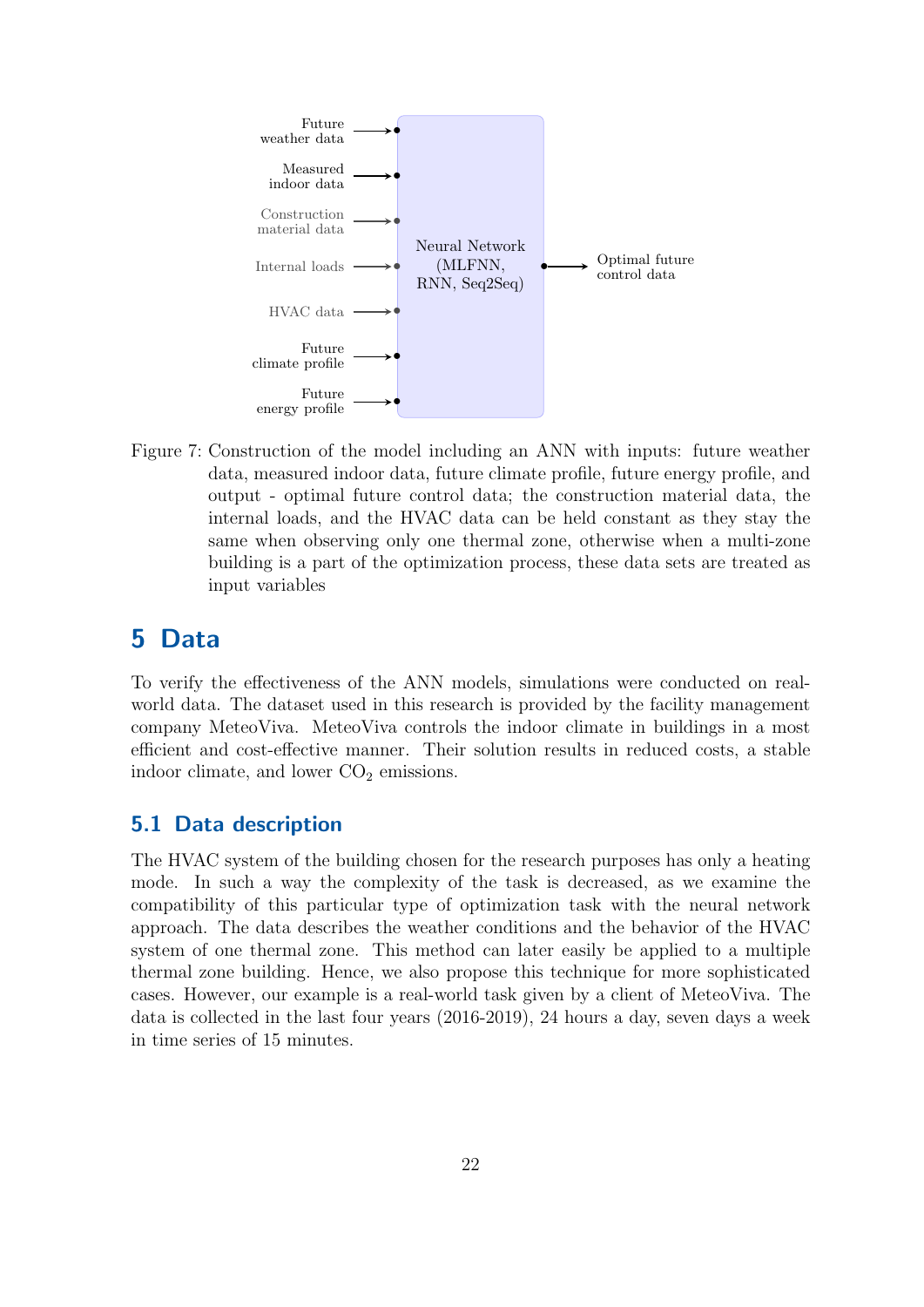Future weather data

Measured indoor data

Construction material data

Internal loads

HVAC data

Future climate profile

Future energy profile

Neural Network (MLFNN, RNN, Seq2Seq)

Optimal future control data

Figure 7: Construction of the model including an ANN with inputs: future weather data, measured indoor data, future climate profile, future energy profile, and output - optimal future control data; the construction material data, the internal loads, and the HVAC data can be held constant as they stay the same when observing only one thermal zone, otherwise when a multi-zone building is a part of the optimization process, these data sets are treated as input variables

# 5 Data

To verify the effectiveness of the ANN models, simulations were conducted on real-world data. The dataset used in this research is provided by the facility management company MeteoViva. MeteoViva controls the indoor climate in buildings in a most efficient and cost-effective manner. Their solution results in reduced costs, a stable indoor climate, and lower $CO_2$ emissions.

## 5.1 Data description

The HVAC system of the building chosen for the research purposes has only a heating mode. In such a way the complexity of the task is decreased, as we examine the compatibility of this particular type of optimization task with the neural network approach. The data describes the weather conditions and the behavior of the HVAC system of one thermal zone. This method can later easily be applied to a multiple thermal zone building. Hence, we also propose this technique for more sophisticated cases. However, our example is a real-world task given by a client of MeteoViva. The data is collected in the last four years (2016-2019), 24 hours a day, seven days a week in time series of 15 minutes.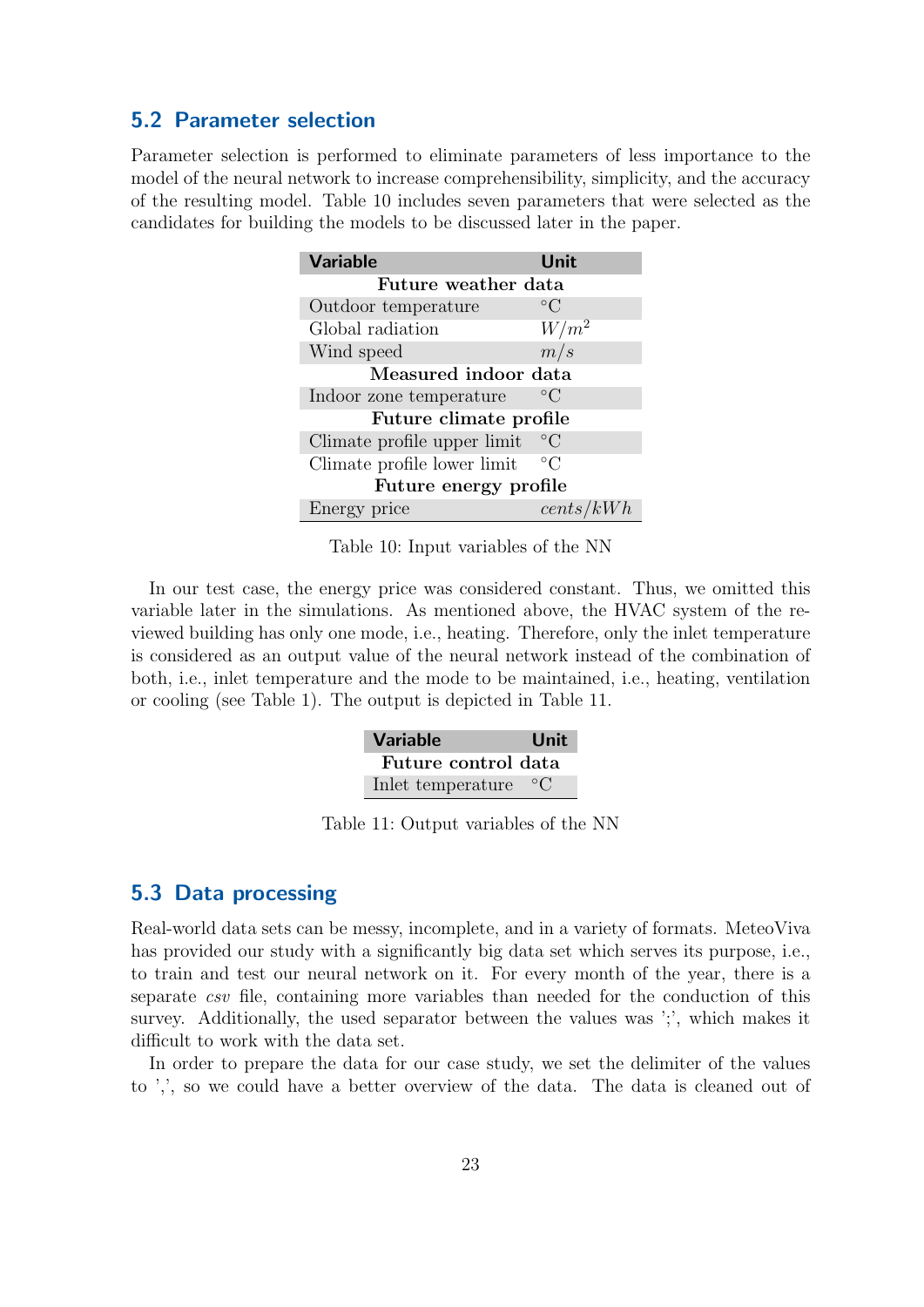## 5.2 Parameter selection

Parameter selection is performed to eliminate parameters of less importance to the model of the neural network to increase comprehensibility, simplicity, and the accuracy of the resulting model. Table 10 includes seven parameters that were selected as the candidates for building the models to be discussed later in the paper.

| **Variable** | **Unit** |
|---|---|
| **Future weather data** | |
| Outdoor temperature | $^{\circ}$C |
| Global radiation | $W/m^2$ |
| Wind speed | $m/s$ |
| **Measured indoor data** | |
| Indoor zone temperature | $^{\circ}$C |
| **Future climate profile** | |
| Climate profile upper limit | $^{\circ}$C |
| Climate profile lower limit | $^{\circ}$C |
| **Future energy profile** | |
| Energy price | $cents/kWh$ |

Table 10: Input variables of the NN

In our test case, the energy price was considered constant. Thus, we omitted this variable later in the simulations. As mentioned above, the HVAC system of the reviewed building has only one mode, i.e., heating. Therefore, only the inlet temperature is considered as an output value of the neural network instead of the combination of both, i.e., inlet temperature and the mode to be maintained, i.e., heating, ventilation or cooling (see Table 1). The output is depicted in Table 11.

| **Variable** | **Unit** |
|---|---|
| **Future control data** | |
| Inlet temperature | $^{\circ}$C |

Table 11: Output variables of the NN

## 5.3 Data processing

Real-world data sets can be messy, incomplete, and in a variety of formats. MeteoViva has provided our study with a significantly big data set which serves its purpose, i.e., to train and test our neural network on it. For every month of the year, there is a separate *csv* file, containing more variables than needed for the conduction of this survey. Additionally, the used separator between the values was ';', which makes it difficult to work with the data set.

In order to prepare the data for our case study, we set the delimiter of the values to ',', so we could have a better overview of the data. The data is cleaned out of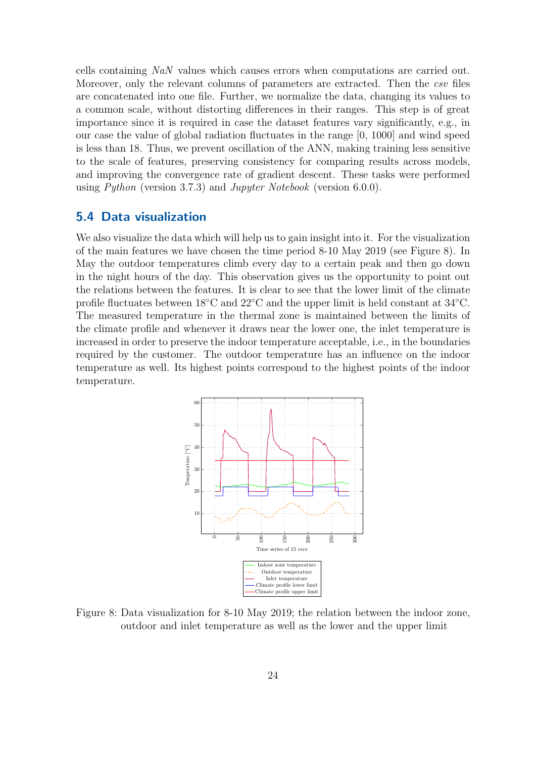cells containing *NaN* values which causes errors when computations are carried out. Moreover, only the relevant columns of parameters are extracted. Then the *csv* files are concatenated into one file. Further, we normalize the data, changing its values to a common scale, without distorting differences in their ranges. This step is of great importance since it is required in case the dataset features vary significantly, e.g., in our case the value of global radiation fluctuates in the range [0, 1000] and wind speed is less than 18. Thus, we prevent oscillation of the ANN, making training less sensitive to the scale of features, preserving consistency for comparing results across models, and improving the convergence rate of gradient descent. These tasks were performed using *Python* (version 3.7.3) and *Jupyter Notebook* (version 6.0.0).

## 5.4 Data visualization

We also visualize the data which will help us to gain insight into it. For the visualization of the main features we have chosen the time period 8-10 May 2019 (see Figure 8). In May the outdoor temperatures climb every day to a certain peak and then go down in the night hours of the day. This observation gives us the opportunity to point out the relations between the features. It is clear to see that the lower limit of the climate profile fluctuates between 18°C and 22°C and the upper limit is held constant at 34°C. The measured temperature in the thermal zone is maintained between the limits of the climate profile and whenever it draws near the lower one, the inlet temperature is increased in order to preserve the indoor temperature acceptable, i.e., in the boundaries required by the customer. The outdoor temperature has an influence on the indoor temperature as well. Its highest points correspond to the highest points of the indoor temperature.

Figure 8: Data visualization for 8-10 May 2019; the relation between the indoor zone, outdoor and inlet temperature as well as the lower and the upper limit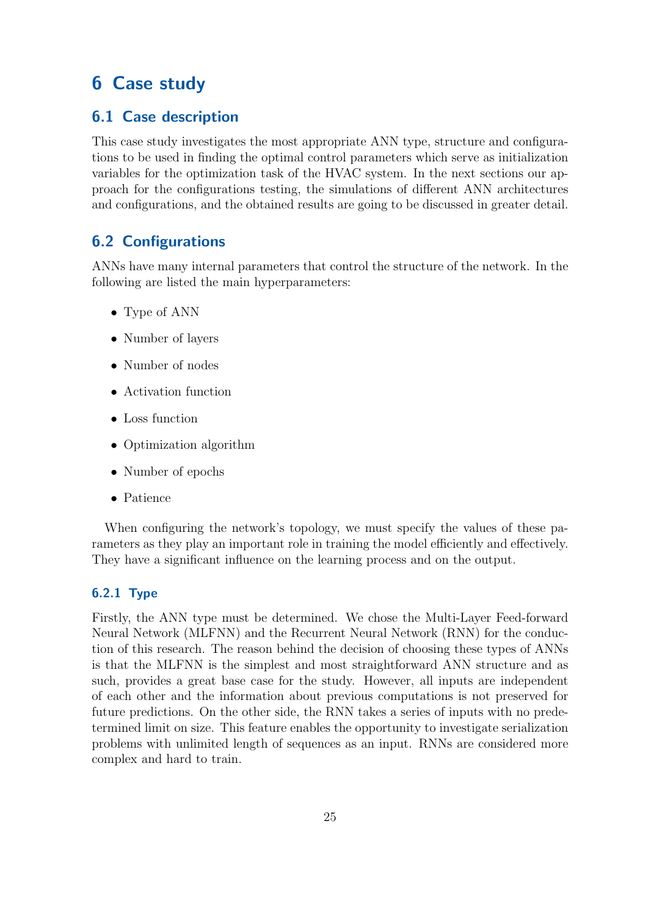# 6 Case study

## 6.1 Case description

This case study investigates the most appropriate ANN type, structure and configurations to be used in finding the optimal control parameters which serve as initialization variables for the optimization task of the HVAC system. In the next sections our approach for the configurations testing, the simulations of different ANN architectures and configurations, and the obtained results are going to be discussed in greater detail.

## 6.2 Configurations

ANNs have many internal parameters that control the structure of the network. In the following are listed the main hyperparameters:

- Type of ANN
- Number of layers
- Number of nodes
- Activation function
- Loss function
- Optimization algorithm
- Number of epochs
- Patience

When configuring the network's topology, we must specify the values of these parameters as they play an important role in training the model efficiently and effectively. They have a significant influence on the learning process and on the output.

### 6.2.1 Type

Firstly, the ANN type must be determined. We chose the Multi-Layer Feed-forward Neural Network (MLFNN) and the Recurrent Neural Network (RNN) for the conduction of this research. The reason behind the decision of choosing these types of ANNs is that the MLFNN is the simplest and most straightforward ANN structure and as such, provides a great base case for the study. However, all inputs are independent of each other and the information about previous computations is not preserved for future predictions. On the other side, the RNN takes a series of inputs with no predetermined limit on size. This feature enables the opportunity to investigate serialization problems with unlimited length of sequences as an input. RNNs are considered more complex and hard to train.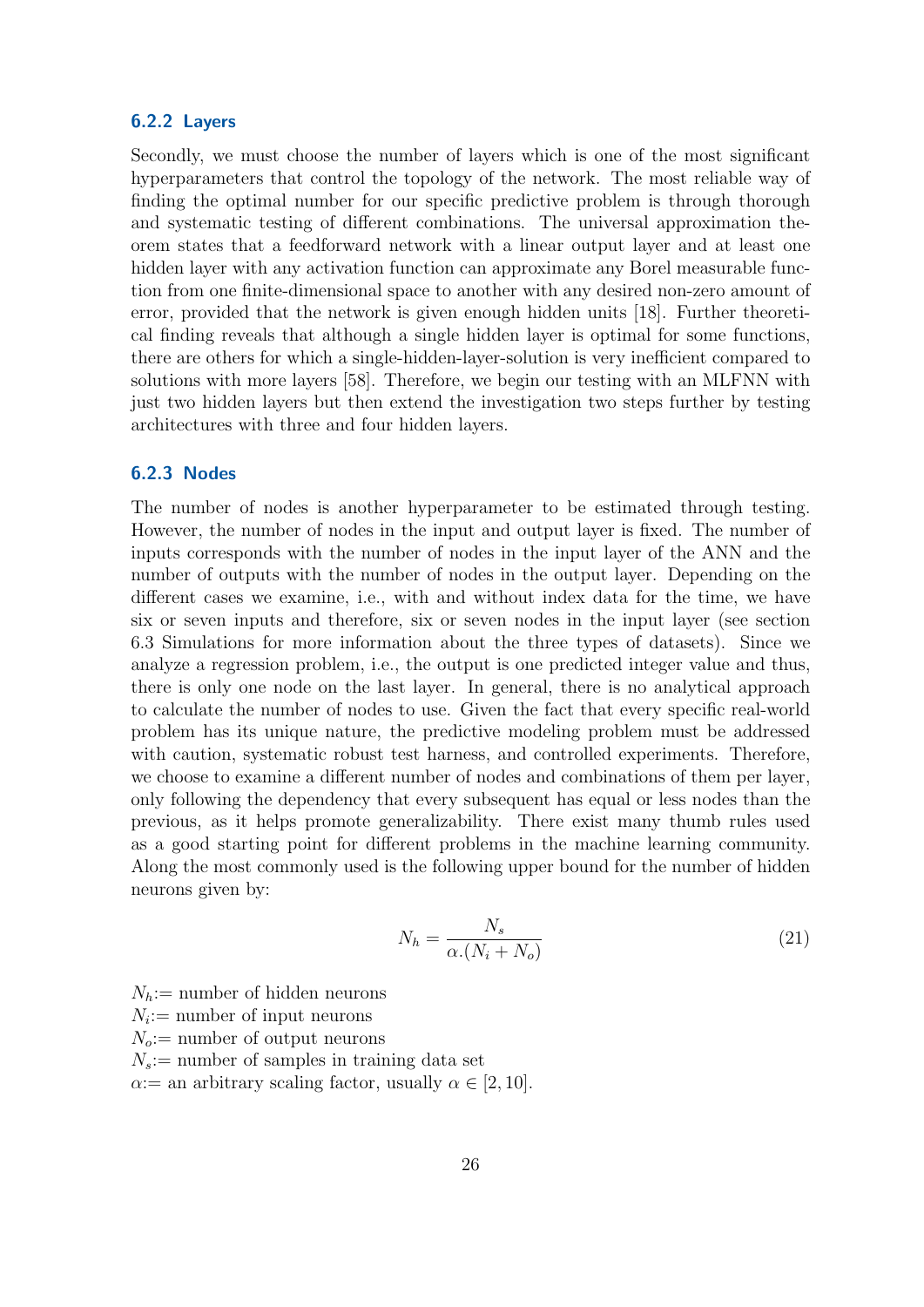### 6.2.2 Layers

Secondly, we must choose the number of layers which is one of the most significant hyperparameters that control the topology of the network. The most reliable way of finding the optimal number for our specific predictive problem is through thorough and systematic testing of different combinations. The universal approximation theorem states that a feedforward network with a linear output layer and at least one hidden layer with any activation function can approximate any Borel measurable function from one finite-dimensional space to another with any desired non-zero amount of error, provided that the network is given enough hidden units [18]. Further theoretical finding reveals that although a single hidden layer is optimal for some functions, there are others for which a single-hidden-layer-solution is very inefficient compared to solutions with more layers [58]. Therefore, we begin our testing with an MLFNN with just two hidden layers but then extend the investigation two steps further by testing architectures with three and four hidden layers.

### 6.2.3 Nodes

The number of nodes is another hyperparameter to be estimated through testing. However, the number of nodes in the input and output layer is fixed. The number of inputs corresponds with the number of nodes in the input layer of the ANN and the number of outputs with the number of nodes in the output layer. Depending on the different cases we examine, i.e., with and without index data for the time, we have six or seven inputs and therefore, six or seven nodes in the input layer (see section 6.3 Simulations for more information about the three types of datasets). Since we analyze a regression problem, i.e., the output is one predicted integer value and thus, there is only one node on the last layer. In general, there is no analytical approach to calculate the number of nodes to use. Given the fact that every specific real-world problem has its unique nature, the predictive modeling problem must be addressed with caution, systematic robust test harness, and controlled experiments. Therefore, we choose to examine a different number of nodes and combinations of them per layer, only following the dependency that every subsequent has equal or less nodes than the previous, as it helps promote generalizability. There exist many thumb rules used as a good starting point for different problems in the machine learning community. Along the most commonly used is the following upper bound for the number of hidden neurons given by:

$$N_h = \frac{N_s}{\alpha.(N_i + N_o)} \tag{21}$$

$N_h$:= number of hidden neurons  
$N_i$:= number of input neurons  
$N_o$:= number of output neurons  
$N_s$:= number of samples in training data set  
$\alpha$:= an arbitrary scaling factor, usually $\alpha \in [2, 10]$.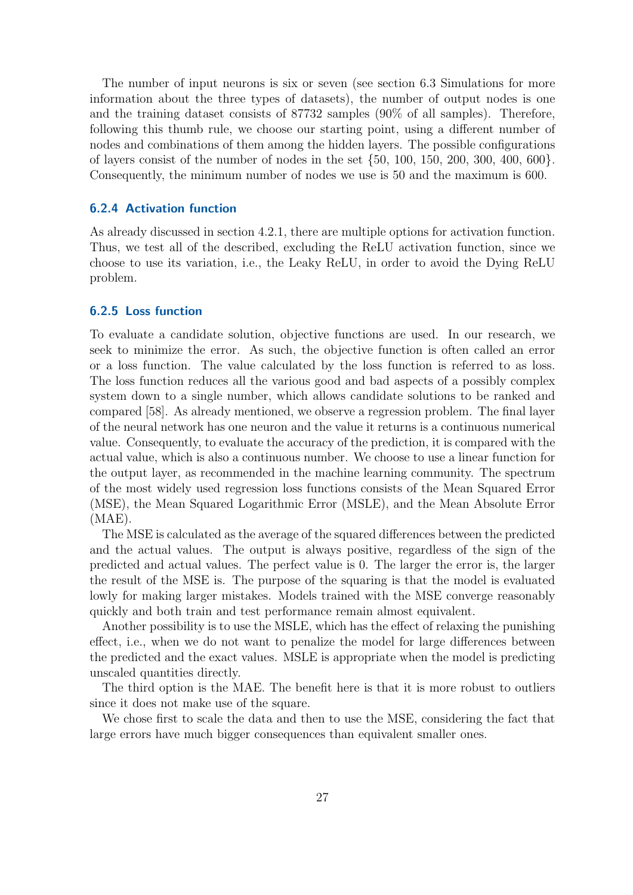The number of input neurons is six or seven (see section 6.3 Simulations for more information about the three types of datasets), the number of output nodes is one and the training dataset consists of 87732 samples (90% of all samples). Therefore, following this thumb rule, we choose our starting point, using a different number of nodes and combinations of them among the hidden layers. The possible configurations of layers consist of the number of nodes in the set {50, 100, 150, 200, 300, 400, 600}. Consequently, the minimum number of nodes we use is 50 and the maximum is 600.

### 6.2.4 Activation function

As already discussed in section 4.2.1, there are multiple options for activation function. Thus, we test all of the described, excluding the ReLU activation function, since we choose to use its variation, i.e., the Leaky ReLU, in order to avoid the Dying ReLU problem.

### 6.2.5 Loss function

To evaluate a candidate solution, objective functions are used. In our research, we seek to minimize the error. As such, the objective function is often called an error or a loss function. The value calculated by the loss function is referred to as loss. The loss function reduces all the various good and bad aspects of a possibly complex system down to a single number, which allows candidate solutions to be ranked and compared [58]. As already mentioned, we observe a regression problem. The final layer of the neural network has one neuron and the value it returns is a continuous numerical value. Consequently, to evaluate the accuracy of the prediction, it is compared with the actual value, which is also a continuous number. We choose to use a linear function for the output layer, as recommended in the machine learning community. The spectrum of the most widely used regression loss functions consists of the Mean Squared Error (MSE), the Mean Squared Logarithmic Error (MSLE), and the Mean Absolute Error (MAE).

The MSE is calculated as the average of the squared differences between the predicted and the actual values. The output is always positive, regardless of the sign of the predicted and actual values. The perfect value is 0. The larger the error is, the larger the result of the MSE is. The purpose of the squaring is that the model is evaluated lowly for making larger mistakes. Models trained with the MSE converge reasonably quickly and both train and test performance remain almost equivalent.

Another possibility is to use the MSLE, which has the effect of relaxing the punishing effect, i.e., when we do not want to penalize the model for large differences between the predicted and the exact values. MSLE is appropriate when the model is predicting unscaled quantities directly.

The third option is the MAE. The benefit here is that it is more robust to outliers since it does not make use of the square.

We chose first to scale the data and then to use the MSE, considering the fact that large errors have much bigger consequences than equivalent smaller ones.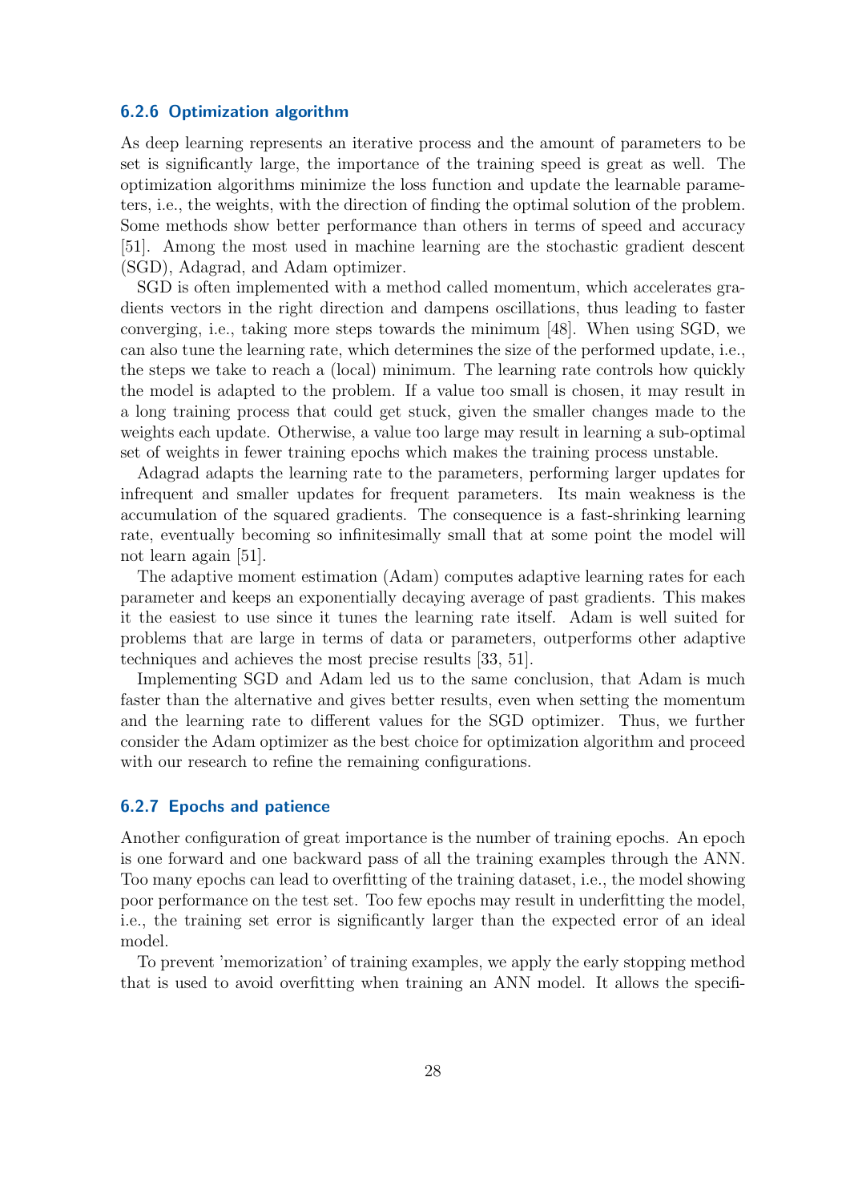### 6.2.6 Optimization algorithm

As deep learning represents an iterative process and the amount of parameters to be set is significantly large, the importance of the training speed is great as well. The optimization algorithms minimize the loss function and update the learnable parameters, i.e., the weights, with the direction of finding the optimal solution of the problem. Some methods show better performance than others in terms of speed and accuracy [51]. Among the most used in machine learning are the stochastic gradient descent (SGD), Adagrad, and Adam optimizer.

SGD is often implemented with a method called momentum, which accelerates gradients vectors in the right direction and dampens oscillations, thus leading to faster converging, i.e., taking more steps towards the minimum [48]. When using SGD, we can also tune the learning rate, which determines the size of the performed update, i.e., the steps we take to reach a (local) minimum. The learning rate controls how quickly the model is adapted to the problem. If a value too small is chosen, it may result in a long training process that could get stuck, given the smaller changes made to the weights each update. Otherwise, a value too large may result in learning a sub-optimal set of weights in fewer training epochs which makes the training process unstable.

Adagrad adapts the learning rate to the parameters, performing larger updates for infrequent and smaller updates for frequent parameters. Its main weakness is the accumulation of the squared gradients. The consequence is a fast-shrinking learning rate, eventually becoming so infinitesimally small that at some point the model will not learn again [51].

The adaptive moment estimation (Adam) computes adaptive learning rates for each parameter and keeps an exponentially decaying average of past gradients. This makes it the easiest to use since it tunes the learning rate itself. Adam is well suited for problems that are large in terms of data or parameters, outperforms other adaptive techniques and achieves the most precise results [33, 51].

Implementing SGD and Adam led us to the same conclusion, that Adam is much faster than the alternative and gives better results, even when setting the momentum and the learning rate to different values for the SGD optimizer. Thus, we further consider the Adam optimizer as the best choice for optimization algorithm and proceed with our research to refine the remaining configurations.

### 6.2.7 Epochs and patience

Another configuration of great importance is the number of training epochs. An epoch is one forward and one backward pass of all the training examples through the ANN. Too many epochs can lead to overfitting of the training dataset, i.e., the model showing poor performance on the test set. Too few epochs may result in underfitting the model, i.e., the training set error is significantly larger than the expected error of an ideal model.

To prevent 'memorization' of training examples, we apply the early stopping method that is used to avoid overfitting when training an ANN model. It allows the specifi-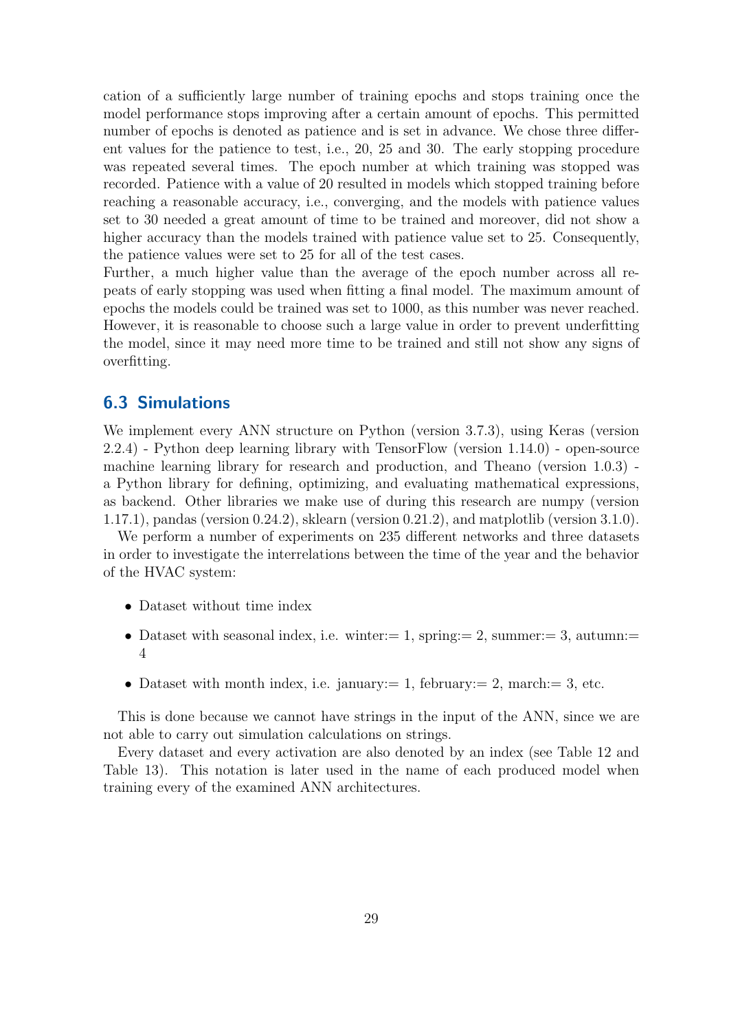cation of a sufficiently large number of training epochs and stops training once the model performance stops improving after a certain amount of epochs. This permitted number of epochs is denoted as patience and is set in advance. We chose three different values for the patience to test, i.e., 20, 25 and 30. The early stopping procedure was repeated several times. The epoch number at which training was stopped was recorded. Patience with a value of 20 resulted in models which stopped training before reaching a reasonable accuracy, i.e., converging, and the models with patience values set to 30 needed a great amount of time to be trained and moreover, did not show a higher accuracy than the models trained with patience value set to 25. Consequently, the patience values were set to 25 for all of the test cases.
Further, a much higher value than the average of the epoch number across all repeats of early stopping was used when fitting a final model. The maximum amount of epochs the models could be trained was set to 1000, as this number was never reached. However, it is reasonable to choose such a large value in order to prevent underfitting the model, since it may need more time to be trained and still not show any signs of overfitting.

## 6.3 Simulations

We implement every ANN structure on Python (version 3.7.3), using Keras (version 2.2.4) - Python deep learning library with TensorFlow (version 1.14.0) - open-source machine learning library for research and production, and Theano (version 1.0.3) - a Python library for defining, optimizing, and evaluating mathematical expressions, as backend. Other libraries we make use of during this research are numpy (version 1.17.1), pandas (version 0.24.2), sklearn (version 0.21.2), and matplotlib (version 3.1.0).

We perform a number of experiments on 235 different networks and three datasets in order to investigate the interrelations between the time of the year and the behavior of the HVAC system:

- Dataset without time index
- Dataset with seasonal index, i.e. winter:= 1, spring:= 2, summer:= 3, autumn:= 4
- Dataset with month index, i.e. january:= 1, february:= 2, march:= 3, etc.

This is done because we cannot have strings in the input of the ANN, since we are not able to carry out simulation calculations on strings.

Every dataset and every activation are also denoted by an index (see Table 12 and Table 13). This notation is later used in the name of each produced model when training every of the examined ANN architectures.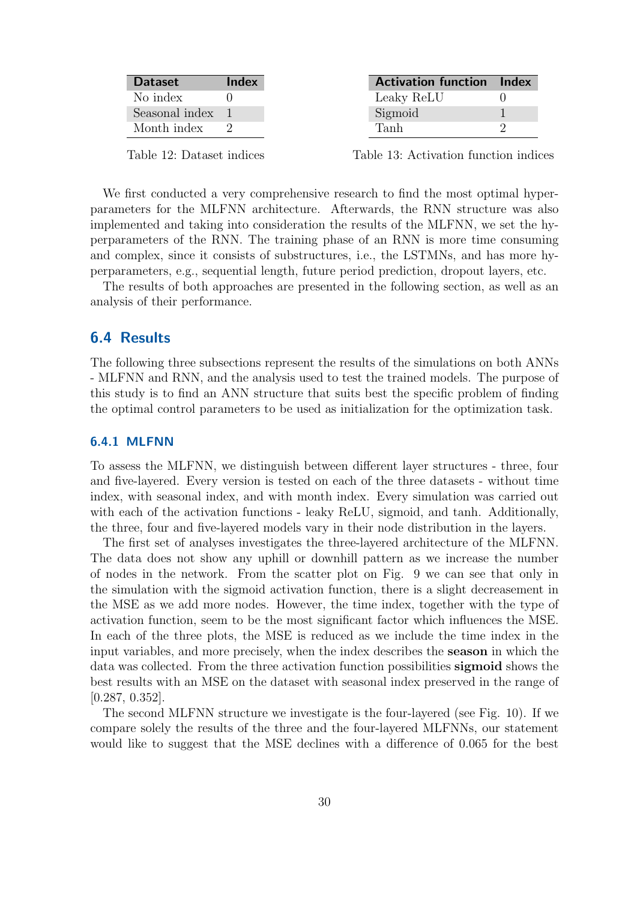| Dataset | Index |
|---|---|
| No index | 0 |
| Seasonal index | 1 |
| Month index | 2 |

Table 12: Dataset indices

| Activation function | Index |
|---|---|
| Leaky ReLU | 0 |
| Sigmoid | 1 |
| Tanh | 2 |

Table 13: Activation function indices

We first conducted a very comprehensive research to find the most optimal hyperparameters for the MLFNN architecture. Afterwards, the RNN structure was also implemented and taking into consideration the results of the MLFNN, we set the hyperparameters of the RNN. The training phase of an RNN is more time consuming and complex, since it consists of substructures, i.e., the LSTMNs, and has more hyperparameters, e.g., sequential length, future period prediction, dropout layers, etc.

The results of both approaches are presented in the following section, as well as an analysis of their performance.

## 6.4 Results

The following three subsections represent the results of the simulations on both ANNs - MLFNN and RNN, and the analysis used to test the trained models. The purpose of this study is to find an ANN structure that suits best the specific problem of finding the optimal control parameters to be used as initialization for the optimization task.

### 6.4.1 MLFNN

To assess the MLFNN, we distinguish between different layer structures - three, four and five-layered. Every version is tested on each of the three datasets - without time index, with seasonal index, and with month index. Every simulation was carried out with each of the activation functions - leaky ReLU, sigmoid, and tanh. Additionally, the three, four and five-layered models vary in their node distribution in the layers.

The first set of analyses investigates the three-layered architecture of the MLFNN. The data does not show any uphill or downhill pattern as we increase the number of nodes in the network. From the scatter plot on Fig. 9 we can see that only in the simulation with the sigmoid activation function, there is a slight decreasement in the MSE as we add more nodes. However, the time index, together with the type of activation function, seem to be the most significant factor which influences the MSE. In each of the three plots, the MSE is reduced as we include the time index in the input variables, and more precisely, when the index describes the **season** in which the data was collected. From the three activation function possibilities **sigmoid** shows the best results with an MSE on the dataset with seasonal index preserved in the range of [0.287, 0.352].

The second MLFNN structure we investigate is the four-layered (see Fig. 10). If we compare solely the results of the three and the four-layered MLFNNs, our statement would like to suggest that the MSE declines with a difference of 0.065 for the best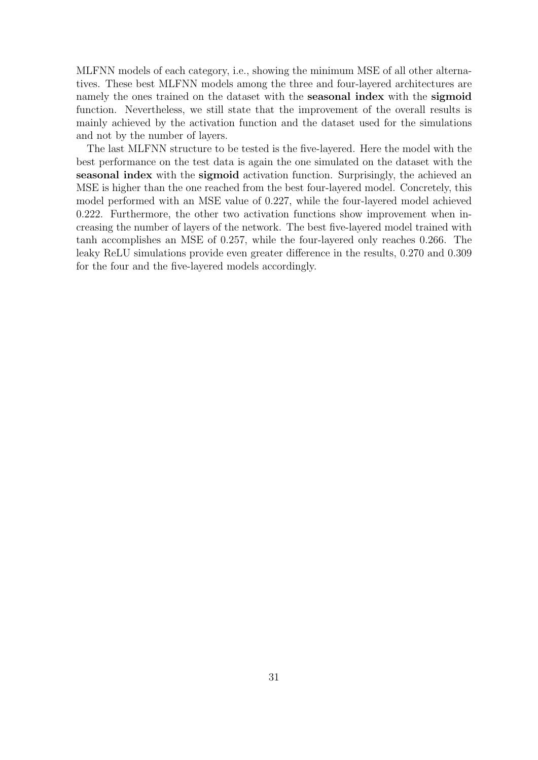MLFNN models of each category, i.e., showing the minimum MSE of all other alternatives. These best MLFNN models among the three and four-layered architectures are namely the ones trained on the dataset with the **seasonal index** with the **sigmoid** function. Nevertheless, we still state that the improvement of the overall results is mainly achieved by the activation function and the dataset used for the simulations and not by the number of layers.

The last MLFNN structure to be tested is the five-layered. Here the model with the best performance on the test data is again the one simulated on the dataset with the **seasonal index** with the **sigmoid** activation function. Surprisingly, the achieved an MSE is higher than the one reached from the best four-layered model. Concretely, this model performed with an MSE value of 0.227, while the four-layered model achieved 0.222. Furthermore, the other two activation functions show improvement when increasing the number of layers of the network. The best five-layered model trained with tanh accomplishes an MSE of 0.257, while the four-layered only reaches 0.266. The leaky ReLU simulations provide even greater difference in the results, 0.270 and 0.309 for the four and the five-layered models accordingly.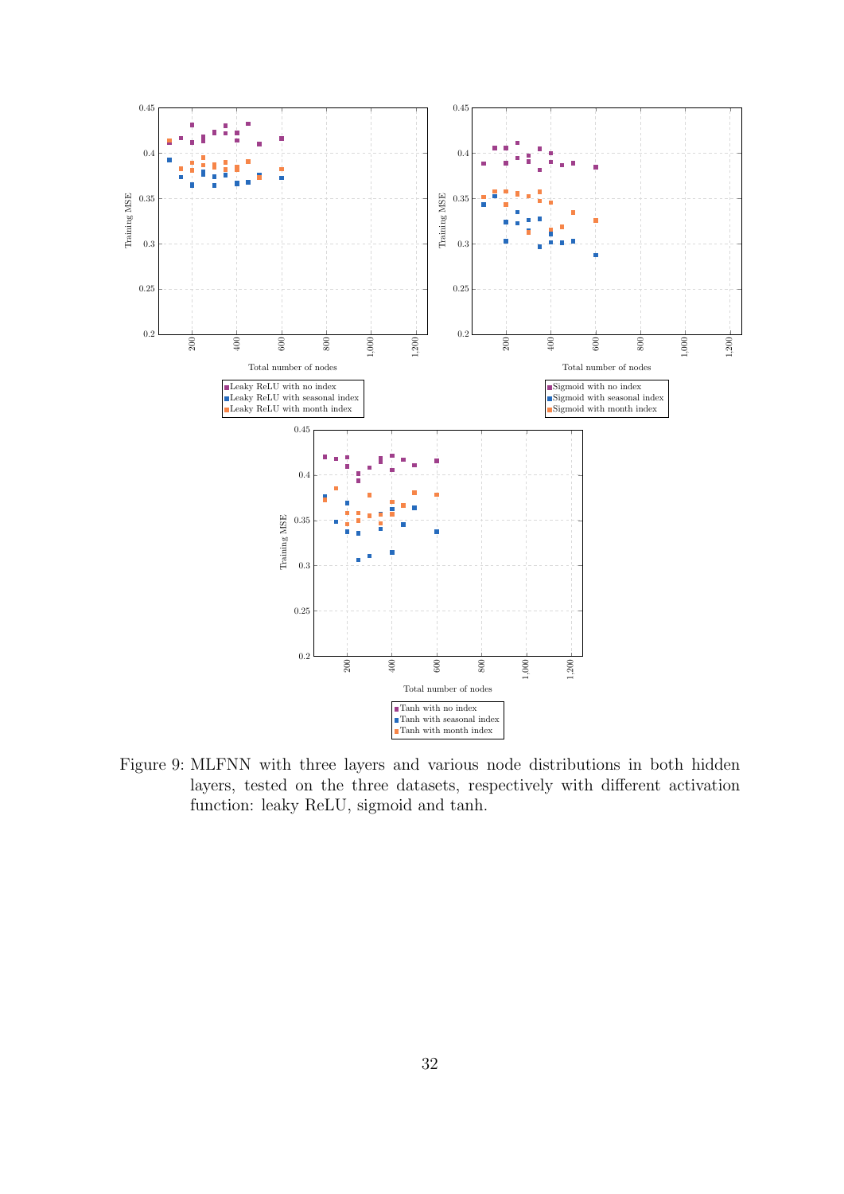Figure 9: MLFNN with three layers and various node distributions in both hidden layers, tested on the three datasets, respectively with different activation function: leaky ReLU, sigmoid and tanh.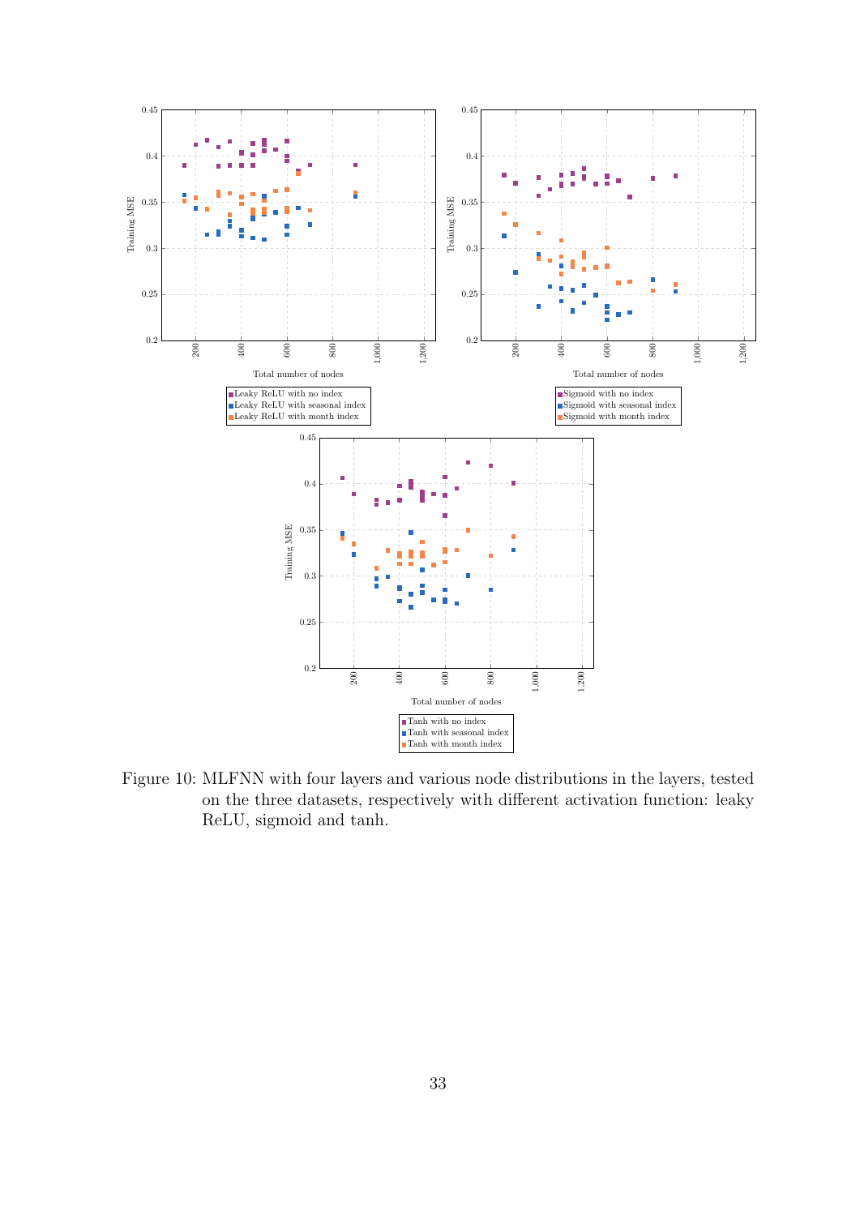Figure 10: MLFNN with four layers and various node distributions in the layers, tested on the three datasets, respectively with different activation function: leaky ReLU, sigmoid and tanh.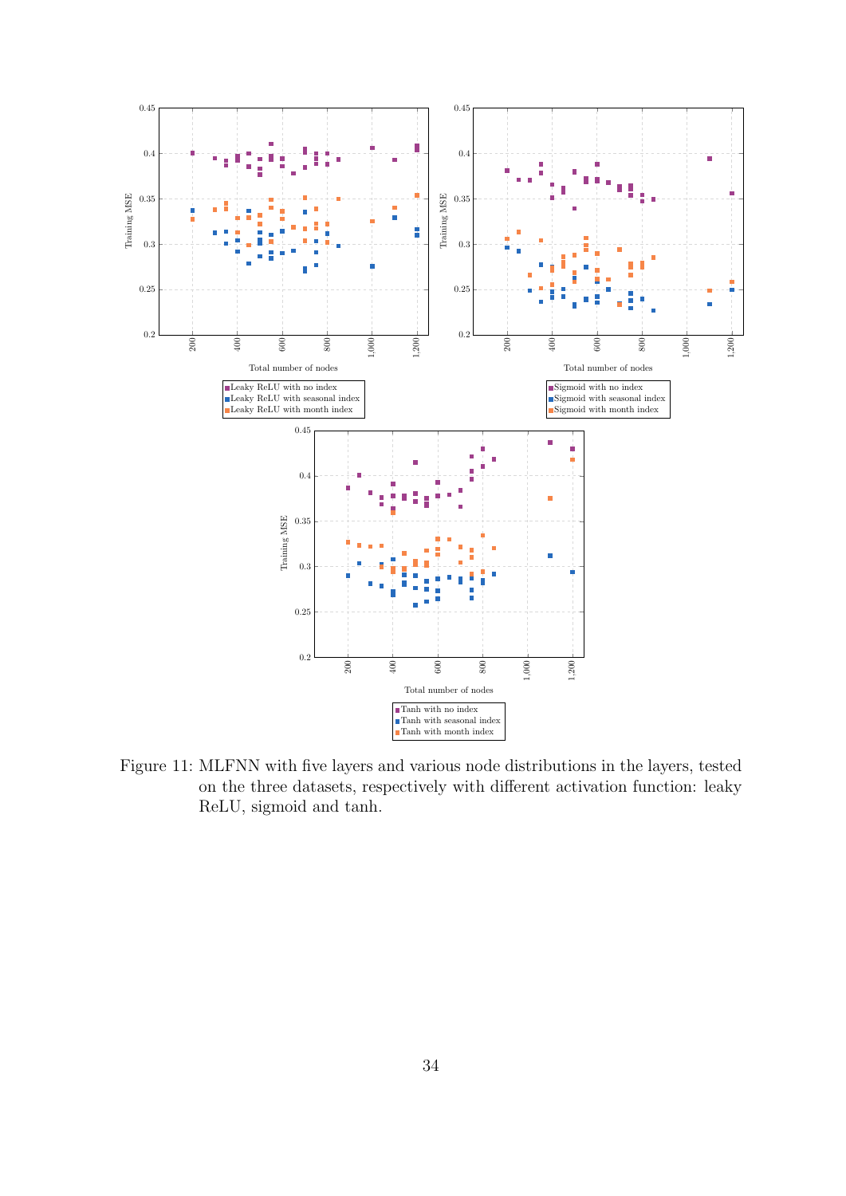Figure 11: MLFNN with five layers and various node distributions in the layers, tested on the three datasets, respectively with different activation function: leaky ReLU, sigmoid and tanh.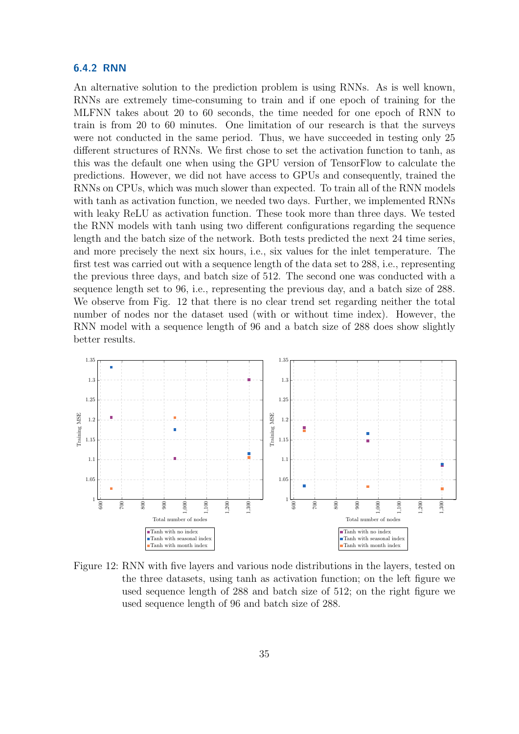### 6.4.2 RNN

An alternative solution to the prediction problem is using RNNs. As is well known, RNNs are extremely time-consuming to train and if one epoch of training for the MLFNN takes about 20 to 60 seconds, the time needed for one epoch of RNN to train is from 20 to 60 minutes. One limitation of our research is that the surveys were not conducted in the same period. Thus, we have succeeded in testing only 25 different structures of RNNs. We first chose to set the activation function to tanh, as this was the default one when using the GPU version of TensorFlow to calculate the predictions. However, we did not have access to GPUs and consequently, trained the RNNs on CPUs, which was much slower than expected. To train all of the RNN models with tanh as activation function, we needed two days. Further, we implemented RNNs with leaky ReLU as activation function. These took more than three days. We tested the RNN models with tanh using two different configurations regarding the sequence length and the batch size of the network. Both tests predicted the next 24 time series, and more precisely the next six hours, i.e., six values for the inlet temperature. The first test was carried out with a sequence length of the data set to 288, i.e., representing the previous three days, and batch size of 512. The second one was conducted with a sequence length set to 96, i.e., representing the previous day, and a batch size of 288. We observe from Fig. 12 that there is no clear trend set regarding neither the total number of nodes nor the dataset used (with or without time index). However, the RNN model with a sequence length of 96 and a batch size of 288 does show slightly better results.

Figure 12: RNN with five layers and various node distributions in the layers, tested on the three datasets, using tanh as activation function; on the left figure we used sequence length of 288 and batch size of 512; on the right figure we used sequence length of 96 and batch size of 288.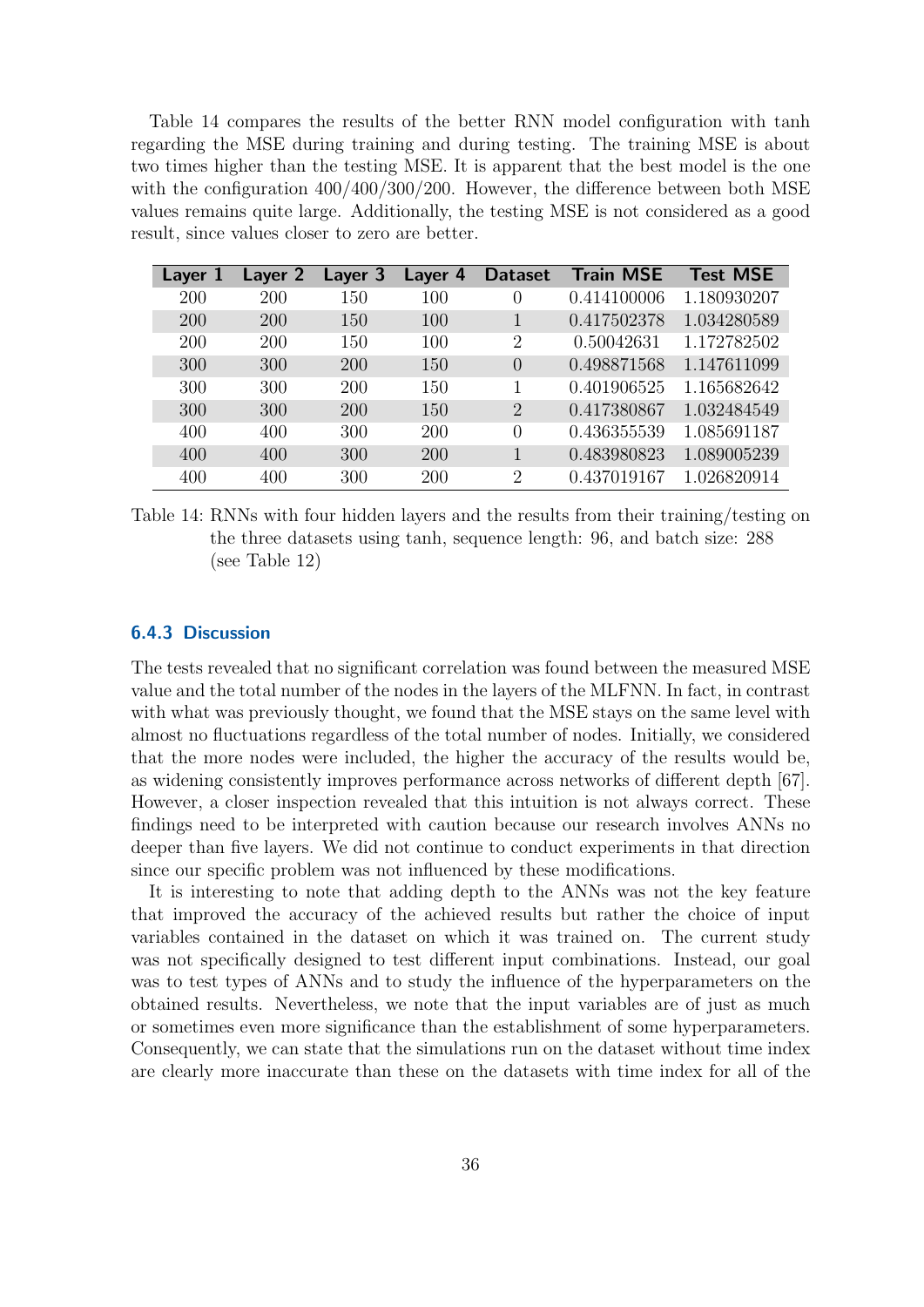Table 14 compares the results of the better RNN model configuration with tanh regarding the MSE during training and during testing. The training MSE is about two times higher than the testing MSE. It is apparent that the best model is the one with the configuration 400/400/300/200. However, the difference between both MSE values remains quite large. Additionally, the testing MSE is not considered as a good result, since values closer to zero are better.

| Layer 1 | Layer 2 | Layer 3 | Layer 4 | Dataset | Train MSE | Test MSE |
|---|---|---|---|---|---|---|
| 200 | 200 | 150 | 100 | 0 | 0.414100006 | 1.180930207 |
| 200 | 200 | 150 | 100 | 1 | 0.417502378 | 1.034280589 |
| 200 | 200 | 150 | 100 | 2 | 0.50042631 | 1.172782502 |
| 300 | 300 | 200 | 150 | 0 | 0.498871568 | 1.147611099 |
| 300 | 300 | 200 | 150 | 1 | 0.401906525 | 1.165682642 |
| 300 | 300 | 200 | 150 | 2 | 0.417380867 | 1.032484549 |
| 400 | 400 | 300 | 200 | 0 | 0.436355539 | 1.085691187 |
| 400 | 400 | 300 | 200 | 1 | 0.483980823 | 1.089005239 |
| 400 | 400 | 300 | 200 | 2 | 0.437019167 | 1.026820914 |

Table 14: RNNs with four hidden layers and the results from their training/testing on the three datasets using tanh, sequence length: 96, and batch size: 288 (see Table 12)

### 6.4.3 Discussion

The tests revealed that no significant correlation was found between the measured MSE value and the total number of the nodes in the layers of the MLFNN. In fact, in contrast with what was previously thought, we found that the MSE stays on the same level with almost no fluctuations regardless of the total number of nodes. Initially, we considered that the more nodes were included, the higher the accuracy of the results would be, as widening consistently improves performance across networks of different depth [67]. However, a closer inspection revealed that this intuition is not always correct. These findings need to be interpreted with caution because our research involves ANNs no deeper than five layers. We did not continue to conduct experiments in that direction since our specific problem was not influenced by these modifications.

It is interesting to note that adding depth to the ANNs was not the key feature that improved the accuracy of the achieved results but rather the choice of input variables contained in the dataset on which it was trained on. The current study was not specifically designed to test different input combinations. Instead, our goal was to test types of ANNs and to study the influence of the hyperparameters on the obtained results. Nevertheless, we note that the input variables are of just as much or sometimes even more significance than the establishment of some hyperparameters. Consequently, we can state that the simulations run on the dataset without time index are clearly more inaccurate than these on the datasets with time index for all of the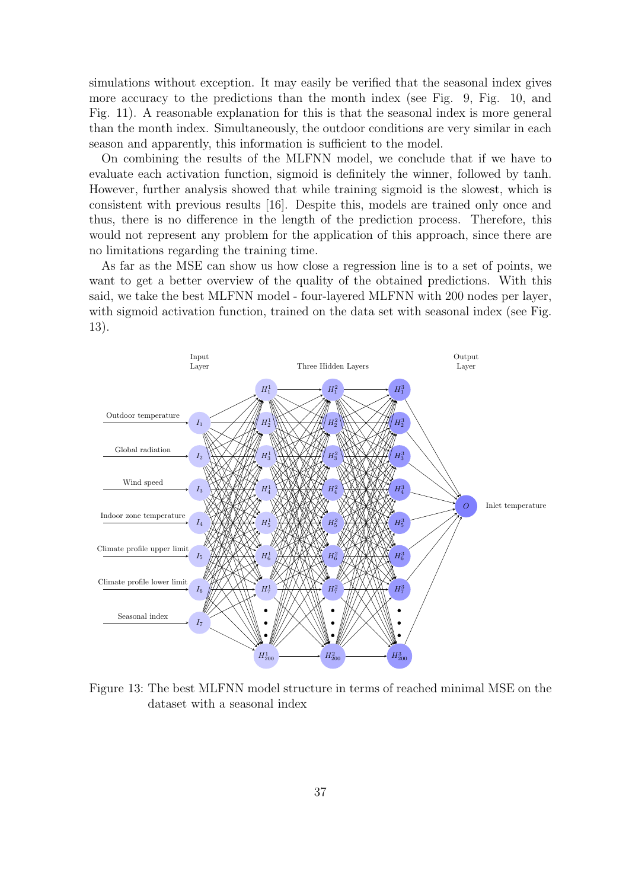simulations without exception. It may easily be verified that the seasonal index gives more accuracy to the predictions than the month index (see Fig. 9, Fig. 10, and Fig. 11). A reasonable explanation for this is that the seasonal index is more general than the month index. Simultaneously, the outdoor conditions are very similar in each season and apparently, this information is sufficient to the model.

On combining the results of the MLFNN model, we conclude that if we have to evaluate each activation function, sigmoid is definitely the winner, followed by tanh. However, further analysis showed that while training sigmoid is the slowest, which is consistent with previous results [16]. Despite this, models are trained only once and thus, there is no difference in the length of the prediction process. Therefore, this would not represent any problem for the application of this approach, since there are no limitations regarding the training time.

As far as the MSE can show us how close a regression line is to a set of points, we want to get a better overview of the quality of the obtained predictions. With this said, we take the best MLFNN model - four-layered MLFNN with 200 nodes per layer, with sigmoid activation function, trained on the data set with seasonal index (see Fig. 13).

Figure 13: The best MLFNN model structure in terms of reached minimal MSE on the dataset with a seasonal index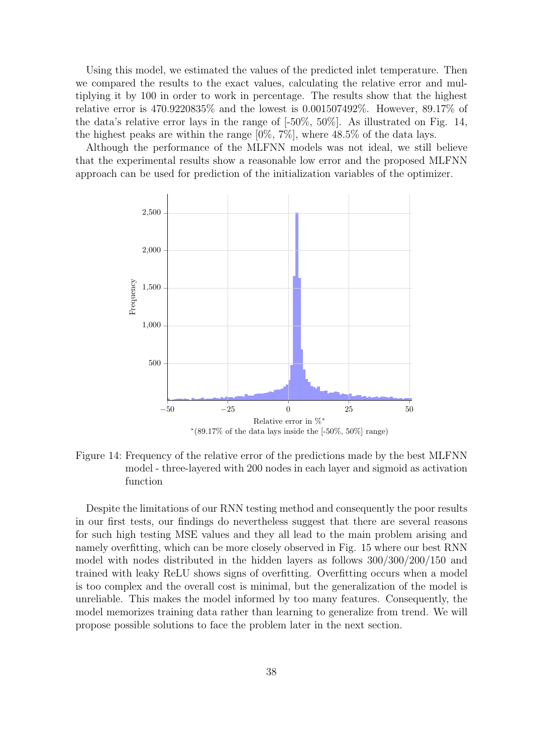Using this model, we estimated the values of the predicted inlet temperature. Then we compared the results to the exact values, calculating the relative error and multiplying it by 100 in order to work in percentage. The results show that the highest relative error is 470.9220835% and the lowest is 0.001507492%. However, 89.17% of the data's relative error lays in the range of [-50%, 50%]. As illustrated on Fig. 14, the highest peaks are within the range [0%, 7%], where 48.5% of the data lays.

Although the performance of the MLFNN models was not ideal, we still believe that the experimental results show a reasonable low error and the proposed MLFNN approach can be used for prediction of the initialization variables of the optimizer.

Figure 14: Frequency of the relative error of the predictions made by the best MLFNN model - three-layered with 200 nodes in each layer and sigmoid as activation function

Despite the limitations of our RNN testing method and consequently the poor results in our first tests, our findings do nevertheless suggest that there are several reasons for such high testing MSE values and they all lead to the main problem arising and namely overfitting, which can be more closely observed in Fig. 15 where our best RNN model with nodes distributed in the hidden layers as follows 300/300/200/150 and trained with leaky ReLU shows signs of overfitting. Overfitting occurs when a model is too complex and the overall cost is minimal, but the generalization of the model is unreliable. This makes the model informed by too many features. Consequently, the model memorizes training data rather than learning to generalize from trend. We will propose possible solutions to face the problem later in the next section.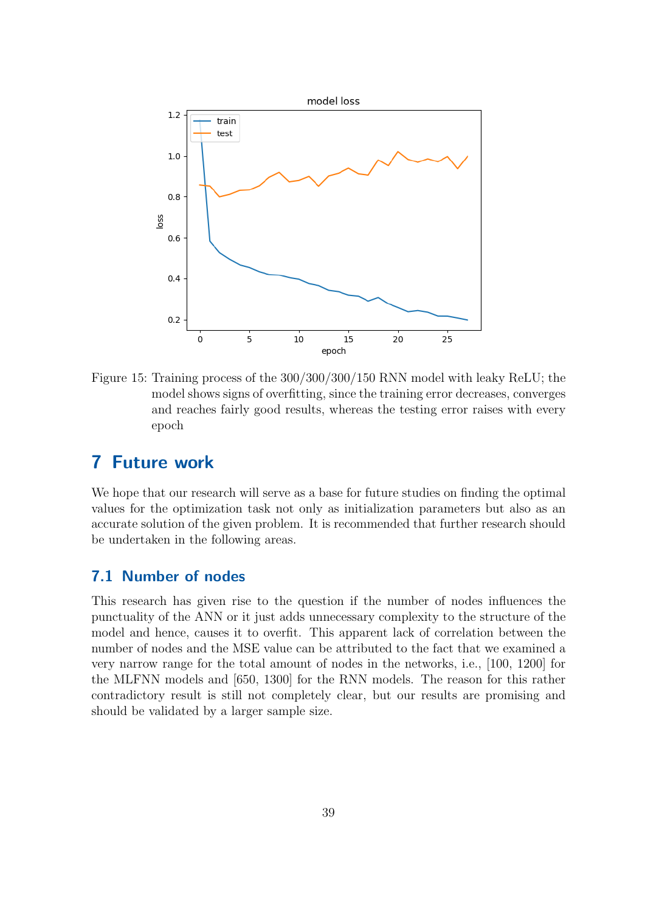Figure 15: Training process of the 300/300/300/150 RNN model with leaky ReLU; the model shows signs of overfitting, since the training error decreases, converges and reaches fairly good results, whereas the testing error raises with every epoch

# 7 Future work

We hope that our research will serve as a base for future studies on finding the optimal values for the optimization task not only as initialization parameters but also as an accurate solution of the given problem. It is recommended that further research should be undertaken in the following areas.

## 7.1 Number of nodes

This research has given rise to the question if the number of nodes influences the punctuality of the ANN or it just adds unnecessary complexity to the structure of the model and hence, causes it to overfit. This apparent lack of correlation between the number of nodes and the MSE value can be attributed to the fact that we examined a very narrow range for the total amount of nodes in the networks, i.e., [100, 1200] for the MLFNN models and [650, 1300] for the RNN models. The reason for this rather contradictory result is still not completely clear, but our results are promising and should be validated by a larger sample size.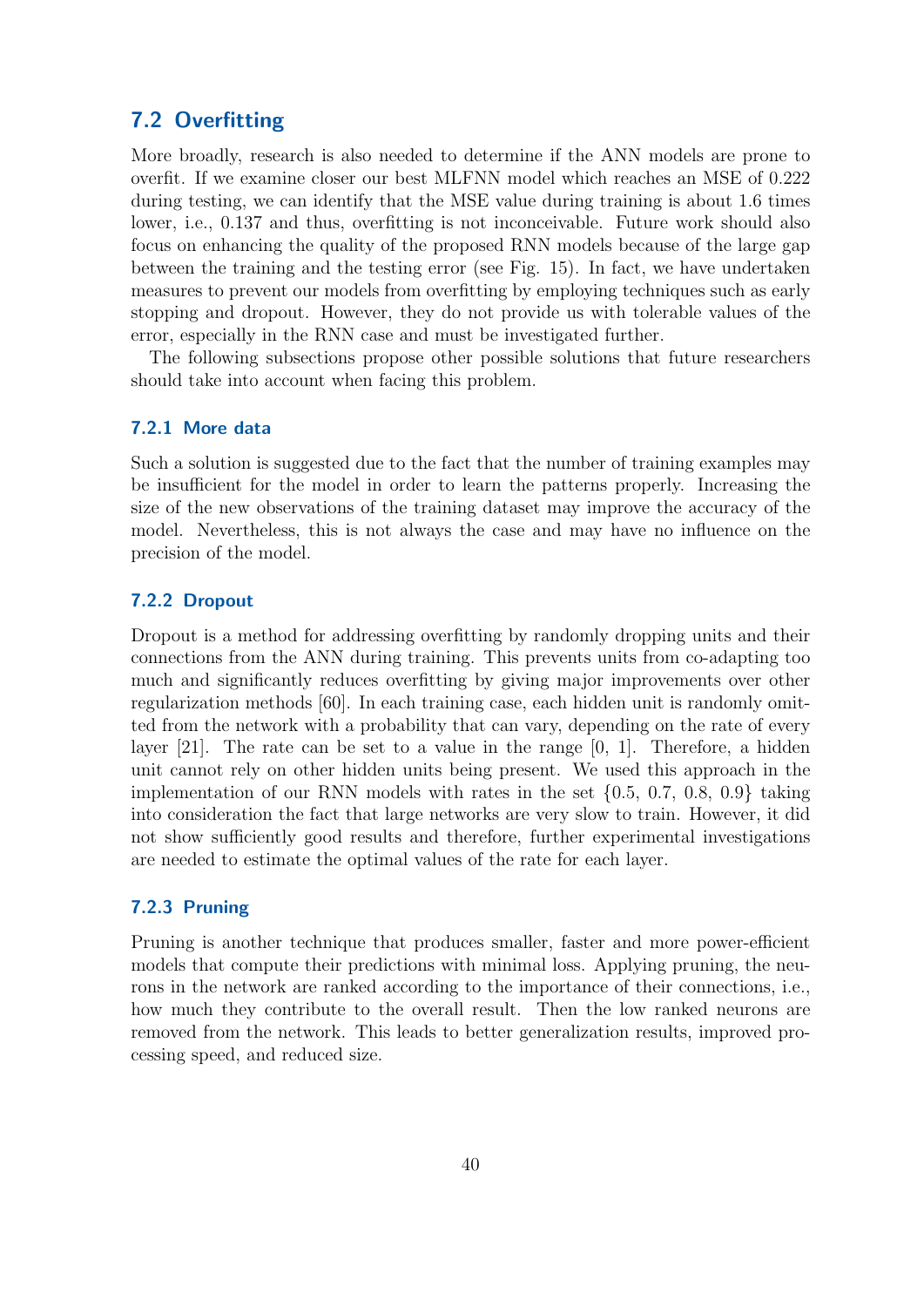## 7.2 Overfitting

More broadly, research is also needed to determine if the ANN models are prone to overfit. If we examine closer our best MLFNN model which reaches an MSE of 0.222 during testing, we can identify that the MSE value during training is about 1.6 times lower, i.e., 0.137 and thus, overfitting is not inconceivable. Future work should also focus on enhancing the quality of the proposed RNN models because of the large gap between the training and the testing error (see Fig. 15). In fact, we have undertaken measures to prevent our models from overfitting by employing techniques such as early stopping and dropout. However, they do not provide us with tolerable values of the error, especially in the RNN case and must be investigated further.

The following subsections propose other possible solutions that future researchers should take into account when facing this problem.

### 7.2.1 More data

Such a solution is suggested due to the fact that the number of training examples may be insufficient for the model in order to learn the patterns properly. Increasing the size of the new observations of the training dataset may improve the accuracy of the model. Nevertheless, this is not always the case and may have no influence on the precision of the model.

### 7.2.2 Dropout

Dropout is a method for addressing overfitting by randomly dropping units and their connections from the ANN during training. This prevents units from co-adapting too much and significantly reduces overfitting by giving major improvements over other regularization methods [60]. In each training case, each hidden unit is randomly omitted from the network with a probability that can vary, depending on the rate of every layer [21]. The rate can be set to a value in the range [0, 1]. Therefore, a hidden unit cannot rely on other hidden units being present. We used this approach in the implementation of our RNN models with rates in the set {0.5, 0.7, 0.8, 0.9} taking into consideration the fact that large networks are very slow to train. However, it did not show sufficiently good results and therefore, further experimental investigations are needed to estimate the optimal values of the rate for each layer.

### 7.2.3 Pruning

Pruning is another technique that produces smaller, faster and more power-efficient models that compute their predictions with minimal loss. Applying pruning, the neurons in the network are ranked according to the importance of their connections, i.e., how much they contribute to the overall result. Then the low ranked neurons are removed from the network. This leads to better generalization results, improved processing speed, and reduced size.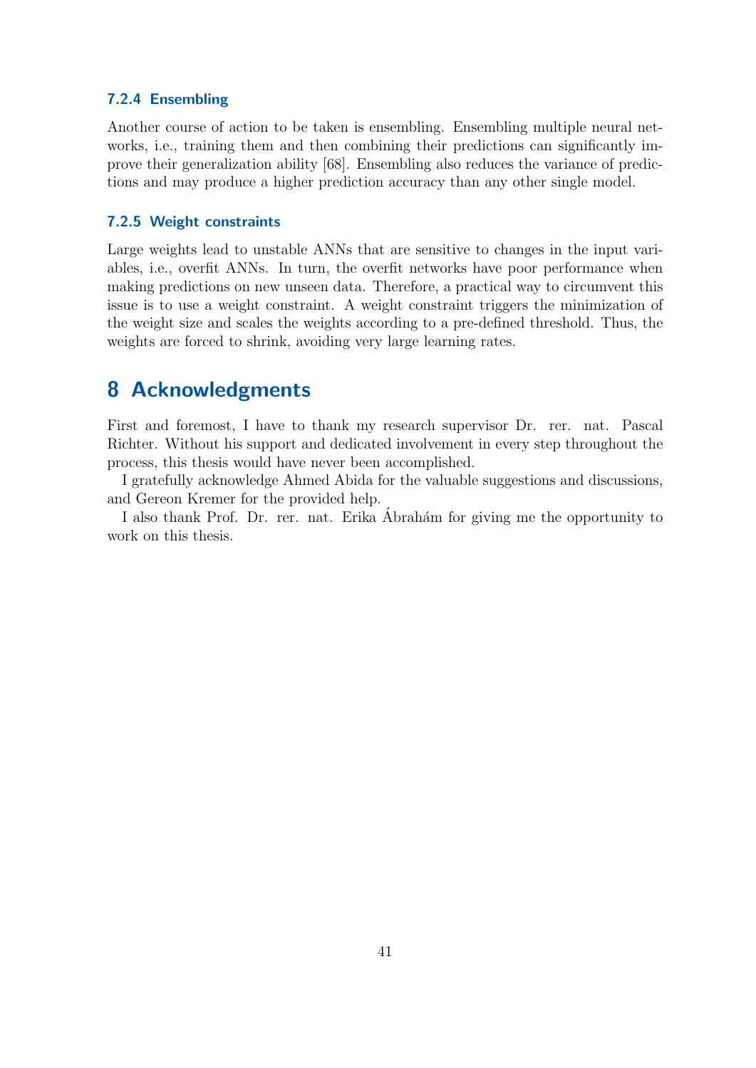### 7.2.4 Ensembling

Another course of action to be taken is ensembling. Ensembling multiple neural networks, i.e., training them and then combining their predictions can significantly improve their generalization ability [68]. Ensembling also reduces the variance of predictions and may produce a higher prediction accuracy than any other single model.

### 7.2.5 Weight constraints

Large weights lead to unstable ANNs that are sensitive to changes in the input variables, i.e., overfit ANNs. In turn, the overfit networks have poor performance when making predictions on new unseen data. Therefore, a practical way to circumvent this issue is to use a weight constraint. A weight constraint triggers the minimization of the weight size and scales the weights according to a pre-defined threshold. Thus, the weights are forced to shrink, avoiding very large learning rates.

# 8 Acknowledgments

First and foremost, I have to thank my research supervisor Dr. rer. nat. Pascal Richter. Without his support and dedicated involvement in every step throughout the process, this thesis would have never been accomplished.

I gratefully acknowledge Ahmed Abida for the valuable suggestions and discussions, and Gereon Kremer for the provided help.

I also thank Prof. Dr. rer. nat. Erika Ábrahám for giving me the opportunity to work on this thesis.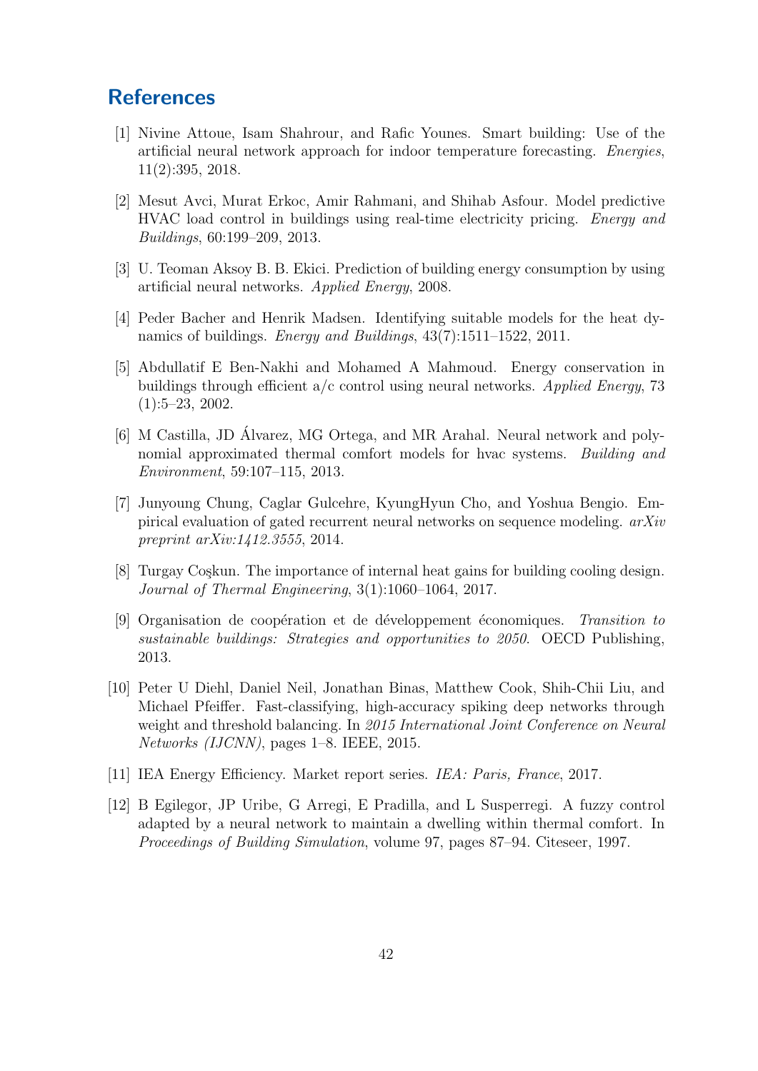# References

[1] Nivine Attoue, Isam Shahrour, and Rafic Younes. Smart building: Use of the artificial neural network approach for indoor temperature forecasting. *Energies*, 11(2):395, 2018.

[2] Mesut Avci, Murat Erkoc, Amir Rahmani, and Shihab Asfour. Model predictive HVAC load control in buildings using real-time electricity pricing. *Energy and Buildings*, 60:199–209, 2013.

[3] U. Teoman Aksoy B. B. Ekici. Prediction of building energy consumption by using artificial neural networks. *Applied Energy*, 2008.

[4] Peder Bacher and Henrik Madsen. Identifying suitable models for the heat dynamics of buildings. *Energy and Buildings*, 43(7):1511–1522, 2011.

[5] Abdullatif E Ben-Nakhi and Mohamed A Mahmoud. Energy conservation in buildings through efficient a/c control using neural networks. *Applied Energy*, 73 (1):5–23, 2002.

[6] M Castilla, JD Álvarez, MG Ortega, and MR Arahal. Neural network and polynomial approximated thermal comfort models for hvac systems. *Building and Environment*, 59:107–115, 2013.

[7] Junyoung Chung, Caglar Gulcehre, KyungHyun Cho, and Yoshua Bengio. Empirical evaluation of gated recurrent neural networks on sequence modeling. *arXiv preprint arXiv:1412.3555*, 2014.

[8] Turgay Coşkun. The importance of internal heat gains for building cooling design. *Journal of Thermal Engineering*, 3(1):1060–1064, 2017.

[9] Organisation de coopération et de développement économiques. *Transition to sustainable buildings: Strategies and opportunities to 2050*. OECD Publishing, 2013.

[10] Peter U Diehl, Daniel Neil, Jonathan Binas, Matthew Cook, Shih-Chii Liu, and Michael Pfeiffer. Fast-classifying, high-accuracy spiking deep networks through weight and threshold balancing. In *2015 International Joint Conference on Neural Networks (IJCNN)*, pages 1–8. IEEE, 2015.

[11] IEA Energy Efficiency. Market report series. *IEA: Paris, France*, 2017.

[12] B Egilegor, JP Uribe, G Arregi, E Pradilla, and L Susperregi. A fuzzy control adapted by a neural network to maintain a dwelling within thermal comfort. In *Proceedings of Building Simulation*, volume 97, pages 87–94. Citeseer, 1997.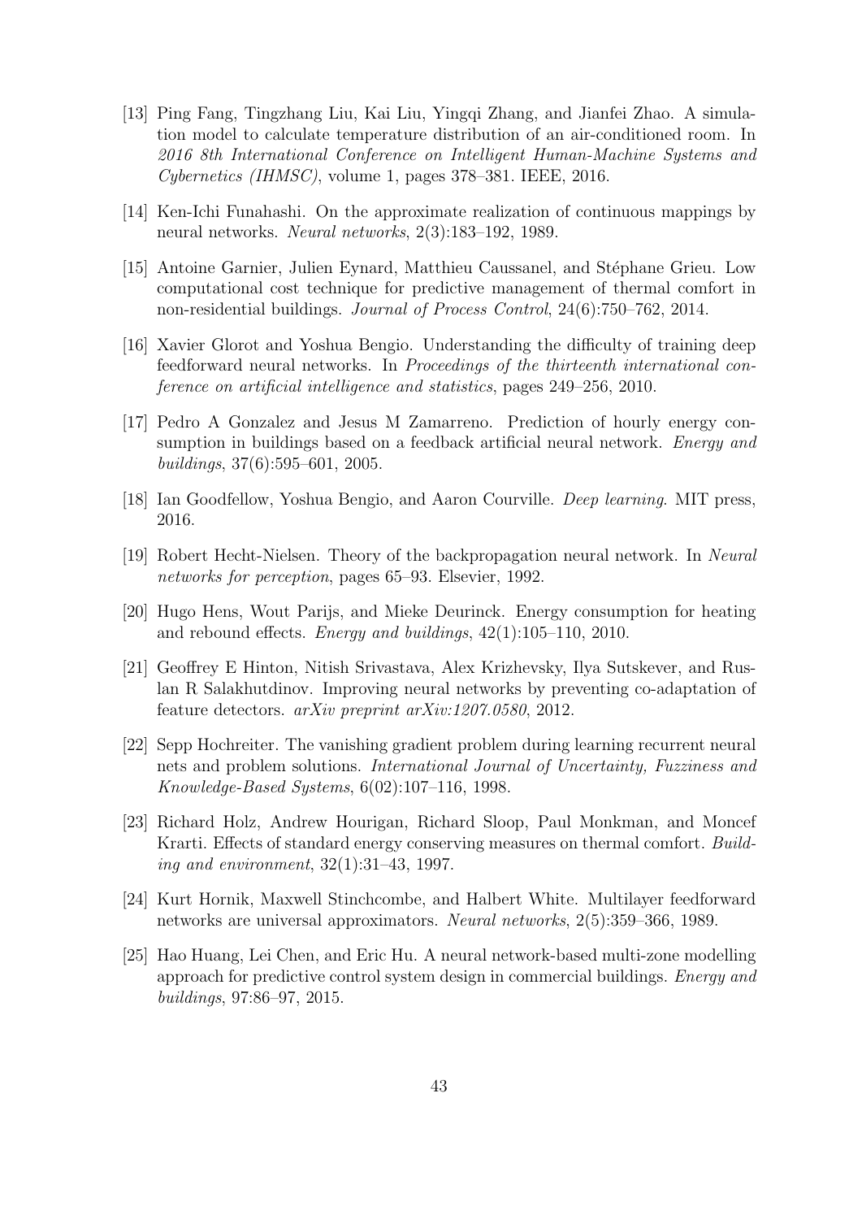[13] Ping Fang, Tingzhang Liu, Kai Liu, Yingqi Zhang, and Jianfei Zhao. A simulation model to calculate temperature distribution of an air-conditioned room. In *2016 8th International Conference on Intelligent Human-Machine Systems and Cybernetics (IHMSC)*, volume 1, pages 378–381. IEEE, 2016.

[14] Ken-Ichi Funahashi. On the approximate realization of continuous mappings by neural networks. *Neural networks*, 2(3):183–192, 1989.

[15] Antoine Garnier, Julien Eynard, Matthieu Caussanel, and Stéphane Grieu. Low computational cost technique for predictive management of thermal comfort in non-residential buildings. *Journal of Process Control*, 24(6):750–762, 2014.

[16] Xavier Glorot and Yoshua Bengio. Understanding the difficulty of training deep feedforward neural networks. In *Proceedings of the thirteenth international conference on artificial intelligence and statistics*, pages 249–256, 2010.

[17] Pedro A Gonzalez and Jesus M Zamarreno. Prediction of hourly energy consumption in buildings based on a feedback artificial neural network. *Energy and buildings*, 37(6):595–601, 2005.

[18] Ian Goodfellow, Yoshua Bengio, and Aaron Courville. *Deep learning*. MIT press, 2016.

[19] Robert Hecht-Nielsen. Theory of the backpropagation neural network. In *Neural networks for perception*, pages 65–93. Elsevier, 1992.

[20] Hugo Hens, Wout Parijs, and Mieke Deurinck. Energy consumption for heating and rebound effects. *Energy and buildings*, 42(1):105–110, 2010.

[21] Geoffrey E Hinton, Nitish Srivastava, Alex Krizhevsky, Ilya Sutskever, and Ruslan R Salakhutdinov. Improving neural networks by preventing co-adaptation of feature detectors. *arXiv preprint arXiv:1207.0580*, 2012.

[22] Sepp Hochreiter. The vanishing gradient problem during learning recurrent neural nets and problem solutions. *International Journal of Uncertainty, Fuzziness and Knowledge-Based Systems*, 6(02):107–116, 1998.

[23] Richard Holz, Andrew Hourigan, Richard Sloop, Paul Monkman, and Moncef Krarti. Effects of standard energy conserving measures on thermal comfort. *Building and environment*, 32(1):31–43, 1997.

[24] Kurt Hornik, Maxwell Stinchcombe, and Halbert White. Multilayer feedforward networks are universal approximators. *Neural networks*, 2(5):359–366, 1989.

[25] Hao Huang, Lei Chen, and Eric Hu. A neural network-based multi-zone modelling approach for predictive control system design in commercial buildings. *Energy and buildings*, 97:86–97, 2015.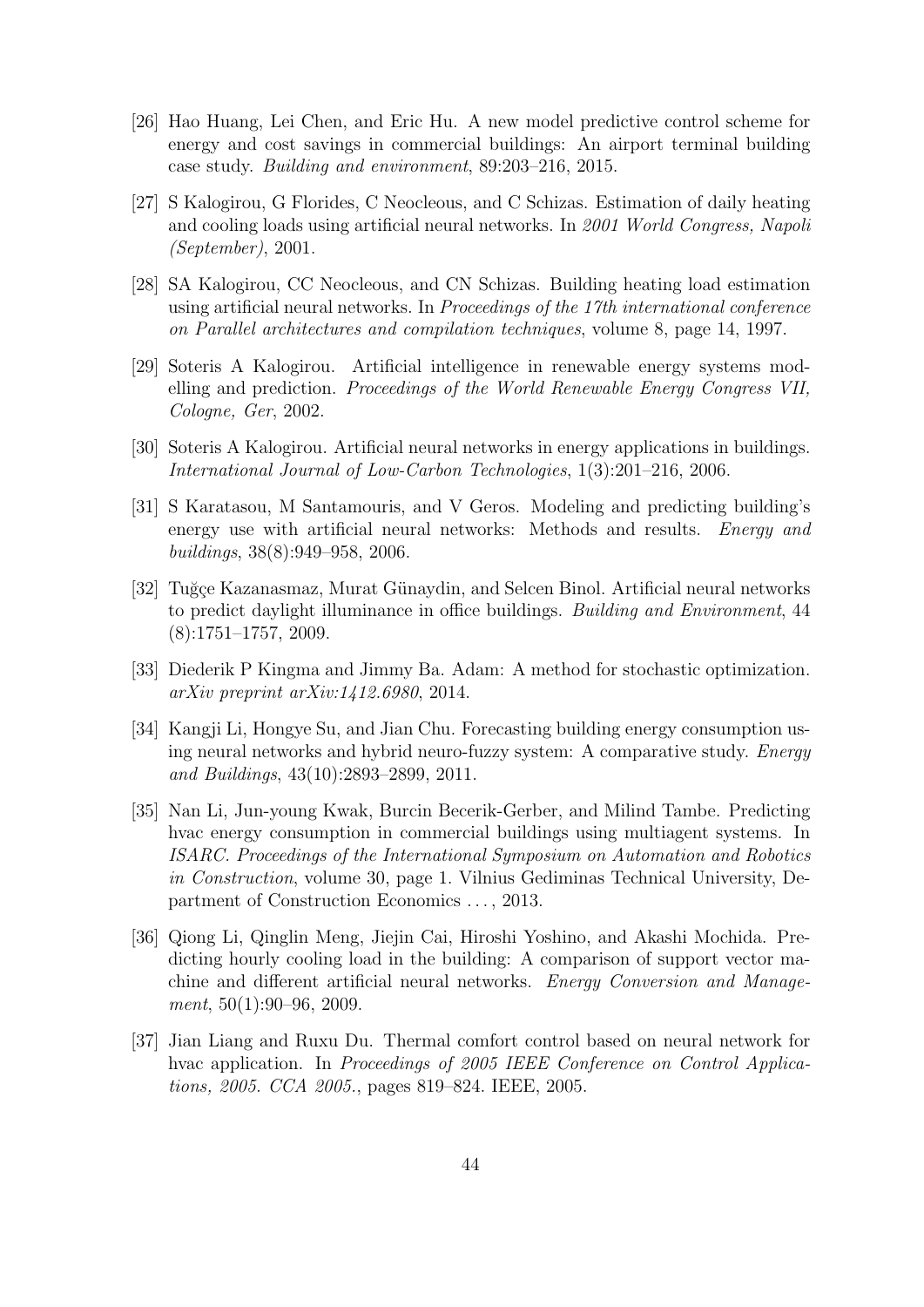[26] Hao Huang, Lei Chen, and Eric Hu. A new model predictive control scheme for energy and cost savings in commercial buildings: An airport terminal building case study. *Building and environment*, 89:203–216, 2015.

[27] S Kalogirou, G Florides, C Neocleous, and C Schizas. Estimation of daily heating and cooling loads using artificial neural networks. In *2001 World Congress, Napoli (September)*, 2001.

[28] SA Kalogirou, CC Neocleous, and CN Schizas. Building heating load estimation using artificial neural networks. In *Proceedings of the 17th international conference on Parallel architectures and compilation techniques*, volume 8, page 14, 1997.

[29] Soteris A Kalogirou. Artificial intelligence in renewable energy systems modelling and prediction. *Proceedings of the World Renewable Energy Congress VII, Cologne, Ger*, 2002.

[30] Soteris A Kalogirou. Artificial neural networks in energy applications in buildings. *International Journal of Low-Carbon Technologies*, 1(3):201–216, 2006.

[31] S Karatasou, M Santamouris, and V Geros. Modeling and predicting building's energy use with artificial neural networks: Methods and results. *Energy and buildings*, 38(8):949–958, 2006.

[32] Tuğçe Kazanasmaz, Murat Günaydin, and Selcen Binol. Artificial neural networks to predict daylight illuminance in office buildings. *Building and Environment*, 44 (8):1751–1757, 2009.

[33] Diederik P Kingma and Jimmy Ba. Adam: A method for stochastic optimization. *arXiv preprint arXiv:1412.6980*, 2014.

[34] Kangji Li, Hongye Su, and Jian Chu. Forecasting building energy consumption using neural networks and hybrid neuro-fuzzy system: A comparative study. *Energy and Buildings*, 43(10):2893–2899, 2011.

[35] Nan Li, Jun-young Kwak, Burcin Becerik-Gerber, and Milind Tambe. Predicting hvac energy consumption in commercial buildings using multiagent systems. In *ISARC. Proceedings of the International Symposium on Automation and Robotics in Construction*, volume 30, page 1. Vilnius Gediminas Technical University, Department of Construction Economics ..., 2013.

[36] Qiong Li, Qinglin Meng, Jiejin Cai, Hiroshi Yoshino, and Akashi Mochida. Predicting hourly cooling load in the building: A comparison of support vector machine and different artificial neural networks. *Energy Conversion and Management*, 50(1):90–96, 2009.

[37] Jian Liang and Ruxu Du. Thermal comfort control based on neural network for hvac application. In *Proceedings of 2005 IEEE Conference on Control Applications, 2005. CCA 2005.*, pages 819–824. IEEE, 2005.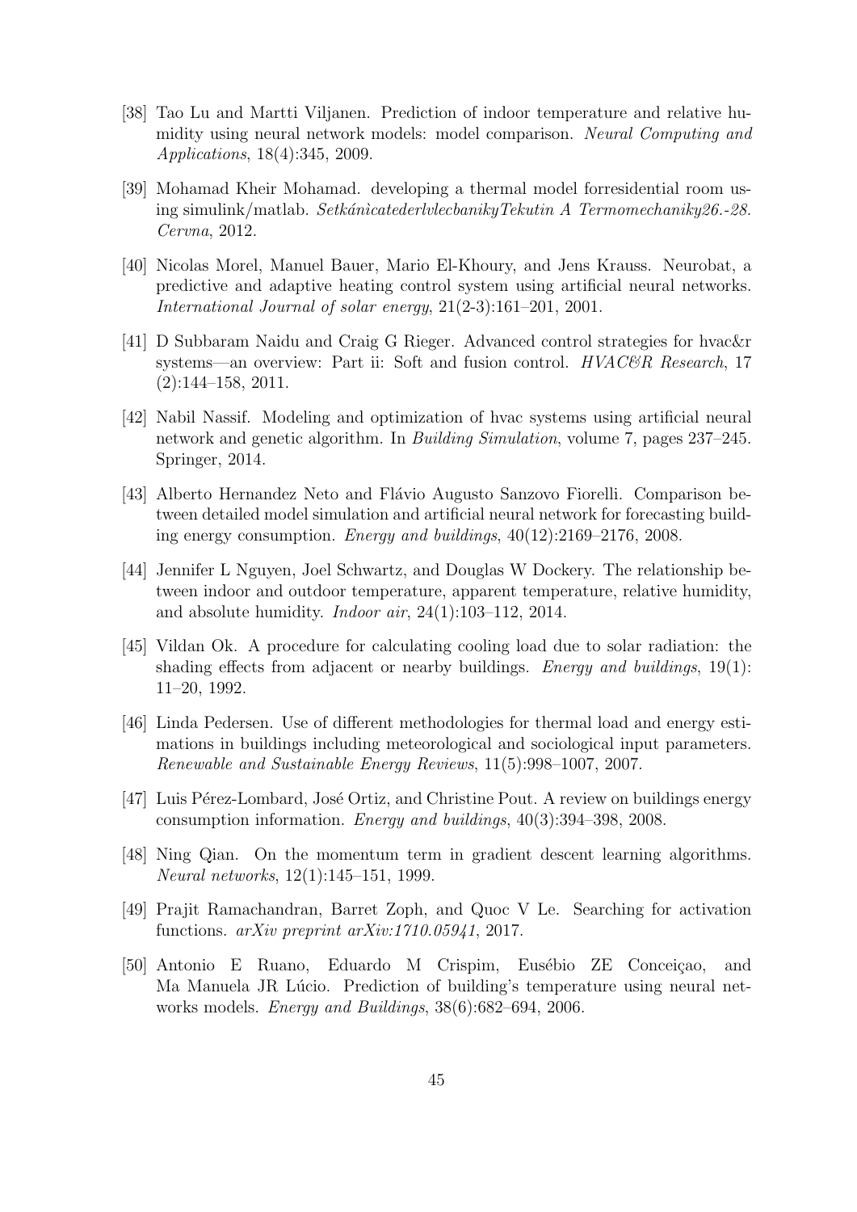[38] Tao Lu and Martti Viljanen. Prediction of indoor temperature and relative humidity using neural network models: model comparison. *Neural Computing and Applications*, 18(4):345, 2009.

[39] Mohamad Kheir Mohamad. developing a thermal model forresidential room using simulink/matlab. *SetkánìcatederlvlecbanikyTekutin A Termomechaniky26.-28. Cervna*, 2012.

[40] Nicolas Morel, Manuel Bauer, Mario El-Khoury, and Jens Krauss. Neurobat, a predictive and adaptive heating control system using artificial neural networks. *International Journal of solar energy*, 21(2-3):161–201, 2001.

[41] D Subbaram Naidu and Craig G Rieger. Advanced control strategies for hvac&r systems—an overview: Part ii: Soft and fusion control. *HVAC&R Research*, 17 (2):144–158, 2011.

[42] Nabil Nassif. Modeling and optimization of hvac systems using artificial neural network and genetic algorithm. In *Building Simulation*, volume 7, pages 237–245. Springer, 2014.

[43] Alberto Hernandez Neto and Flávio Augusto Sanzovo Fiorelli. Comparison between detailed model simulation and artificial neural network for forecasting building energy consumption. *Energy and buildings*, 40(12):2169–2176, 2008.

[44] Jennifer L Nguyen, Joel Schwartz, and Douglas W Dockery. The relationship between indoor and outdoor temperature, apparent temperature, relative humidity, and absolute humidity. *Indoor air*, 24(1):103–112, 2014.

[45] Vildan Ok. A procedure for calculating cooling load due to solar radiation: the shading effects from adjacent or nearby buildings. *Energy and buildings*, 19(1): 11–20, 1992.

[46] Linda Pedersen. Use of different methodologies for thermal load and energy estimations in buildings including meteorological and sociological input parameters. *Renewable and Sustainable Energy Reviews*, 11(5):998–1007, 2007.

[47] Luis Pérez-Lombard, José Ortiz, and Christine Pout. A review on buildings energy consumption information. *Energy and buildings*, 40(3):394–398, 2008.

[48] Ning Qian. On the momentum term in gradient descent learning algorithms. *Neural networks*, 12(1):145–151, 1999.

[49] Prajit Ramachandran, Barret Zoph, and Quoc V Le. Searching for activation functions. *arXiv preprint arXiv:1710.05941*, 2017.

[50] Antonio E Ruano, Eduardo M Crispim, Eusébio ZE Conceiçao, and Ma Manuela JR Lúcio. Prediction of building's temperature using neural networks models. *Energy and Buildings*, 38(6):682–694, 2006.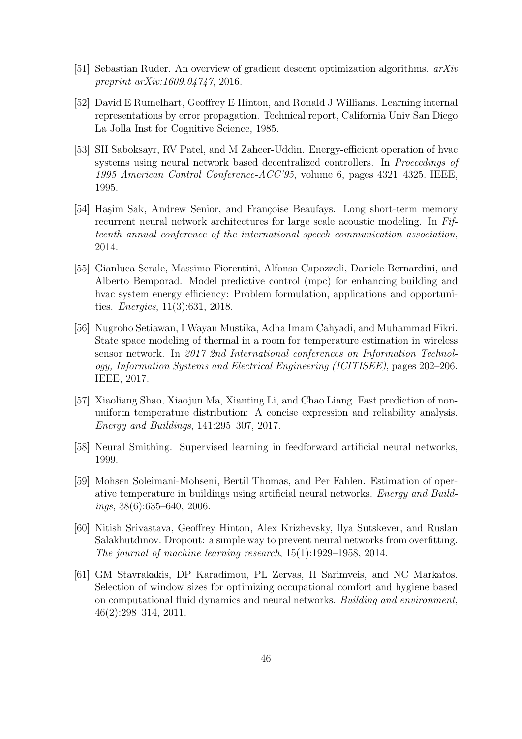[51] Sebastian Ruder. An overview of gradient descent optimization algorithms. *arXiv preprint arXiv:1609.04747*, 2016.

[52] David E Rumelhart, Geoffrey E Hinton, and Ronald J Williams. Learning internal representations by error propagation. Technical report, California Univ San Diego La Jolla Inst for Cognitive Science, 1985.

[53] SH Saboksayr, RV Patel, and M Zaheer-Uddin. Energy-efficient operation of hvac systems using neural network based decentralized controllers. In *Proceedings of 1995 American Control Conference-ACC'95*, volume 6, pages 4321–4325. IEEE, 1995.

[54] Haşim Sak, Andrew Senior, and Françoise Beaufays. Long short-term memory recurrent neural network architectures for large scale acoustic modeling. In *Fifteenth annual conference of the international speech communication association*, 2014.

[55] Gianluca Serale, Massimo Fiorentini, Alfonso Capozzoli, Daniele Bernardini, and Alberto Bemporad. Model predictive control (mpc) for enhancing building and hvac system energy efficiency: Problem formulation, applications and opportunities. *Energies*, 11(3):631, 2018.

[56] Nugroho Setiawan, I Wayan Mustika, Adha Imam Cahyadi, and Muhammad Fikri. State space modeling of thermal in a room for temperature estimation in wireless sensor network. In *2017 2nd International conferences on Information Technology, Information Systems and Electrical Engineering (ICITISEE)*, pages 202–206. IEEE, 2017.

[57] Xiaoliang Shao, Xiaojun Ma, Xianting Li, and Chao Liang. Fast prediction of non-uniform temperature distribution: A concise expression and reliability analysis. *Energy and Buildings*, 141:295–307, 2017.

[58] Neural Smithing. Supervised learning in feedforward artificial neural networks, 1999.

[59] Mohsen Soleimani-Mohseni, Bertil Thomas, and Per Fahlen. Estimation of operative temperature in buildings using artificial neural networks. *Energy and Buildings*, 38(6):635–640, 2006.

[60] Nitish Srivastava, Geoffrey Hinton, Alex Krizhevsky, Ilya Sutskever, and Ruslan Salakhutdinov. Dropout: a simple way to prevent neural networks from overfitting. *The journal of machine learning research*, 15(1):1929–1958, 2014.

[61] GM Stavrakakis, DP Karadimou, PL Zervas, H Sarimveis, and NC Markatos. Selection of window sizes for optimizing occupational comfort and hygiene based on computational fluid dynamics and neural networks. *Building and environment*, 46(2):298–314, 2011.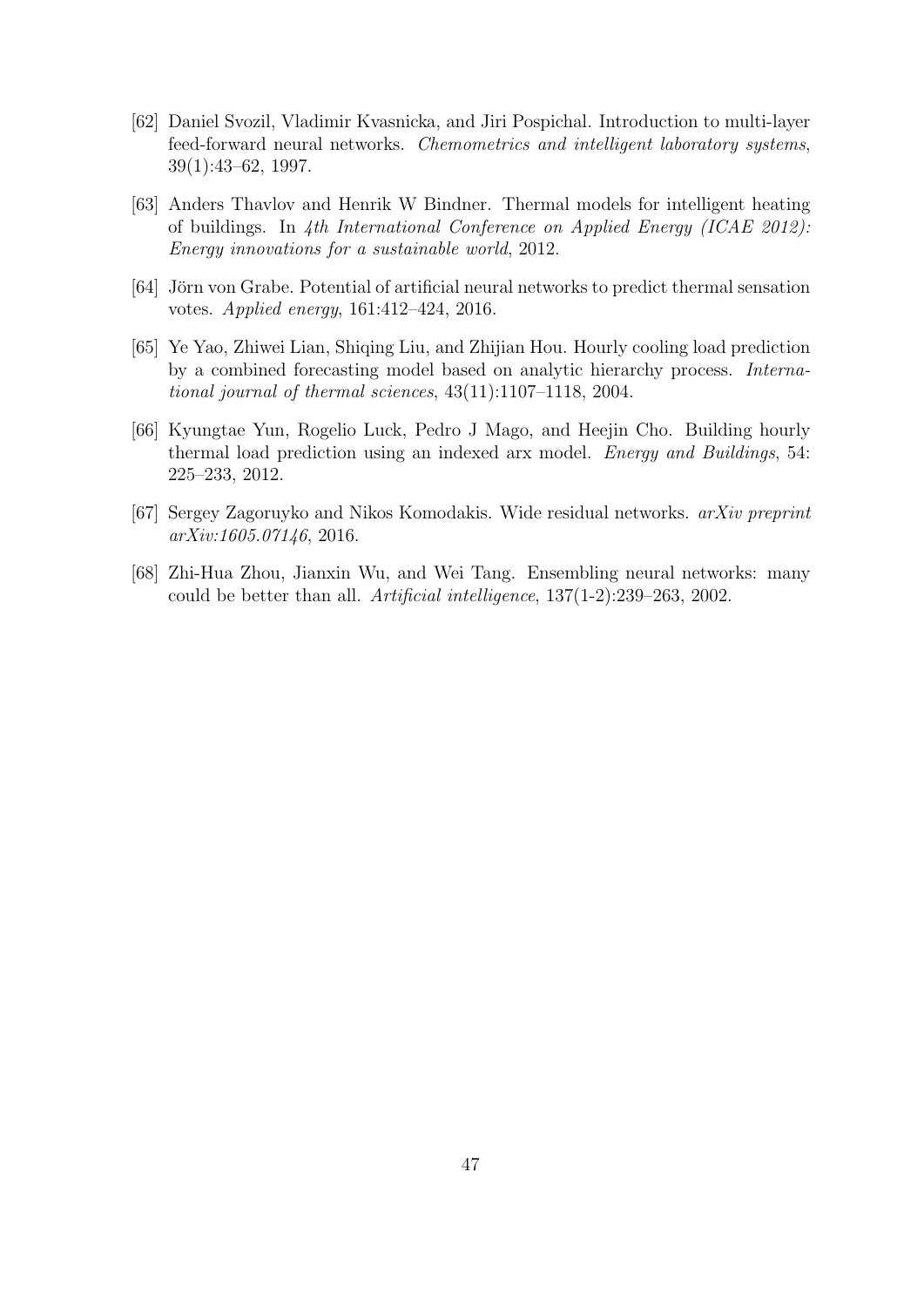[62] Daniel Svozil, Vladimir Kvasnicka, and Jiri Pospichal. Introduction to multi-layer feed-forward neural networks. *Chemometrics and intelligent laboratory systems*, 39(1):43–62, 1997.

[63] Anders Thavlov and Henrik W Bindner. Thermal models for intelligent heating of buildings. In *4th International Conference on Applied Energy (ICAE 2012): Energy innovations for a sustainable world*, 2012.

[64] Jörn von Grabe. Potential of artificial neural networks to predict thermal sensation votes. *Applied energy*, 161:412–424, 2016.

[65] Ye Yao, Zhiwei Lian, Shiqing Liu, and Zhijian Hou. Hourly cooling load prediction by a combined forecasting model based on analytic hierarchy process. *International journal of thermal sciences*, 43(11):1107–1118, 2004.

[66] Kyungtae Yun, Rogelio Luck, Pedro J Mago, and Heejin Cho. Building hourly thermal load prediction using an indexed arx model. *Energy and Buildings*, 54: 225–233, 2012.

[67] Sergey Zagoruyko and Nikos Komodakis. Wide residual networks. *arXiv preprint arXiv:1605.07146*, 2016.

[68] Zhi-Hua Zhou, Jianxin Wu, and Wei Tang. Ensembling neural networks: many could be better than all. *Artificial intelligence*, 137(1-2):239–263, 2002.